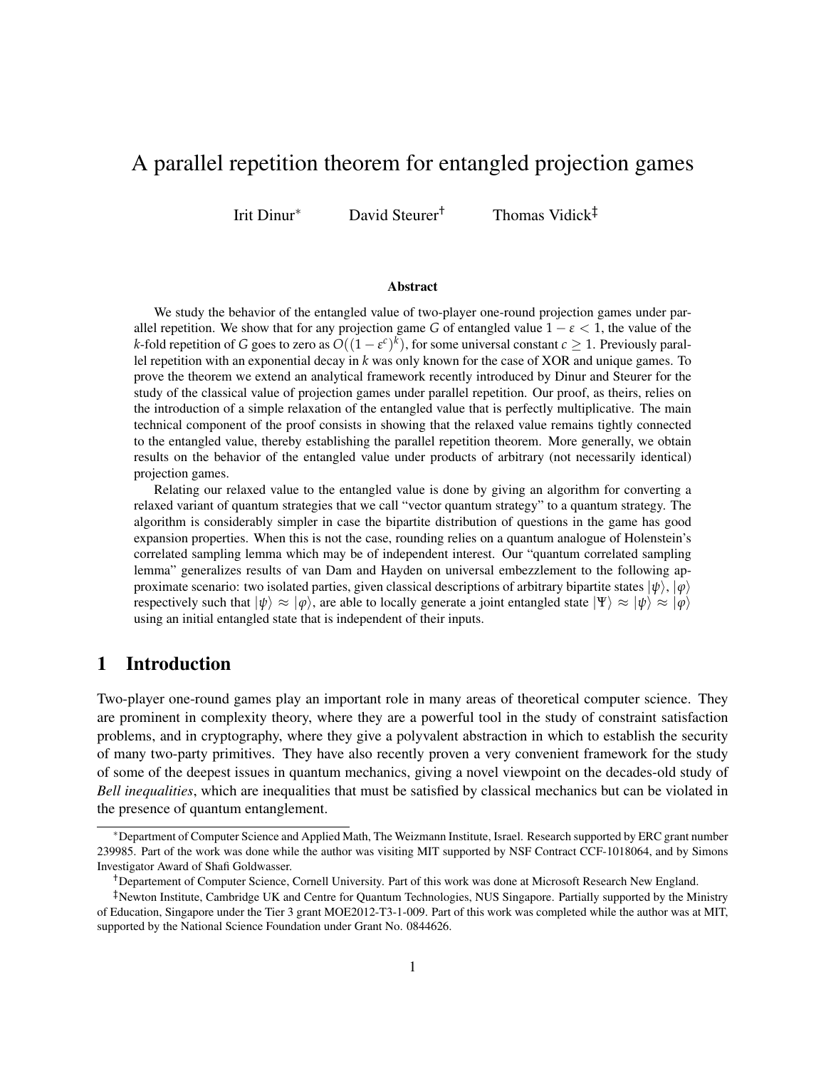# A parallel repetition theorem for entangled projection games

Irit Dinur[*] David Steurer[†] Thomas Vidick[‡]

### Abstract

We study the behavior of the entangled value of two-player one-round projection games under parallel repetition. We show that for any projection game $G$ of entangled value $1 - \varepsilon < 1$, the value of the $k$-fold repetition of $G$ goes to zero as $O((1 - \varepsilon^c)^k)$, for some universal constant $c \geq 1$. Previously parallel repetition with an exponential decay in $k$ was only known for the case of XOR and unique games. To prove the theorem we extend an analytical framework recently introduced by Dinur and Steurer for the study of the classical value of projection games under parallel repetition. Our proof, as theirs, relies on the introduction of a simple relaxation of the entangled value that is perfectly multiplicative. The main technical component of the proof consists in showing that the relaxed value remains tightly connected to the entangled value, thereby establishing the parallel repetition theorem. More generally, we obtain results on the behavior of the entangled value under products of arbitrary (not necessarily identical) projection games.

Relating our relaxed value to the entangled value is done by giving an algorithm for converting a relaxed variant of quantum strategies that we call "vector quantum strategy" to a quantum strategy. The algorithm is considerably simpler in case the bipartite distribution of questions in the game has good expansion properties. When this is not the case, rounding relies on a quantum analogue of Holenstein's correlated sampling lemma which may be of independent interest. Our "quantum correlated sampling lemma" generalizes results of van Dam and Hayden on universal embezzlement to the following approximate scenario: two isolated parties, given classical descriptions of arbitrary bipartite states $|\psi\rangle$, $|\varphi\rangle$ respectively such that $|\psi\rangle \approx |\varphi\rangle$, are able to locally generate a joint entangled state $|\Psi\rangle \approx |\psi\rangle \approx |\varphi\rangle$ using an initial entangled state that is independent of their inputs.

## 1 Introduction

Two-player one-round games play an important role in many areas of theoretical computer science. They are prominent in complexity theory, where they are a powerful tool in the study of constraint satisfaction problems, and in cryptography, where they give a polyvalent abstraction in which to establish the security of many two-party primitives. They have also recently proven a very convenient framework for the study of some of the deepest issues in quantum mechanics, giving a novel viewpoint on the decades-old study of *Bell inequalities*, which are inequalities that must be satisfied by classical mechanics but can be violated in the presence of quantum entanglement.

---

[*]Department of Computer Science and Applied Math, The Weizmann Institute, Israel. Research supported by ERC grant number 239985. Part of the work was done while the author was visiting MIT supported by NSF Contract CCF-1018064, and by Simons Investigator Award of Shafi Goldwasser.

[†]Departement of Computer Science, Cornell University. Part of this work was done at Microsoft Research New England.

[‡]Newton Institute, Cambridge UK and Centre for Quantum Technologies, NUS Singapore. Partially supported by the Ministry of Education, Singapore under the Tier 3 grant MOE2012-T3-1-009. Part of this work was completed while the author was at MIT, supported by the National Science Foundation under Grant No. 0844626.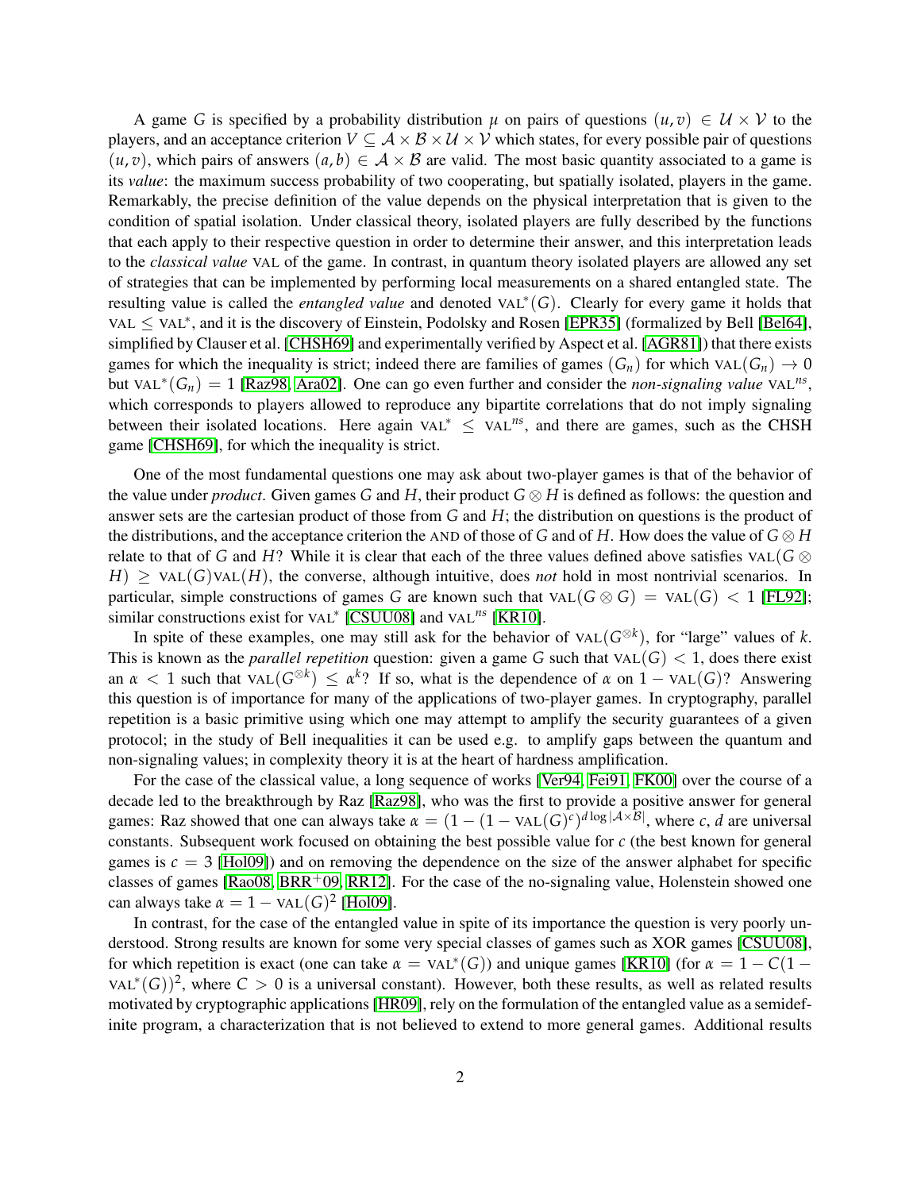A game $G$ is specified by a probability distribution $\mu$ on pairs of questions $(u, v) \in \mathcal{U} \times \mathcal{V}$ to the players, and an acceptance criterion $V \subseteq \mathcal{A} \times \mathcal{B} \times \mathcal{U} \times \mathcal{V}$ which states, for every possible pair of questions $(u, v)$, which pairs of answers $(a, b) \in \mathcal{A} \times \mathcal{B}$ are valid. The most basic quantity associated to a game is its *value*: the maximum success probability of two cooperating, but spatially isolated, players in the game. Remarkably, the precise definition of the value depends on the physical interpretation that is given to the condition of spatial isolation. Under classical theory, isolated players are fully described by the functions that each apply to their respective question in order to determine their answer, and this interpretation leads to the *classical value* VAL of the game. In contrast, in quantum theory isolated players are allowed any set of strategies that can be implemented by performing local measurements on a shared entangled state. The resulting value is called the *entangled value* and denoted $\text{VAL}^*(G)$. Clearly for every game it holds that $\text{VAL} \leq \text{VAL}^*$, and it is the discovery of Einstein, Podolsky and Rosen [EPR35] (formalized by Bell [Bel64], simplified by Clauser et al. [CHSH69] and experimentally verified by Aspect et al. [AGR81]) that there exists games for which the inequality is strict; indeed there are families of games $(G_n)$ for which $\text{VAL}(G_n) \to 0$ but $\text{VAL}^*(G_n) = 1$ [Raz98, Ara02]. One can go even further and consider the *non-signaling value* $\text{VAL}^{ns}$, which corresponds to players allowed to reproduce any bipartite correlations that do not imply signaling between their isolated locations. Here again $\text{VAL}^* \leq \text{VAL}^{ns}$, and there are games, such as the CHSH game [CHSH69], for which the inequality is strict.

One of the most fundamental questions one may ask about two-player games is that of the behavior of the value under *product*. Given games $G$ and $H$, their product $G \otimes H$ is defined as follows: the question and answer sets are the cartesian product of those from $G$ and $H$; the distribution on questions is the product of the distributions, and the acceptance criterion the AND of those of $G$ and of $H$. How does the value of $G \otimes H$ relate to that of $G$ and $H$? While it is clear that each of the three values defined above satisfies $\text{VAL}(G \otimes H) \geq \text{VAL}(G)\text{VAL}(H)$, the converse, although intuitive, does *not* hold in most nontrivial scenarios. In particular, simple constructions of games $G$ are known such that $\text{VAL}(G \otimes G) = \text{VAL}(G) < 1$ [FL92]; similar constructions exist for $\text{VAL}^*$ [CSUU08] and $\text{VAL}^{ns}$ [KR10].

In spite of these examples, one may still ask for the behavior of $\text{VAL}(G^{\otimes k})$, for "large" values of $k$. This is known as the *parallel repetition* question: given a game $G$ such that $\text{VAL}(G) < 1$, does there exist an $\alpha < 1$ such that $\text{VAL}(G^{\otimes k}) \leq \alpha^k$? If so, what is the dependence of $\alpha$ on $1 - \text{VAL}(G)$? Answering this question is of importance for many of the applications of two-player games. In cryptography, parallel repetition is a basic primitive using which one may attempt to amplify the security guarantees of a given protocol; in the study of Bell inequalities it can be used e.g. to amplify gaps between the quantum and non-signaling values; in complexity theory it is at the heart of hardness amplification.

For the case of the classical value, a long sequence of works [Ver94, Fei91, FK00] over the course of a decade led to the breakthrough by Raz [Raz98], who was the first to provide a positive answer for general games: Raz showed that one can always take $\alpha = (1 - (1 - \text{VAL}(G)^c)^{d \log |\mathcal{A} \times \mathcal{B}|}$, where $c, d$ are universal constants. Subsequent work focused on obtaining the best possible value for $c$ (the best known for general games is $c = 3$ [Hol09]) and on removing the dependence on the size of the answer alphabet for specific classes of games [Rao08, BRR+09, RR12]. For the case of the no-signaling value, Holenstein showed one can always take $\alpha = 1 - \text{VAL}(G)^2$ [Hol09].

In contrast, for the case of the entangled value in spite of its importance the question is very poorly understood. Strong results are known for some very special classes of games such as XOR games [CSUU08], for which repetition is exact (one can take $\alpha = \text{VAL}^*(G)$) and unique games [KR10] (for $\alpha = 1 - C(1 - \text{VAL}^*(G))^2$, where $C > 0$ is a universal constant). However, both these results, as well as related results motivated by cryptographic applications [HR09], rely on the formulation of the entangled value as a semidefinite program, a characterization that is not believed to extend to more general games. Additional results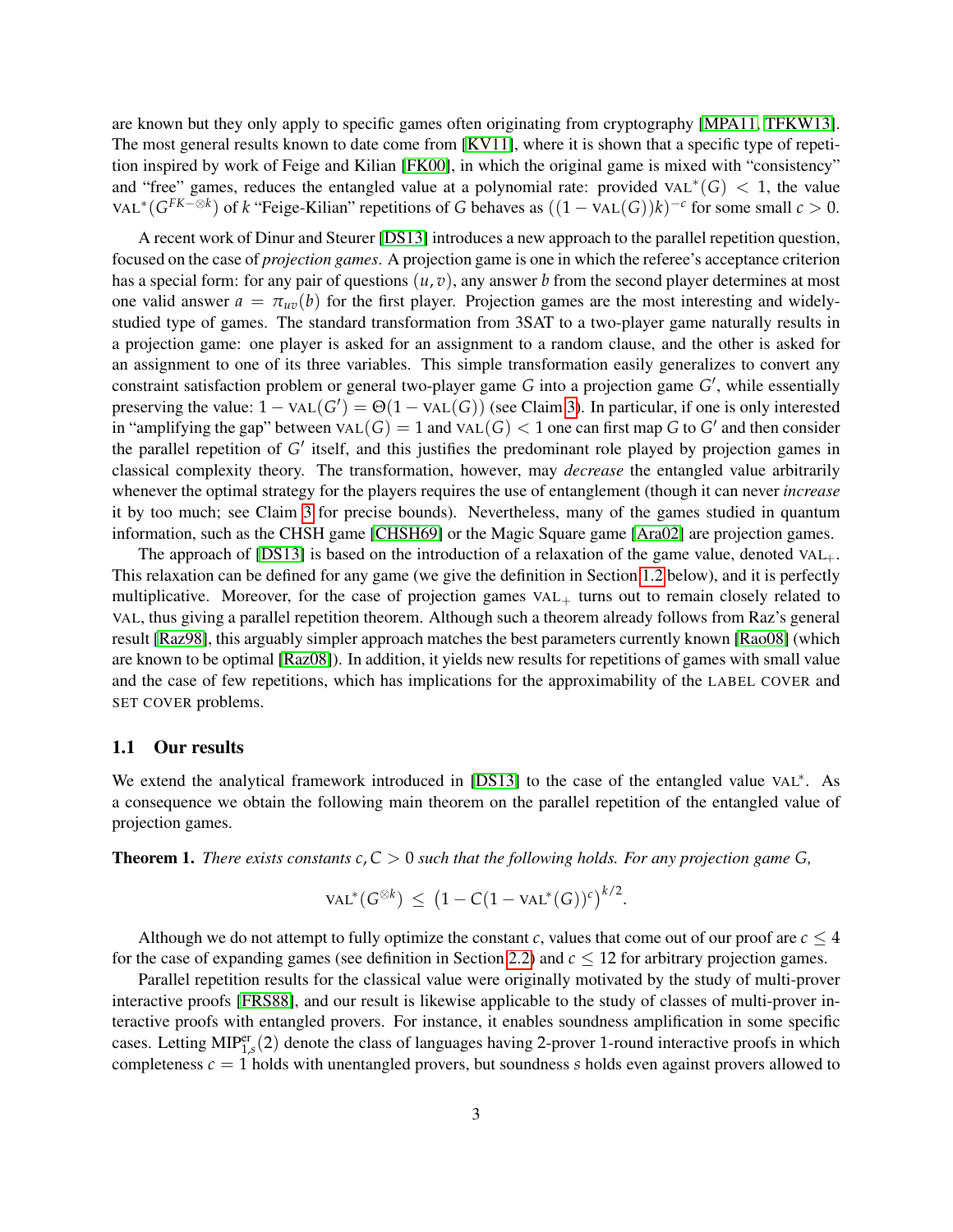are known but they only apply to specific games often originating from cryptography [MPA11, TFKW13]. The most general results known to date come from [KV11], where it is shown that a specific type of repetition inspired by work of Feige and Kilian [FK00], in which the original game is mixed with "consistency" and "free" games, reduces the entangled value at a polynomial rate: provided $\text{VAL}^*(G) < 1$, the value $\text{VAL}^*(G^{FK-\otimes k})$ of $k$ "Feige-Kilian" repetitions of $G$ behaves as $((1 - \text{VAL}(G))k)^{-c}$ for some small $c > 0$.

A recent work of Dinur and Steurer [DS13] introduces a new approach to the parallel repetition question, focused on the case of *projection games*. A projection game is one in which the referee's acceptance criterion has a special form: for any pair of questions $(u, v)$, any answer $b$ from the second player determines at most one valid answer $a = \pi_{uv}(b)$ for the first player. Projection games are the most interesting and widely-studied type of games. The standard transformation from 3SAT to a two-player game naturally results in a projection game: one player is asked for an assignment to a random clause, and the other is asked for an assignment to one of its three variables. This simple transformation easily generalizes to convert any constraint satisfaction problem or general two-player game $G$ into a projection game $G'$, while essentially preserving the value: $1 - \text{VAL}(G') = \Theta(1 - \text{VAL}(G))$ (see Claim 3). In particular, if one is only interested in "amplifying the gap" between $\text{VAL}(G) = 1$ and $\text{VAL}(G) < 1$ one can first map $G$ to $G'$ and then consider the parallel repetition of $G'$ itself, and this justifies the predominant role played by projection games in classical complexity theory. The transformation, however, may *decrease* the entangled value arbitrarily whenever the optimal strategy for the players requires the use of entanglement (though it can never *increase* it by too much; see Claim 3 for precise bounds). Nevertheless, many of the games studied in quantum information, such as the CHSH game [CHSH69] or the Magic Square game [Ara02] are projection games.

The approach of [DS13] is based on the introduction of a relaxation of the game value, denoted $\text{VAL}_+$. This relaxation can be defined for any game (we give the definition in Section 1.2 below), and it is perfectly multiplicative. Moreover, for the case of projection games $\text{VAL}_+$ turns out to remain closely related to VAL, thus giving a parallel repetition theorem. Although such a theorem already follows from Raz's general result [Raz98], this arguably simpler approach matches the best parameters currently known [Rao08] (which are known to be optimal [Raz08]). In addition, it yields new results for repetitions of games with small value and the case of few repetitions, which has implications for the approximability of the LABEL COVER and SET COVER problems.

## 1.1 Our results

We extend the analytical framework introduced in [DS13] to the case of the entangled value $\text{VAL}^*$. As a consequence we obtain the following main theorem on the parallel repetition of the entangled value of projection games.

**Theorem 1.** *There exists constants $c, C > 0$ such that the following holds. For any projection game $G$,*

$$\text{VAL}^*(G^{\otimes k}) \leq \left(1 - C(1 - \text{VAL}^*(G))^c\right)^{k/2}.$$

Although we do not attempt to fully optimize the constant $c$, values that come out of our proof are $c \leq 4$ for the case of expanding games (see definition in Section 2.2) and $c \leq 12$ for arbitrary projection games.

Parallel repetition results for the classical value were originally motivated by the study of multi-prover interactive proofs [FRS88], and our result is likewise applicable to the study of classes of multi-prover interactive proofs with entangled provers. For instance, it enables soundness amplification in some specific cases. Letting $\text{MIP}^{\text{er}}_{1,s}(2)$ denote the class of languages having 2-prover 1-round interactive proofs in which completeness $c = 1$ holds with unentangled provers, but soundness $s$ holds even against provers allowed to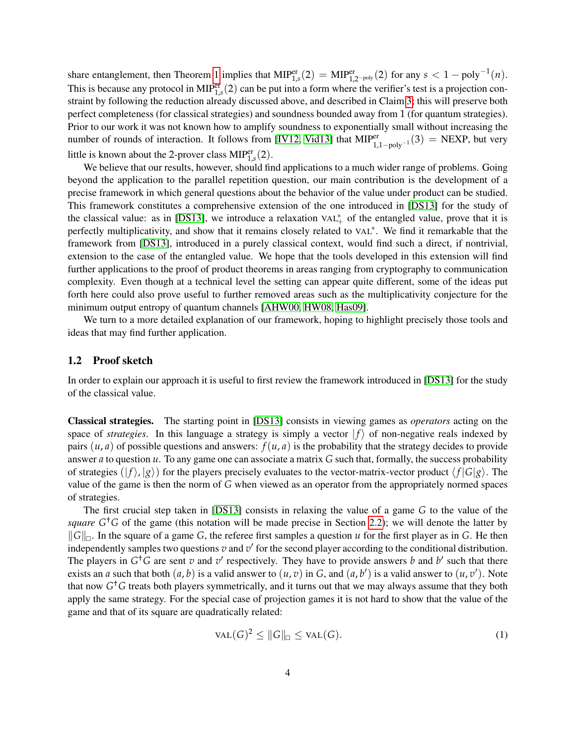share entanglement, then Theorem 1 implies that $\mathrm{MIP}^{\mathrm{er}}_{1,s}(2) = \mathrm{MIP}^{\mathrm{er}}_{1,2^{-\mathrm{poly}}}(2)$ for any $s < 1 - \mathrm{poly}^{-1}(n)$. This is because any protocol in $\mathrm{MIP}^{\mathrm{er}}_{1,s}(2)$ can be put into a form where the verifier's test is a projection constraint by following the reduction already discussed above, and described in Claim 3; this will preserve both perfect completeness (for classical strategies) and soundness bounded away from 1 (for quantum strategies). Prior to our work it was not known how to amplify soundness to exponentially small without increasing the number of rounds of interaction. It follows from [IV12, Vid13] that $\mathrm{MIP}^{\mathrm{er}}_{1,1-\mathrm{poly}^{-1}}(3) = \mathrm{NEXP}$, but very little is known about the 2-prover class $\mathrm{MIP}^{\mathrm{er}}_{1,s}(2)$.

We believe that our results, however, should find applications to a much wider range of problems. Going beyond the application to the parallel repetition question, our main contribution is the development of a precise framework in which general questions about the behavior of the value under product can be studied. This framework constitutes a comprehensive extension of the one introduced in [DS13] for the study of the classical value: as in [DS13], we introduce a relaxation $\mathrm{VAL}^*_+$ of the entangled value, prove that it is perfectly multiplicativity, and show that it remains closely related to $\mathrm{VAL}^*$. We find it remarkable that the framework from [DS13], introduced in a purely classical context, would find such a direct, if nontrivial, extension to the case of the entangled value. We hope that the tools developed in this extension will find further applications to the proof of product theorems in areas ranging from cryptography to communication complexity. Even though at a technical level the setting can appear quite different, some of the ideas put forth here could also prove useful to further removed areas such as the multiplicativity conjecture for the minimum output entropy of quantum channels [AHW00, HW08, Has09].

We turn to a more detailed explanation of our framework, hoping to highlight precisely those tools and ideas that may find further application.

## 1.2 Proof sketch

In order to explain our approach it is useful to first review the framework introduced in [DS13] for the study of the classical value.

**Classical strategies.** The starting point in [DS13] consists in viewing games as *operators* acting on the space of *strategies*. In this language a strategy is simply a vector $|f\rangle$ of non-negative reals indexed by pairs $(u,a)$ of possible questions and answers: $f(u,a)$ is the probability that the strategy decides to provide answer $a$ to question $u$. To any game one can associate a matrix $G$ such that, formally, the success probability of strategies $(|f\rangle, |g\rangle)$ for the players precisely evaluates to the vector-matrix-vector product $\langle f|G|g\rangle$. The value of the game is then the norm of $G$ when viewed as an operator from the appropriately normed spaces of strategies.

The first crucial step taken in [DS13] consists in relaxing the value of a game $G$ to the value of the *square* $G^\dagger G$ of the game (this notation will be made precise in Section 2.2); we will denote the latter by $\|G\|_\square$. In the square of a game $G$, the referee first samples a question $u$ for the first player as in $G$. He then independently samples two questions $v$ and $v'$ for the second player according to the conditional distribution. The players in $G^\dagger G$ are sent $v$ and $v'$ respectively. They have to provide answers $b$ and $b'$ such that there exists an $a$ such that both $(a,b)$ is a valid answer to $(u,v)$ in $G$, and $(a,b')$ is a valid answer to $(u,v')$. Note that now $G^\dagger G$ treats both players symmetrically, and it turns out that we may always assume that they both apply the same strategy. For the special case of projection games it is not hard to show that the value of the game and that of its square are quadratically related:

$$\mathrm{VAL}(G)^2 \le \|G\|_\square \le \mathrm{VAL}(G). \tag{1}$$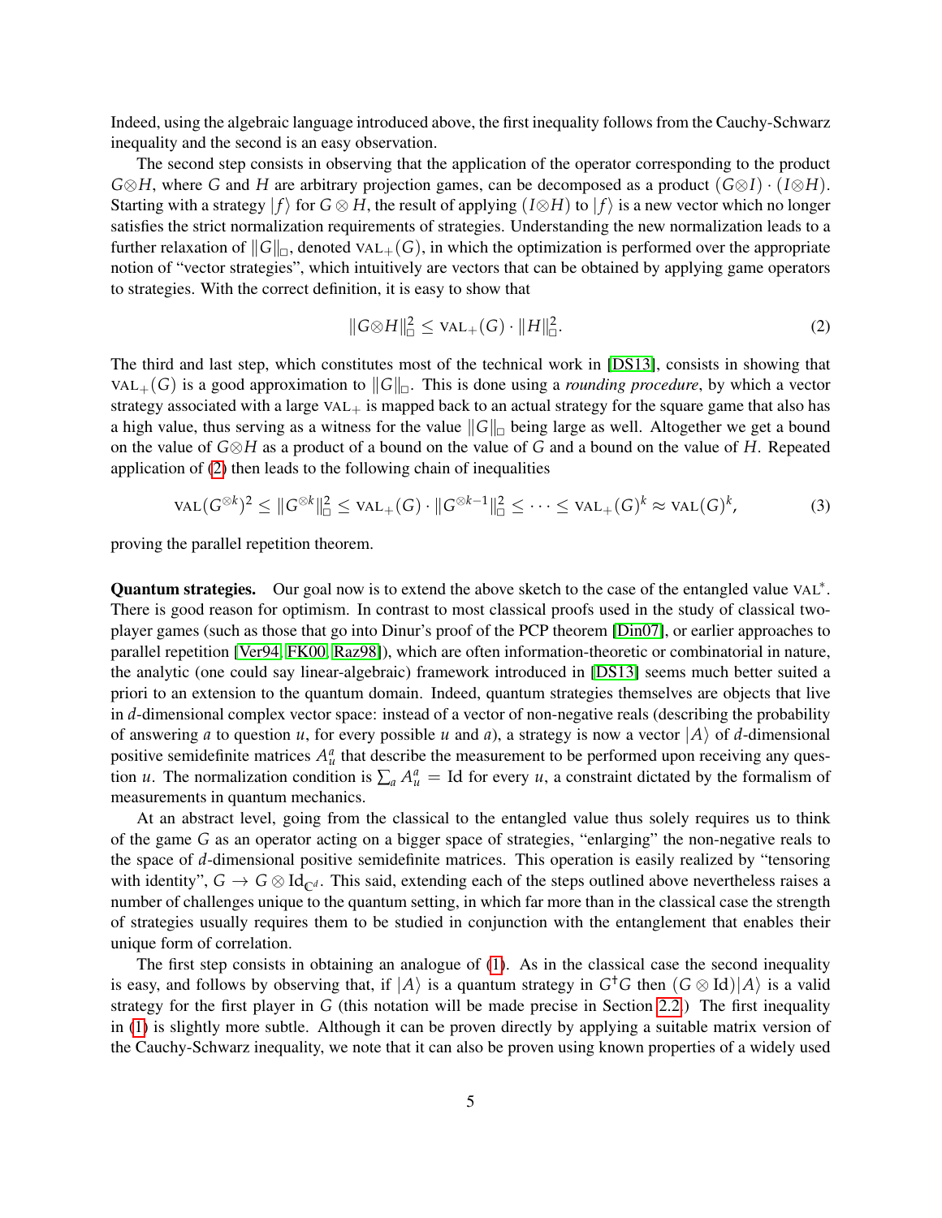Indeed, using the algebraic language introduced above, the first inequality follows from the Cauchy-Schwarz inequality and the second is an easy observation.

The second step consists in observing that the application of the operator corresponding to the product $G \otimes H$, where $G$ and $H$ are arbitrary projection games, can be decomposed as a product $(G \otimes I) \cdot (I \otimes H)$. Starting with a strategy $|f\rangle$ for $G \otimes H$, the result of applying $(I \otimes H)$ to $|f\rangle$ is a new vector which no longer satisfies the strict normalization requirements of strategies. Understanding the new normalization leads to a further relaxation of $\|G\|_{\square}$, denoted $\mathrm{VAL}_{+}(G)$, in which the optimization is performed over the appropriate notion of "vector strategies", which intuitively are vectors that can be obtained by applying game operators to strategies. With the correct definition, it is easy to show that

$$\|G \otimes H\|_{\square}^{2} \leq \mathrm{VAL}_{+}(G) \cdot \|H\|_{\square}^{2}. \tag{2}$$

The third and last step, which constitutes most of the technical work in [DS13], consists in showing that $\mathrm{VAL}_{+}(G)$ is a good approximation to $\|G\|_{\square}$. This is done using a *rounding procedure*, by which a vector strategy associated with a large $\mathrm{VAL}_{+}$ is mapped back to an actual strategy for the square game that also has a high value, thus serving as a witness for the value $\|G\|_{\square}$ being large as well. Altogether we get a bound on the value of $G \otimes H$ as a product of a bound on the value of $G$ and a bound on the value of $H$. Repeated application of (2) then leads to the following chain of inequalities

$$\mathrm{VAL}(G^{\otimes k})^{2} \leq \|G^{\otimes k}\|_{\square}^{2} \leq \mathrm{VAL}_{+}(G) \cdot \|G^{\otimes k-1}\|_{\square}^{2} \leq \cdots \leq \mathrm{VAL}_{+}(G)^{k} \approx \mathrm{VAL}(G)^{k}, \tag{3}$$

proving the parallel repetition theorem.

**Quantum strategies.** Our goal now is to extend the above sketch to the case of the entangled value $\mathrm{VAL}^{*}$. There is good reason for optimism. In contrast to most classical proofs used in the study of classical two-player games (such as those that go into Dinur's proof of the PCP theorem [Din07], or earlier approaches to parallel repetition [Ver94, FK00, Raz98]), which are often information-theoretic or combinatorial in nature, the analytic (one could say linear-algebraic) framework introduced in [DS13] seems much better suited a priori to an extension to the quantum domain. Indeed, quantum strategies themselves are objects that live in $d$-dimensional complex vector space: instead of a vector of non-negative reals (describing the probability of answering $a$ to question $u$, for every possible $u$ and $a$), a strategy is now a vector $|A\rangle$ of $d$-dimensional positive semidefinite matrices $A_u^a$ that describe the measurement to be performed upon receiving any question $u$. The normalization condition is $\sum_a A_u^a = \mathrm{Id}$ for every $u$, a constraint dictated by the formalism of measurements in quantum mechanics.

At an abstract level, going from the classical to the entangled value thus solely requires us to think of the game $G$ as an operator acting on a bigger space of strategies, "enlarging" the non-negative reals to the space of $d$-dimensional positive semidefinite matrices. This operation is easily realized by "tensoring with identity", $G \to G \otimes \mathrm{Id}_{\mathbb{C}^d}$. This said, extending each of the steps outlined above nevertheless raises a number of challenges unique to the quantum setting, in which far more than in the classical case the strength of strategies usually requires them to be studied in conjunction with the entanglement that enables their unique form of correlation.

The first step consists in obtaining an analogue of (1). As in the classical case the second inequality is easy, and follows by observing that, if $|A\rangle$ is a quantum strategy in $G^{\dagger}G$ then $(G \otimes \mathrm{Id})|A\rangle$ is a valid strategy for the first player in $G$ (this notation will be made precise in Section 2.2.) The first inequality in (1) is slightly more subtle. Although it can be proven directly by applying a suitable matrix version of the Cauchy-Schwarz inequality, we note that it can also be proven using known properties of a widely used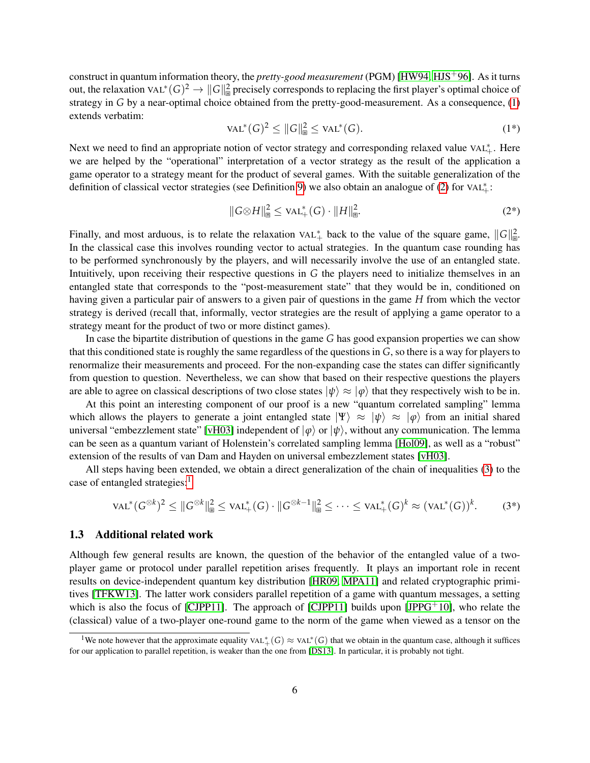construct in quantum information theory, the *pretty-good measurement* (PGM) [HW94, HJS+96]. As it turns out, the relaxation $\text{VAL}^*(G)^2 \to \|G\|_{\boxtimes}^2$ precisely corresponds to replacing the first player's optimal choice of strategy in $G$ by a near-optimal choice obtained from the pretty-good-measurement. As a consequence, (1) extends verbatim:

$$\text{VAL}^*(G)^2 \leq \|G\|_{\boxtimes}^2 \leq \text{VAL}^*(G). \tag{1*}$$

Next we need to find an appropriate notion of vector strategy and corresponding relaxed value $\text{VAL}_+^*$. Here we are helped by the "operational" interpretation of a vector strategy as the result of the application a game operator to a strategy meant for the product of several games. With the suitable generalization of the definition of classical vector strategies (see Definition 9) we also obtain an analogue of (2) for $\text{VAL}_+^*$:

$$\|G \otimes H\|_{\boxtimes}^2 \leq \text{VAL}_+^*(G) \cdot \|H\|_{\boxtimes}^2. \tag{2*}$$

Finally, and most arduous, is to relate the relaxation $\text{VAL}_+^*$ back to the value of the square game, $\|G\|_{\boxtimes}^2$. In the classical case this involves rounding vector to actual strategies. In the quantum case rounding has to be performed synchronously by the players, and will necessarily involve the use of an entangled state. Intuitively, upon receiving their respective questions in $G$ the players need to initialize themselves in an entangled state that corresponds to the "post-measurement state" that they would be in, conditioned on having given a particular pair of answers to a given pair of questions in the game $H$ from which the vector strategy is derived (recall that, informally, vector strategies are the result of applying a game operator to a strategy meant for the product of two or more distinct games).

In case the bipartite distribution of questions in the game $G$ has good expansion properties we can show that this conditioned state is roughly the same regardless of the questions in $G$, so there is a way for players to renormalize their measurements and proceed. For the non-expanding case the states can differ significantly from question to question. Nevertheless, we can show that based on their respective questions the players are able to agree on classical descriptions of two close states $|\psi\rangle \approx |\varphi\rangle$ that they respectively wish to be in.

At this point an interesting component of our proof is a new "quantum correlated sampling" lemma which allows the players to generate a joint entangled state $|\Psi\rangle \approx |\psi\rangle \approx |\varphi\rangle$ from an initial shared universal "embezzlement state" [vH03] independent of $|\varphi\rangle$ or $|\psi\rangle$, without any communication. The lemma can be seen as a quantum variant of Holenstein's correlated sampling lemma [Hol09], as well as a "robust" extension of the results of van Dam and Hayden on universal embezzlement states [vH03].

All steps having been extended, we obtain a direct generalization of the chain of inequalities (3) to the case of entangled strategies:[1]

$$\text{VAL}^*(G^{\otimes k})^2 \leq \|G^{\otimes k}\|_{\boxtimes}^2 \leq \text{VAL}_+^*(G) \cdot \|G^{\otimes k-1}\|_{\boxtimes}^2 \leq \cdots \leq \text{VAL}_+^*(G)^k \approx (\text{VAL}^*(G))^k. \tag{3*}$$

### 1.3 Additional related work

Although few general results are known, the question of the behavior of the entangled value of a two-player game or protocol under parallel repetition arises frequently. It plays an important role in recent results on device-independent quantum key distribution [HR09, MPA11] and related cryptographic primitives [TFKW13]. The latter work considers parallel repetition of a game with quantum messages, a setting which is also the focus of [CJPP11]. The approach of [CJPP11] builds upon [JPPG+10], who relate the (classical) value of a two-player one-round game to the norm of the game when viewed as a tensor on the

[1] We note however that the approximate equality $\text{VAL}_+^*(G) \approx \text{VAL}^*(G)$ that we obtain in the quantum case, although it suffices for our application to parallel repetition, is weaker than the one from [DS13]. In particular, it is probably not tight.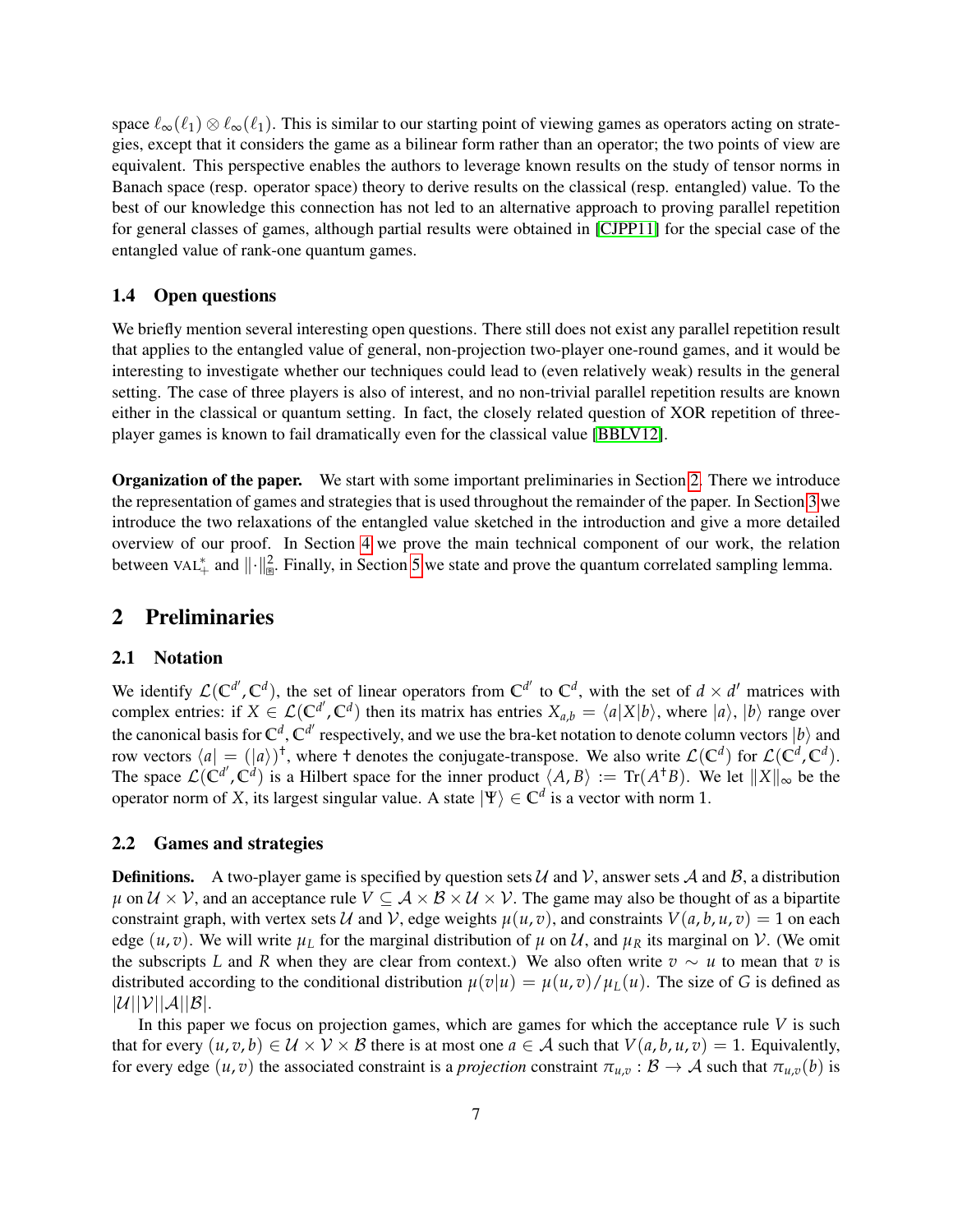space $\ell_\infty(\ell_1) \otimes \ell_\infty(\ell_1)$. This is similar to our starting point of viewing games as operators acting on strategies, except that it considers the game as a bilinear form rather than an operator; the two points of view are equivalent. This perspective enables the authors to leverage known results on the study of tensor norms in Banach space (resp. operator space) theory to derive results on the classical (resp. entangled) value. To the best of our knowledge this connection has not led to an alternative approach to proving parallel repetition for general classes of games, although partial results were obtained in [CJPP11] for the special case of the entangled value of rank-one quantum games.

### 1.4 Open questions

We briefly mention several interesting open questions. There still does not exist any parallel repetition result that applies to the entangled value of general, non-projection two-player one-round games, and it would be interesting to investigate whether our techniques could lead to (even relatively weak) results in the general setting. The case of three players is also of interest, and no non-trivial parallel repetition results are known either in the classical or quantum setting. In fact, the closely related question of XOR repetition of three-player games is known to fail dramatically even for the classical value [BBLV12].

**Organization of the paper.** We start with some important preliminaries in Section 2. There we introduce the representation of games and strategies that is used throughout the remainder of the paper. In Section 3 we introduce the two relaxations of the entangled value sketched in the introduction and give a more detailed overview of our proof. In Section 4 we prove the main technical component of our work, the relation between $\text{VAL}_+^*$ and $\|\cdot\|_{\boxplus}^2$. Finally, in Section 5 we state and prove the quantum correlated sampling lemma.

## 2 Preliminaries

### 2.1 Notation

We identify $\mathcal{L}(\mathbb{C}^{d'}, \mathbb{C}^d)$, the set of linear operators from $\mathbb{C}^{d'}$ to $\mathbb{C}^d$, with the set of $d \times d'$ matrices with complex entries: if $X \in \mathcal{L}(\mathbb{C}^{d'}, \mathbb{C}^d)$ then its matrix has entries $X_{a,b} = \langle a|X|b\rangle$, where $|a\rangle$, $|b\rangle$ range over the canonical basis for $\mathbb{C}^d, \mathbb{C}^{d'}$ respectively, and we use the bra-ket notation to denote column vectors $|b\rangle$ and row vectors $\langle a| = (|a\rangle)^\dagger$, where $\dagger$ denotes the conjugate-transpose. We also write $\mathcal{L}(\mathbb{C}^d)$ for $\mathcal{L}(\mathbb{C}^d, \mathbb{C}^d)$. The space $\mathcal{L}(\mathbb{C}^{d'}, \mathbb{C}^d)$ is a Hilbert space for the inner product $\langle A, B\rangle := \text{Tr}(A^\dagger B)$. We let $\|X\|_\infty$ be the operator norm of $X$, its largest singular value. A state $|\Psi\rangle \in \mathbb{C}^d$ is a vector with norm 1.

### 2.2 Games and strategies

**Definitions.** A two-player game is specified by question sets $\mathcal{U}$ and $\mathcal{V}$, answer sets $\mathcal{A}$ and $\mathcal{B}$, a distribution $\mu$ on $\mathcal{U} \times \mathcal{V}$, and an acceptance rule $V \subseteq \mathcal{A} \times \mathcal{B} \times \mathcal{U} \times \mathcal{V}$. The game may also be thought of as a bipartite constraint graph, with vertex sets $\mathcal{U}$ and $\mathcal{V}$, edge weights $\mu(u, v)$, and constraints $V(a, b, u, v) = 1$ on each edge $(u, v)$. We will write $\mu_L$ for the marginal distribution of $\mu$ on $\mathcal{U}$, and $\mu_R$ its marginal on $\mathcal{V}$. (We omit the subscripts $L$ and $R$ when they are clear from context.) We also often write $v \sim u$ to mean that $v$ is distributed according to the conditional distribution $\mu(v|u) = \mu(u, v)/\mu_L(u)$. The size of $G$ is defined as $|\mathcal{U}||\mathcal{V}||\mathcal{A}||\mathcal{B}|$.

In this paper we focus on projection games, which are games for which the acceptance rule $V$ is such that for every $(u, v, b) \in \mathcal{U} \times \mathcal{V} \times \mathcal{B}$ there is at most one $a \in \mathcal{A}$ such that $V(a, b, u, v) = 1$. Equivalently, for every edge $(u, v)$ the associated constraint is a *projection* constraint $\pi_{u,v} : \mathcal{B} \to \mathcal{A}$ such that $\pi_{u,v}(b)$ is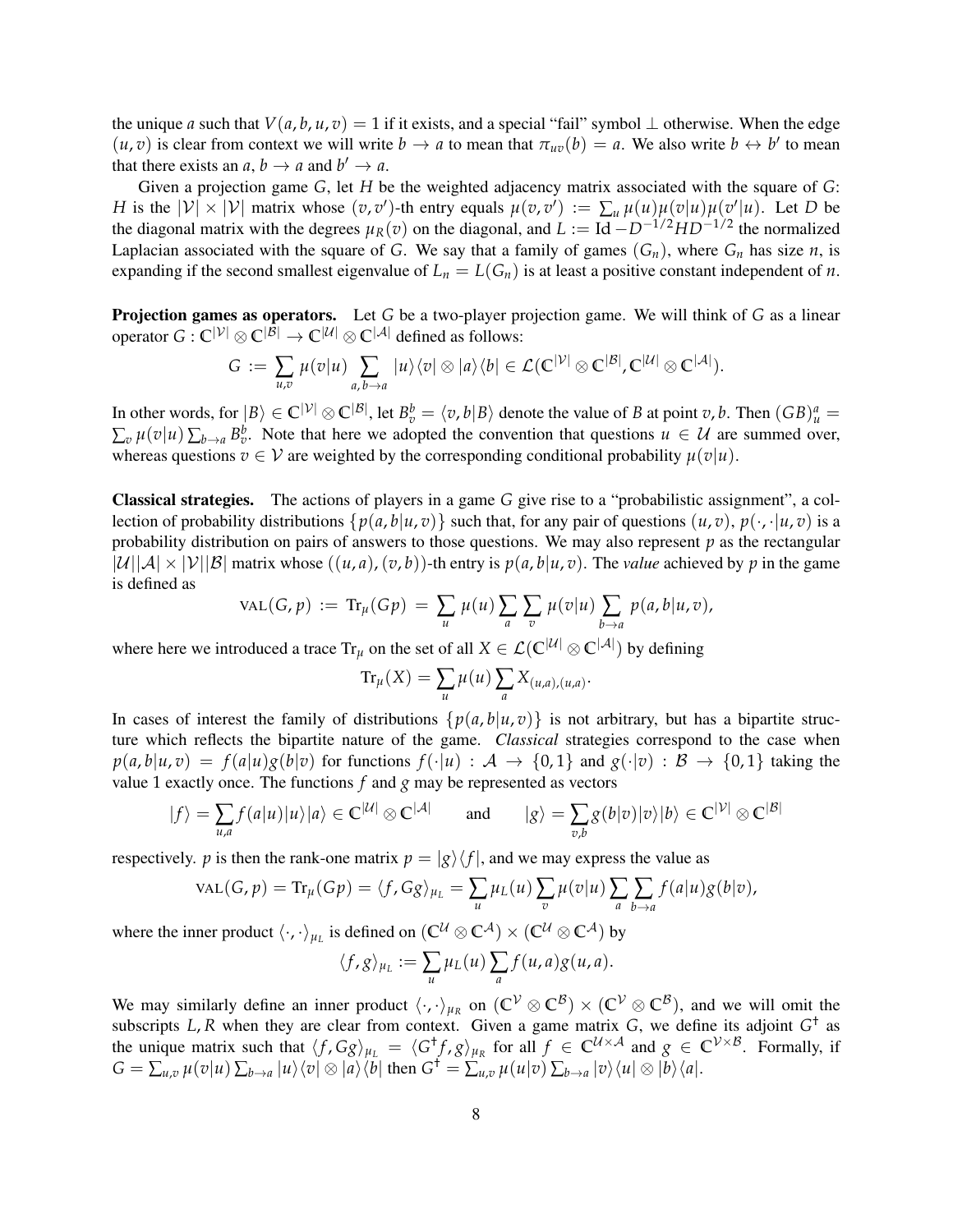the unique $a$ such that $V(a,b,u,v) = 1$ if it exists, and a special "fail" symbol $\perp$ otherwise. When the edge $(u,v)$ is clear from context we will write $b \to a$ to mean that $\pi_{uv}(b) = a$. We also write $b \leftrightarrow b'$ to mean that there exists an $a$, $b \to a$ and $b' \to a$.

Given a projection game $G$, let $H$ be the weighted adjacency matrix associated with the square of $G$: $H$ is the $|\mathcal{V}| \times |\mathcal{V}|$ matrix whose $(v,v')$-th entry equals $\mu(v,v') := \sum_u \mu(u)\mu(v|u)\mu(v'|u)$. Let $D$ be the diagonal matrix with the degrees $\mu_R(v)$ on the diagonal, and $L := \mathrm{Id} - D^{-1/2} H D^{-1/2}$ the normalized Laplacian associated with the square of $G$. We say that a family of games $(G_n)$, where $G_n$ has size $n$, is expanding if the second smallest eigenvalue of $L_n = L(G_n)$ is at least a positive constant independent of $n$.

**Projection games as operators.** Let $G$ be a two-player projection game. We will think of $G$ as a linear operator $G : \mathbb{C}^{|\mathcal{V}|} \otimes \mathbb{C}^{|\mathcal{B}|} \to \mathbb{C}^{|\mathcal{U}|} \otimes \mathbb{C}^{|\mathcal{A}|}$ defined as follows:

$$G := \sum_{u,v} \mu(v|u) \sum_{a,\, b\to a} |u\rangle\langle v| \otimes |a\rangle\langle b| \in \mathcal{L}(\mathbb{C}^{|\mathcal{V}|} \otimes \mathbb{C}^{|\mathcal{B}|}, \mathbb{C}^{|\mathcal{U}|} \otimes \mathbb{C}^{|\mathcal{A}|}).$$

In other words, for $|B\rangle \in \mathbb{C}^{|\mathcal{V}|} \otimes \mathbb{C}^{|\mathcal{B}|}$, let $B_v^b = \langle v, b | B\rangle$ denote the value of $B$ at point $v, b$. Then $(GB)_u^a = \sum_v \mu(v|u) \sum_{b\to a} B_v^b$. Note that here we adopted the convention that questions $u \in \mathcal{U}$ are summed over, whereas questions $v \in \mathcal{V}$ are weighted by the corresponding conditional probability $\mu(v|u)$.

**Classical strategies.** The actions of players in a game $G$ give rise to a "probabilistic assignment", a collection of probability distributions $\{p(a,b|u,v)\}$ such that, for any pair of questions $(u,v)$, $p(\cdot,\cdot|u,v)$ is a probability distribution on pairs of answers to those questions. We may also represent $p$ as the rectangular $|\mathcal{U}||\mathcal{A}| \times |\mathcal{V}||\mathcal{B}|$ matrix whose $((u,a),(v,b))$-th entry is $p(a,b|u,v)$. The *value* achieved by $p$ in the game is defined as

$$\mathrm{VAL}(G,p) := \mathrm{Tr}_\mu(Gp) = \sum_u \mu(u) \sum_a \sum_v \mu(v|u) \sum_{b\to a} p(a,b|u,v),$$

where here we introduced a trace $\mathrm{Tr}_\mu$ on the set of all $X \in \mathcal{L}(\mathbb{C}^{|\mathcal{U}|} \otimes \mathbb{C}^{|\mathcal{A}|})$ by defining

$$\mathrm{Tr}_\mu(X) = \sum_u \mu(u) \sum_a X_{(u,a),(u,a)}.$$

In cases of interest the family of distributions $\{p(a,b|u,v)\}$ is not arbitrary, but has a bipartite structure which reflects the bipartite nature of the game. *Classical* strategies correspond to the case when $p(a,b|u,v) = f(a|u)g(b|v)$ for functions $f(\cdot|u) : \mathcal{A} \to \{0,1\}$ and $g(\cdot|v) : \mathcal{B} \to \{0,1\}$ taking the value 1 exactly once. The functions $f$ and $g$ may be represented as vectors

$$|f\rangle = \sum_{u,a} f(a|u)|u\rangle|a\rangle \in \mathbb{C}^{|\mathcal{U}|} \otimes \mathbb{C}^{|\mathcal{A}|} \qquad \text{and} \qquad |g\rangle = \sum_{v,b} g(b|v)|v\rangle|b\rangle \in \mathbb{C}^{|\mathcal{V}|} \otimes \mathbb{C}^{|\mathcal{B}|}$$

respectively. $p$ is then the rank-one matrix $p = |g\rangle\langle f|$, and we may express the value as

$$\mathrm{VAL}(G,p) = \mathrm{Tr}_\mu(Gp) = \langle f, Gg\rangle_{\mu_L} = \sum_u \mu_L(u) \sum_v \mu(v|u) \sum_a \sum_{b\to a} f(a|u)g(b|v),$$

where the inner product $\langle\cdot,\cdot\rangle_{\mu_L}$ is defined on $(\mathbb{C}^{\mathcal{U}} \otimes \mathbb{C}^{\mathcal{A}}) \times (\mathbb{C}^{\mathcal{U}} \otimes \mathbb{C}^{\mathcal{A}})$ by

$$\langle f, g\rangle_{\mu_L} := \sum_u \mu_L(u) \sum_a f(u,a)g(u,a).$$

We may similarly define an inner product $\langle\cdot,\cdot\rangle_{\mu_R}$ on $(\mathbb{C}^{\mathcal{V}} \otimes \mathbb{C}^{\mathcal{B}}) \times (\mathbb{C}^{\mathcal{V}} \otimes \mathbb{C}^{\mathcal{B}})$, and we will omit the subscripts $L, R$ when they are clear from context. Given a game matrix $G$, we define its adjoint $G^\dagger$ as the unique matrix such that $\langle f, Gg\rangle_{\mu_L} = \langle G^\dagger f, g\rangle_{\mu_R}$ for all $f \in \mathbb{C}^{\mathcal{U}\times\mathcal{A}}$ and $g \in \mathbb{C}^{\mathcal{V}\times\mathcal{B}}$. Formally, if $G = \sum_{u,v} \mu(v|u) \sum_{b\to a} |u\rangle\langle v| \otimes |a\rangle\langle b|$ then $G^\dagger = \sum_{u,v} \mu(u|v) \sum_{b\to a} |v\rangle\langle u| \otimes |b\rangle\langle a|$.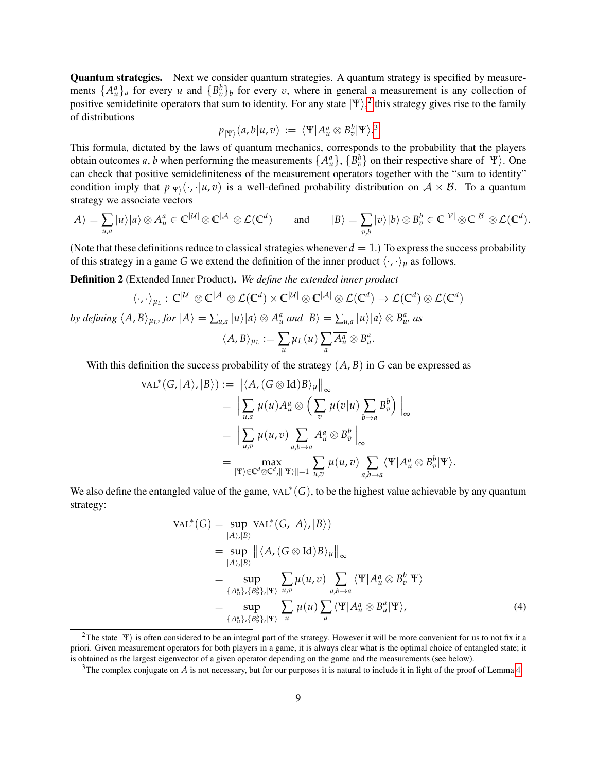**Quantum strategies.** Next we consider quantum strategies. A quantum strategy is specified by measurements $\{A_u^a\}_a$ for every $u$ and $\{B_v^b\}_b$ for every $v$, where in general a measurement is any collection of positive semidefinite operators that sum to identity. For any state $|\Psi\rangle$,[2] this strategy gives rise to the family of distributions

$$p_{|\Psi\rangle}(a,b|u,v) := \langle\Psi|\overline{A_u^a}\otimes B_v^b|\Psi\rangle.^{3}$$

This formula, dictated by the laws of quantum mechanics, corresponds to the probability that the players obtain outcomes $a, b$ when performing the measurements $\{A_u^a\}$, $\{B_v^b\}$ on their respective share of $|\Psi\rangle$. One can check that positive semidefiniteness of the measurement operators together with the "sum to identity" condition imply that $p_{|\Psi\rangle}(\cdot,\cdot|u,v)$ is a well-defined probability distribution on $\mathcal{A}\times\mathcal{B}$. To a quantum strategy we associate vectors

$$|A\rangle = \sum_{u,a}|u\rangle|a\rangle\otimes A_u^a \in \mathbb{C}^{|\mathcal{U}|}\otimes\mathbb{C}^{|\mathcal{A}|}\otimes\mathcal{L}(\mathbb{C}^d) \qquad \text{and} \qquad |B\rangle = \sum_{v,b}|v\rangle|b\rangle\otimes B_v^b \in \mathbb{C}^{|\mathcal{V}|}\otimes\mathbb{C}^{|\mathcal{B}|}\otimes\mathcal{L}(\mathbb{C}^d).$$

(Note that these definitions reduce to classical strategies whenever $d=1$.) To express the success probability of this strategy in a game $G$ we extend the definition of the inner product $\langle\cdot,\cdot\rangle_\mu$ as follows.

**Definition 2** (Extended Inner Product)**.** *We define the extended inner product*

$$\langle\cdot,\cdot\rangle_{\mu_L} : \mathbb{C}^{|\mathcal{U}|}\otimes\mathbb{C}^{|\mathcal{A}|}\otimes\mathcal{L}(\mathbb{C}^d)\times\mathbb{C}^{|\mathcal{U}|}\otimes\mathbb{C}^{|\mathcal{A}|}\otimes\mathcal{L}(\mathbb{C}^d)\to\mathcal{L}(\mathbb{C}^d)\otimes\mathcal{L}(\mathbb{C}^d)$$

*by defining $\langle A,B\rangle_{\mu_L}$, for $|A\rangle = \sum_{u,a}|u\rangle|a\rangle\otimes A_u^a$ and $|B\rangle = \sum_{u,a}|u\rangle|a\rangle\otimes B_u^a$, as*

$$\langle A,B\rangle_{\mu_L} := \sum_u \mu_L(u)\sum_a \overline{A_u^a}\otimes B_u^a.$$

With this definition the success probability of the strategy $(A,B)$ in $G$ can be expressed as

$$\begin{aligned}
\text{VAL}^*(G,|A\rangle,|B\rangle) &:= \big\|\langle A,(G\otimes\text{Id})B\rangle_\mu\big\|_\infty \\
&= \Big\|\sum_{u,a}\mu(u)\overline{A_u^a}\otimes\Big(\sum_v\mu(v|u)\sum_{b\to a}B_v^b\Big)\Big\|_\infty \\
&= \Big\|\sum_{u,v}\mu(u,v)\sum_{a,b\to a}\overline{A_u^a}\otimes B_v^b\Big\|_\infty \\
&= \max_{|\Psi\rangle\in\mathbb{C}^d\otimes\mathbb{C}^d,\||\Psi\rangle\|=1}\sum_{u,v}\mu(u,v)\sum_{a,b\to a}\langle\Psi|\overline{A_u^a}\otimes B_v^b|\Psi\rangle.
\end{aligned}$$

We also define the entangled value of the game, $\text{VAL}^*(G)$, to be the highest value achievable by any quantum strategy:

$$\begin{aligned}
\text{VAL}^*(G) &= \sup_{|A\rangle,|B\rangle}\text{VAL}^*(G,|A\rangle,|B\rangle) \\
&= \sup_{|A\rangle,|B\rangle}\big\|\langle A,(G\otimes\text{Id})B\rangle_\mu\big\|_\infty \\
&= \sup_{\{A_u^a\},\{B_v^b\},|\Psi\rangle}\sum_{u,v}\mu(u,v)\sum_{a,b\to a}\langle\Psi|\overline{A_u^a}\otimes B_v^b|\Psi\rangle \\
&= \sup_{\{A_u^a\},\{B_v^b\},|\Psi\rangle}\sum_u\mu(u)\sum_a\langle\Psi|\overline{A_u^a}\otimes B_u^a|\Psi\rangle, \qquad (4)
\end{aligned}$$

---

[2] The state $|\Psi\rangle$ is often considered to be an integral part of the strategy. However it will be more convenient for us to not fix it a priori. Given measurement operators for both players in a game, it is always clear what is the optimal choice of entangled state; it is obtained as the largest eigenvector of a given operator depending on the game and the measurements (see below).

[3] The complex conjugate on $A$ is not necessary, but for our purposes it is natural to include it in light of the proof of Lemma 4.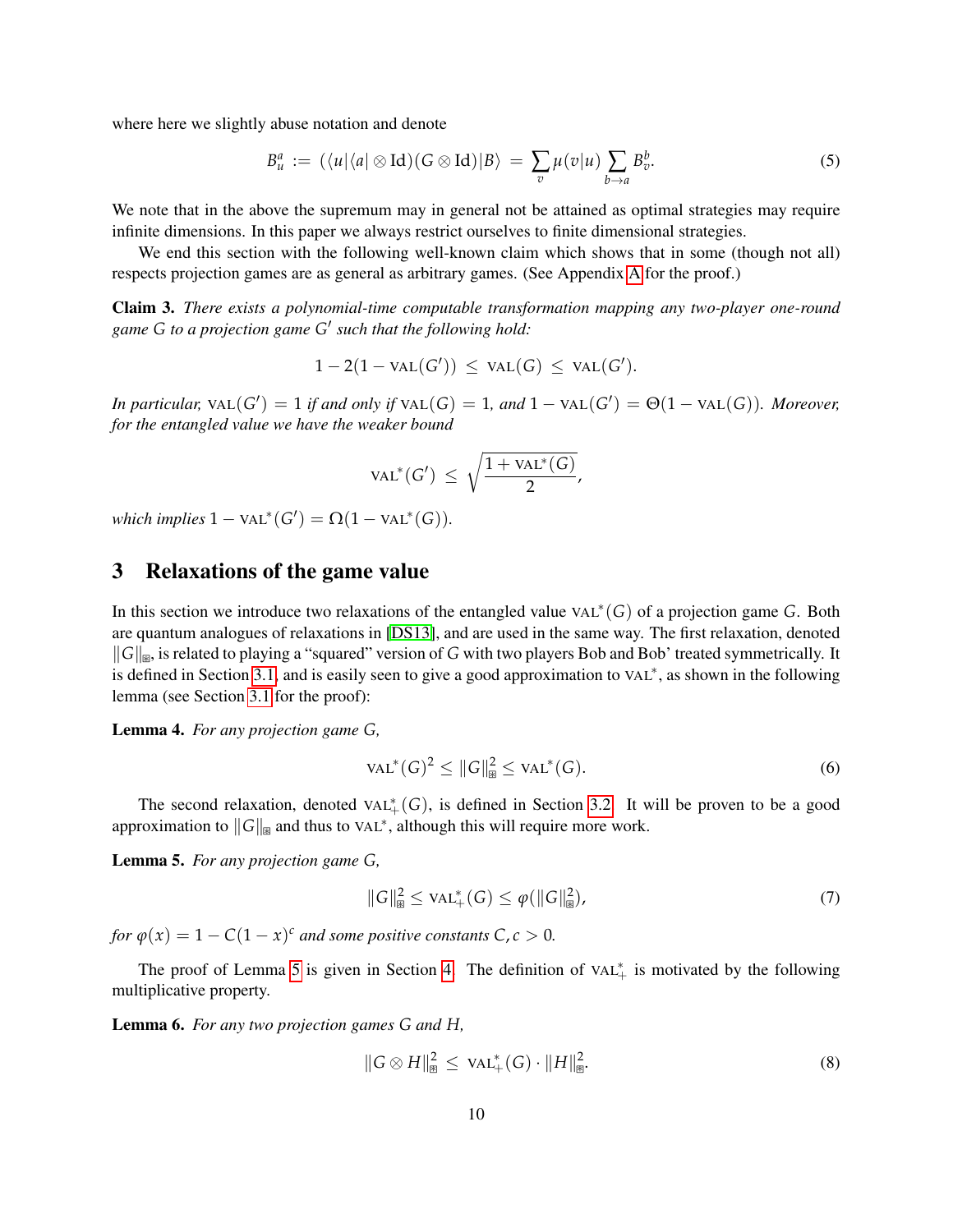where here we slightly abuse notation and denote

$$B_u^a := (\langle u|\langle a| \otimes \mathrm{Id})(G \otimes \mathrm{Id})|B\rangle = \sum_v \mu(v|u) \sum_{b \to a} B_v^b. \tag{5}$$

We note that in the above the supremum may in general not be attained as optimal strategies may require infinite dimensions. In this paper we always restrict ourselves to finite dimensional strategies.

We end this section with the following well-known claim which shows that in some (though not all) respects projection games are as general as arbitrary games. (See Appendix A for the proof.)

**Claim 3.** *There exists a polynomial-time computable transformation mapping any two-player one-round game $G$ to a projection game $G'$ such that the following hold:*

$$1 - 2(1 - \mathrm{VAL}(G')) \leq \mathrm{VAL}(G) \leq \mathrm{VAL}(G').$$

*In particular, $\mathrm{VAL}(G') = 1$ if and only if $\mathrm{VAL}(G) = 1$, and $1 - \mathrm{VAL}(G') = \Theta(1 - \mathrm{VAL}(G))$. Moreover, for the entangled value we have the weaker bound*

$$\mathrm{VAL}^*(G') \leq \sqrt{\frac{1 + \mathrm{VAL}^*(G)}{2}},$$

*which implies $1 - \mathrm{VAL}^*(G') = \Omega(1 - \mathrm{VAL}^*(G))$.*

## 3 Relaxations of the game value

In this section we introduce two relaxations of the entangled value $\mathrm{VAL}^*(G)$ of a projection game $G$. Both are quantum analogues of relaxations in [DS13], and are used in the same way. The first relaxation, denoted $\|G\|_{\boxtimes}$, is related to playing a "squared" version of $G$ with two players Bob and Bob' treated symmetrically. It is defined in Section 3.1, and is easily seen to give a good approximation to $\mathrm{VAL}^*$, as shown in the following lemma (see Section 3.1 for the proof):

**Lemma 4.** *For any projection game $G$,*

$$\mathrm{VAL}^*(G)^2 \leq \|G\|_{\boxtimes}^2 \leq \mathrm{VAL}^*(G). \tag{6}$$

The second relaxation, denoted $\mathrm{VAL}_+^*(G)$, is defined in Section 3.2. It will be proven to be a good approximation to $\|G\|_{\boxtimes}$ and thus to $\mathrm{VAL}^*$, although this will require more work.

**Lemma 5.** *For any projection game $G$,*

$$\|G\|_{\boxtimes}^2 \leq \mathrm{VAL}_+^*(G) \leq \varphi(\|G\|_{\boxtimes}^2), \tag{7}$$

*for $\varphi(x) = 1 - C(1-x)^c$ and some positive constants $C, c > 0$.*

The proof of Lemma 5 is given in Section 4. The definition of $\mathrm{VAL}_+^*$ is motivated by the following multiplicative property.

**Lemma 6.** *For any two projection games $G$ and $H$,*

$$\|G \otimes H\|_{\boxtimes}^2 \leq \mathrm{VAL}_+^*(G) \cdot \|H\|_{\boxtimes}^2. \tag{8}$$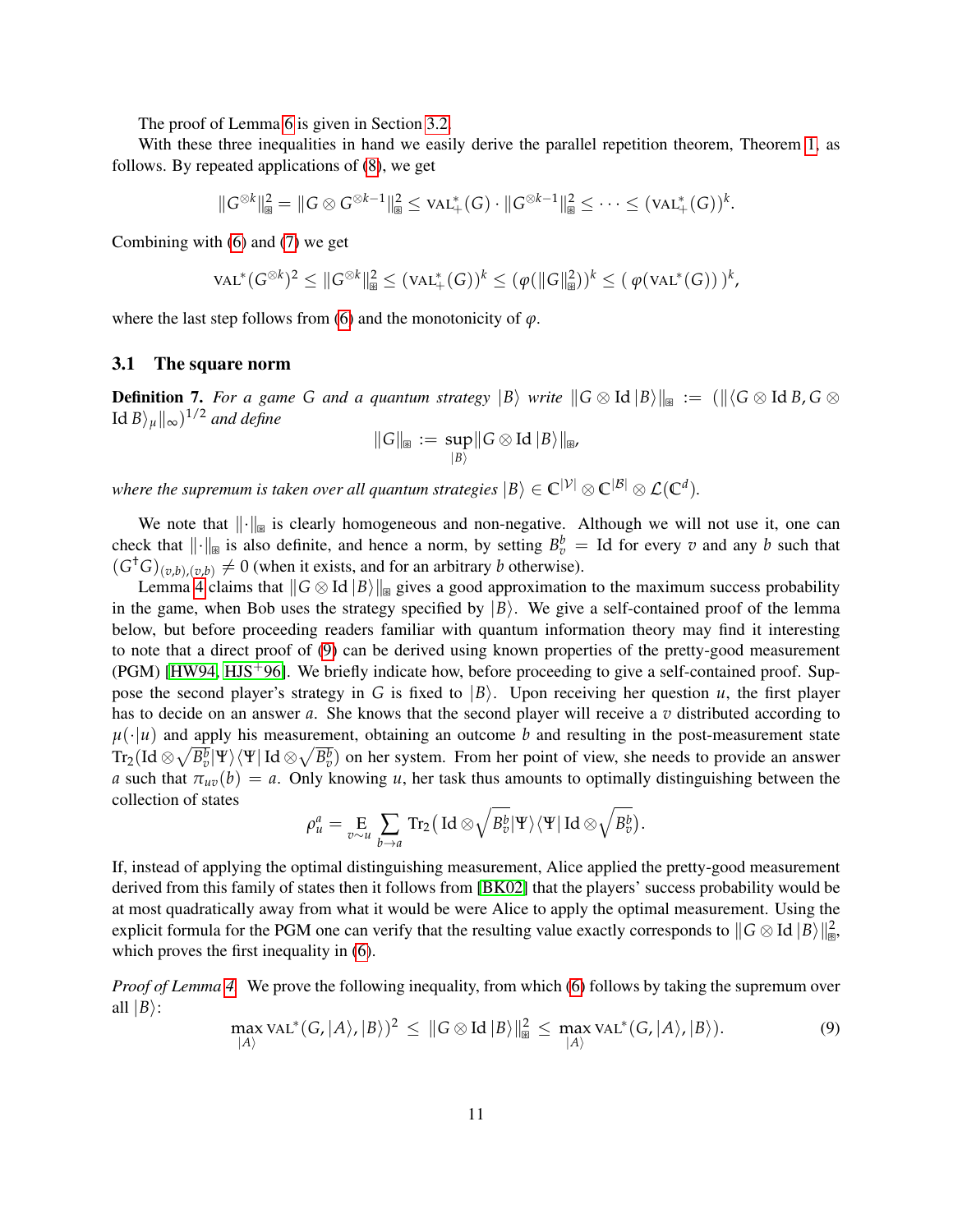The proof of Lemma 6 is given in Section 3.2.

With these three inequalities in hand we easily derive the parallel repetition theorem, Theorem 1, as follows. By repeated applications of (8), we get

$$\|G^{\otimes k}\|_{\boxtimes}^2 = \|G \otimes G^{\otimes k-1}\|_{\boxtimes}^2 \leq \mathrm{VAL}_+^*(G) \cdot \|G^{\otimes k-1}\|_{\boxtimes}^2 \leq \cdots \leq (\mathrm{VAL}_+^*(G))^k.$$

Combining with (6) and (7) we get

$$\mathrm{VAL}^*(G^{\otimes k})^2 \leq \|G^{\otimes k}\|_{\boxtimes}^2 \leq (\mathrm{VAL}_+^*(G))^k \leq (\varphi(\|G\|_{\boxtimes}^2))^k \leq (\,\varphi(\mathrm{VAL}^*(G))\,)^k,$$

where the last step follows from (6) and the monotonicity of $\varphi$.

### 3.1 The square norm

**Definition 7.** *For a game $G$ and a quantum strategy $|B\rangle$ write $\|G \otimes \mathrm{Id}\,|B\rangle\|_{\boxtimes} := (\|\langle G \otimes \mathrm{Id}\,B, G \otimes \mathrm{Id}\,B\rangle_\mu\|_\infty)^{1/2}$ and define*

$$\|G\|_{\boxtimes} := \sup_{|B\rangle} \|G \otimes \mathrm{Id}\,|B\rangle\|_{\boxtimes},$$

*where the supremum is taken over all quantum strategies $|B\rangle \in \mathbb{C}^{|\mathcal{V}|} \otimes \mathbb{C}^{|\mathcal{B}|} \otimes \mathcal{L}(\mathbb{C}^d)$.*

We note that $\|\cdot\|_{\boxtimes}$ is clearly homogeneous and non-negative. Although we will not use it, one can check that $\|\cdot\|_{\boxtimes}$ is also definite, and hence a norm, by setting $B_v^b = \mathrm{Id}$ for every $v$ and any $b$ such that $(G^\dagger G)_{(v,b),(v,b)} \neq 0$ (when it exists, and for an arbitrary $b$ otherwise).

Lemma 4 claims that $\|G \otimes \mathrm{Id}\,|B\rangle\|_{\boxtimes}$ gives a good approximation to the maximum success probability in the game, when Bob uses the strategy specified by $|B\rangle$. We give a self-contained proof of the lemma below, but before proceeding readers familiar with quantum information theory may find it interesting to note that a direct proof of (9) can be derived using known properties of the pretty-good measurement (PGM) [HW94, HJS+96]. We briefly indicate how, before proceeding to give a self-contained proof. Suppose the second player's strategy in $G$ is fixed to $|B\rangle$. Upon receiving her question $u$, the first player has to decide on an answer $a$. She knows that the second player will receive a $v$ distributed according to $\mu(\cdot|u)$ and apply his measurement, obtaining an outcome $b$ and resulting in the post-measurement state $\mathrm{Tr}_2(\mathrm{Id} \otimes \sqrt{B_v^b}|\Psi\rangle\langle\Psi|\,\mathrm{Id} \otimes \sqrt{B_v^b})$ on her system. From her point of view, she needs to provide an answer $a$ such that $\pi_{uv}(b) = a$. Only knowing $u$, her task thus amounts to optimally distinguishing between the collection of states

$$\rho_u^a = \mathop{\mathrm{E}}_{v \sim u} \sum_{b \to a} \mathrm{Tr}_2\big(\,\mathrm{Id} \otimes \sqrt{B_v^b}|\Psi\rangle\langle\Psi|\,\mathrm{Id} \otimes \sqrt{B_v^b}\big).$$

If, instead of applying the optimal distinguishing measurement, Alice applied the pretty-good measurement derived from this family of states then it follows from [BK02] that the players' success probability would be at most quadratically away from what it would be were Alice to apply the optimal measurement. Using the explicit formula for the PGM one can verify that the resulting value exactly corresponds to $\|G \otimes \mathrm{Id}\,|B\rangle\|_{\boxtimes}^2$, which proves the first inequality in (6).

*Proof of Lemma 4.* We prove the following inequality, from which (6) follows by taking the supremum over all $|B\rangle$:

$$\max_{|A\rangle} \mathrm{VAL}^*(G, |A\rangle, |B\rangle)^2 \;\leq\; \|G \otimes \mathrm{Id}\,|B\rangle\|_{\boxtimes}^2 \;\leq\; \max_{|A\rangle} \mathrm{VAL}^*(G, |A\rangle, |B\rangle). \tag{9}$$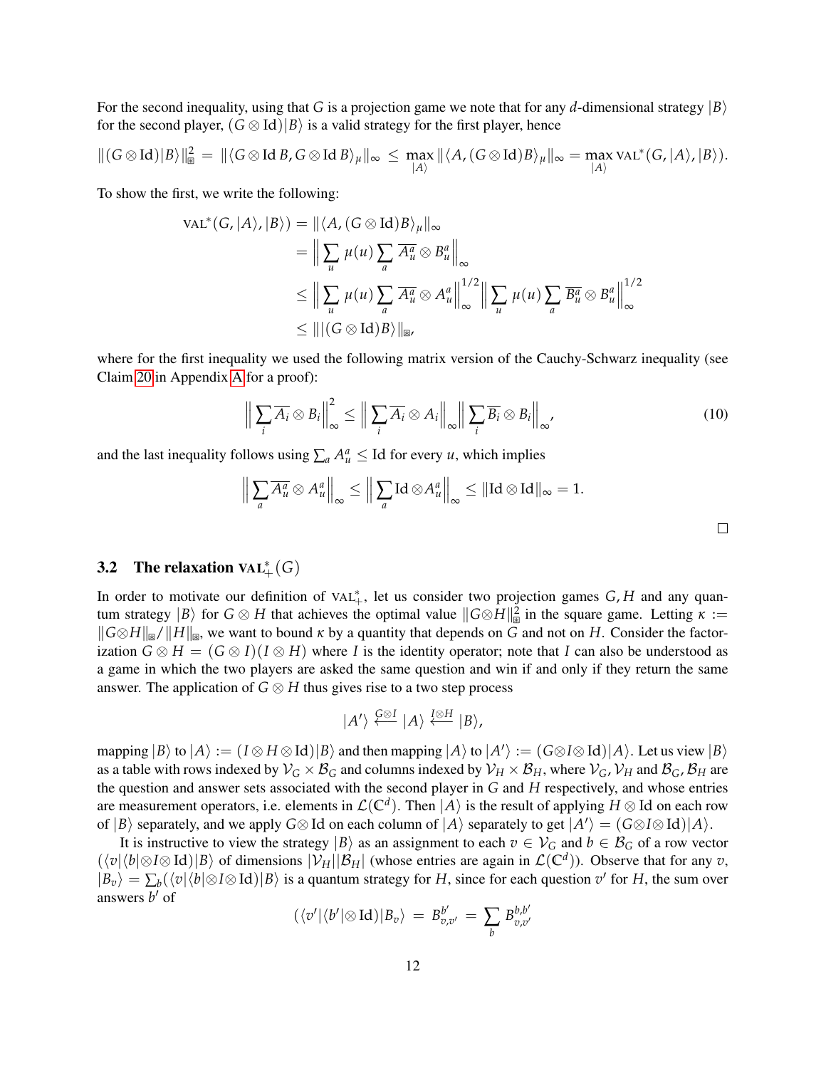For the second inequality, using that $G$ is a projection game we note that for any $d$-dimensional strategy $|B\rangle$ for the second player, $(G \otimes \mathrm{Id})|B\rangle$ is a valid strategy for the first player, hence

$$\|(G \otimes \mathrm{Id})|B\rangle\|_{\boxtimes}^2 = \|\langle G \otimes \mathrm{Id}\, B, G \otimes \mathrm{Id}\, B\rangle_\mu\|_\infty \le \max_{|A\rangle} \|\langle A, (G \otimes \mathrm{Id})B\rangle_\mu\|_\infty = \max_{|A\rangle} \mathrm{VAL}^*(G, |A\rangle, |B\rangle).$$

To show the first, we write the following:

$$\begin{aligned}
\mathrm{VAL}^*(G, |A\rangle, |B\rangle) &= \|\langle A, (G \otimes \mathrm{Id})B\rangle_\mu\|_\infty \\
&= \Big\| \sum_u \mu(u) \sum_a \overline{A_u^a} \otimes B_u^a \Big\|_\infty \\
&\le \Big\| \sum_u \mu(u) \sum_a \overline{A_u^a} \otimes A_u^a \Big\|_\infty^{1/2} \Big\| \sum_u \mu(u) \sum_a \overline{B_u^a} \otimes B_u^a \Big\|_\infty^{1/2} \\
&\le \||(G \otimes \mathrm{Id})B\rangle\|_{\boxtimes},
\end{aligned}$$

where for the first inequality we used the following matrix version of the Cauchy-Schwarz inequality (see Claim 20 in Appendix A for a proof):

$$\Big\| \sum_i \overline{A_i} \otimes B_i \Big\|_\infty^2 \le \Big\| \sum_i \overline{A_i} \otimes A_i \Big\|_\infty \Big\| \sum_i \overline{B_i} \otimes B_i \Big\|_\infty, \tag{10}$$

and the last inequality follows using $\sum_a A_u^a \le \mathrm{Id}$ for every $u$, which implies

$$\Big\| \sum_a \overline{A_u^a} \otimes A_u^a \Big\|_\infty \le \Big\| \sum_a \mathrm{Id} \otimes A_u^a \Big\|_\infty \le \|\mathrm{Id} \otimes \mathrm{Id}\|_\infty = 1.$$

□

## 3.2 The relaxation $\mathrm{VAL}_+^*(G)$

In order to motivate our definition of $\mathrm{VAL}_+^*$, let us consider two projection games $G, H$ and any quantum strategy $|B\rangle$ for $G \otimes H$ that achieves the optimal value $\|G \otimes H\|_{\boxtimes}^2$ in the square game. Letting $\kappa := \|G \otimes H\|_{\boxtimes} / \|H\|_{\boxtimes}$, we want to bound $\kappa$ by a quantity that depends on $G$ and not on $H$. Consider the factorization $G \otimes H = (G \otimes I)(I \otimes H)$ where $I$ is the identity operator; note that $I$ can also be understood as a game in which the two players are asked the same question and win if and only if they return the same answer. The application of $G \otimes H$ thus gives rise to a two step process

$$|A'\rangle \xleftarrow{G \otimes I} |A\rangle \xleftarrow{I \otimes H} |B\rangle,$$

mapping $|B\rangle$ to $|A\rangle := (I \otimes H \otimes \mathrm{Id})|B\rangle$ and then mapping $|A\rangle$ to $|A'\rangle := (G \otimes I \otimes \mathrm{Id})|A\rangle$. Let us view $|B\rangle$ as a table with rows indexed by $\mathcal{V}_G \times \mathcal{B}_G$ and columns indexed by $\mathcal{V}_H \times \mathcal{B}_H$, where $\mathcal{V}_G, \mathcal{V}_H$ and $\mathcal{B}_G, \mathcal{B}_H$ are the question and answer sets associated with the second player in $G$ and $H$ respectively, and whose entries are measurement operators, i.e. elements in $\mathcal{L}(\mathbb{C}^d)$. Then $|A\rangle$ is the result of applying $H \otimes \mathrm{Id}$ on each row of $|B\rangle$ separately, and we apply $G \otimes \mathrm{Id}$ on each column of $|A\rangle$ separately to get $|A'\rangle = (G \otimes I \otimes \mathrm{Id})|A\rangle$.

It is instructive to view the strategy $|B\rangle$ as an assignment to each $v \in \mathcal{V}_G$ and $b \in \mathcal{B}_G$ of a row vector $(\langle v|\langle b| \otimes I \otimes \mathrm{Id})|B\rangle$ of dimensions $|\mathcal{V}_H||\mathcal{B}_H|$ (whose entries are again in $\mathcal{L}(\mathbb{C}^d)$). Observe that for any $v$, $|B_v\rangle = \sum_b (\langle v|\langle b| \otimes I \otimes \mathrm{Id})|B\rangle$ is a quantum strategy for $H$, since for each question $v'$ for $H$, the sum over answers $b'$ of

$$(\langle v'|\langle b'| \otimes \mathrm{Id})|B_v\rangle = B_{v,v'}^{b'} = \sum_b B_{v,v'}^{b,b'}$$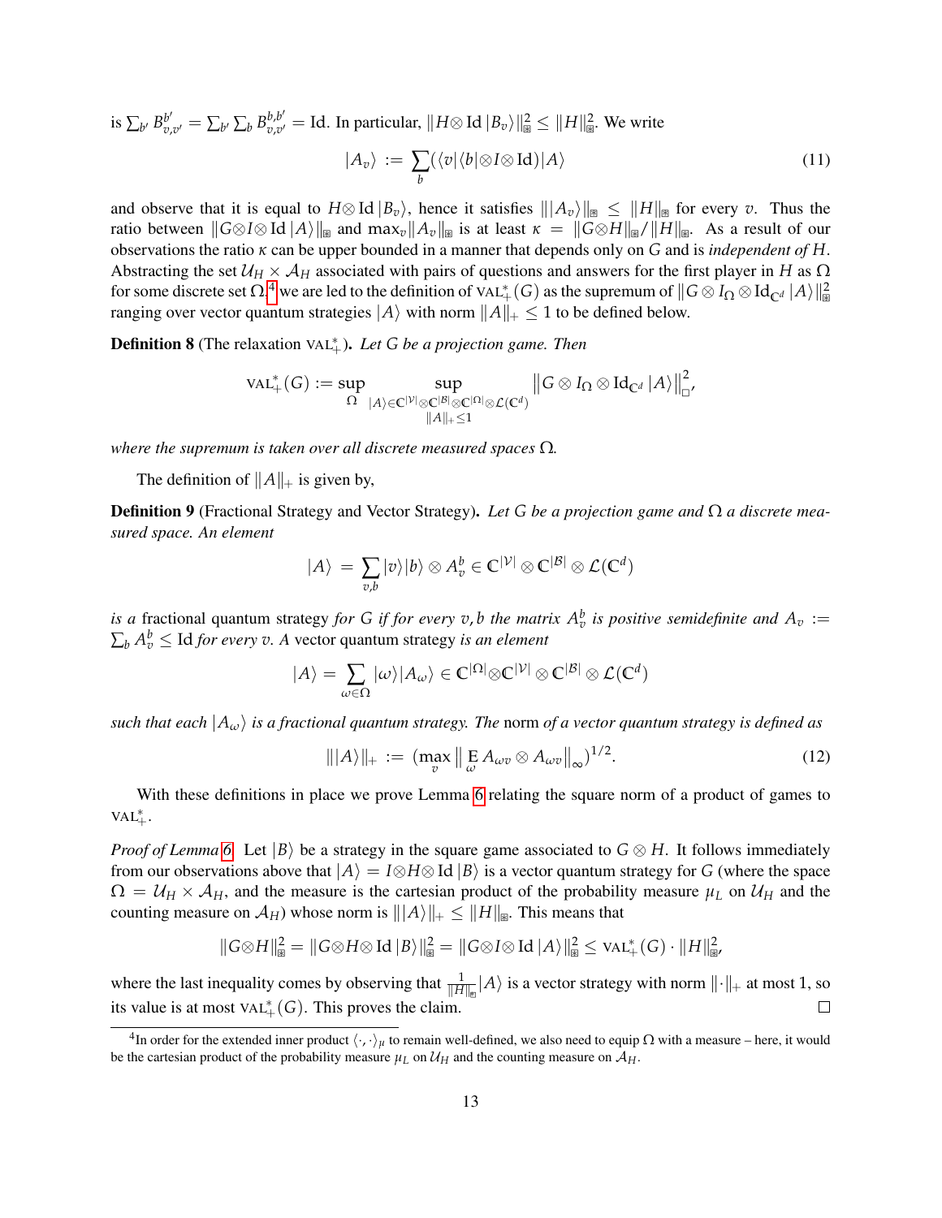is $\sum_{b'} B_{v,v'}^{b'} = \sum_{b'} \sum_b B_{v,v'}^{b,b'} = \mathrm{Id}$. In particular, $\|H \otimes \mathrm{Id}\, |B_v\rangle\|_{\boxtimes}^2 \le \|H\|_{\boxtimes}^2$. We write

$$|A_v\rangle := \sum_b (\langle v|\langle b| \otimes I \otimes \mathrm{Id})|A\rangle \tag{11}$$

and observe that it is equal to $H \otimes \mathrm{Id}\, |B_v\rangle$, hence it satisfies $\||A_v\rangle\|_{\boxtimes} \le \|H\|_{\boxtimes}$ for every $v$. Thus the ratio between $\|G \otimes I \otimes \mathrm{Id}\, |A\rangle\|_{\boxtimes}$ and $\max_v \|A_v\|_{\boxtimes}$ is at least $\kappa = \|G \otimes H\|_{\boxtimes} / \|H\|_{\boxtimes}$. As a result of our observations the ratio $\kappa$ can be upper bounded in a manner that depends only on $G$ and is *independent of* $H$. Abstracting the set $\mathcal{U}_H \times \mathcal{A}_H$ associated with pairs of questions and answers for the first player in $H$ as $\Omega$ for some discrete set $\Omega$,[4] we are led to the definition of $\mathrm{VAL}_+^*(G)$ as the supremum of $\|G \otimes I_\Omega \otimes \mathrm{Id}_{\mathbb{C}^d}\, |A\rangle\|_{\boxtimes}^2$ ranging over vector quantum strategies $|A\rangle$ with norm $\|A\|_+ \le 1$ to be defined below.

**Definition 8** (The relaxation $\mathrm{VAL}_+^*$). *Let $G$ be a projection game. Then*

$$\mathrm{VAL}_+^*(G) := \sup_{\Omega} \sup_{\substack{|A\rangle \in \mathbb{C}^{|\mathcal{V}|} \otimes \mathbb{C}^{|\mathcal{B}|} \otimes \mathbb{C}^{|\Omega|} \otimes \mathcal{L}(\mathbb{C}^d) \\ \|A\|_+ \le 1}} \left\| G \otimes I_\Omega \otimes \mathrm{Id}_{\mathbb{C}^d}\, |A\rangle \right\|_{\square}^2,$$

*where the supremum is taken over all discrete measured spaces $\Omega$.*

The definition of $\|A\|_+$ is given by,

**Definition 9** (Fractional Strategy and Vector Strategy). *Let $G$ be a projection game and $\Omega$ a discrete measured space. An element*

$$|A\rangle = \sum_{v,b} |v\rangle|b\rangle \otimes A_v^b \in \mathbb{C}^{|\mathcal{V}|} \otimes \mathbb{C}^{|\mathcal{B}|} \otimes \mathcal{L}(\mathbb{C}^d)$$

*is a* fractional quantum strategy *for $G$ if for every $v, b$ the matrix $A_v^b$ is positive semidefinite and $A_v := \sum_b A_v^b \le \mathrm{Id}$ for every $v$. A* vector quantum strategy *is an element*

$$|A\rangle = \sum_{\omega \in \Omega} |\omega\rangle |A_\omega\rangle \in \mathbb{C}^{|\Omega|} \otimes \mathbb{C}^{|\mathcal{V}|} \otimes \mathbb{C}^{|\mathcal{B}|} \otimes \mathcal{L}(\mathbb{C}^d)$$

*such that each $|A_\omega\rangle$ is a fractional quantum strategy. The* norm *of a vector quantum strategy is defined as*

$$\||A\rangle\|_+ := \left(\max_v \left\| \mathop{\mathrm{E}}_{\omega} A_{\omega v} \otimes A_{\omega v} \right\|_\infty\right)^{1/2}. \tag{12}$$

With these definitions in place we prove Lemma 6 relating the square norm of a product of games to $\mathrm{VAL}_+^*$.

*Proof of Lemma 6.* Let $|B\rangle$ be a strategy in the square game associated to $G \otimes H$. It follows immediately from our observations above that $|A\rangle = I \otimes H \otimes \mathrm{Id}\, |B\rangle$ is a vector quantum strategy for $G$ (where the space $\Omega = \mathcal{U}_H \times \mathcal{A}_H$, and the measure is the cartesian product of the probability measure $\mu_L$ on $\mathcal{U}_H$ and the counting measure on $\mathcal{A}_H$) whose norm is $\||A\rangle\|_+ \le \|H\|_{\boxtimes}$. This means that

$$\|G \otimes H\|_{\boxtimes}^2 = \|G \otimes H \otimes \mathrm{Id}\, |B\rangle\|_{\boxtimes}^2 = \|G \otimes I \otimes \mathrm{Id}\, |A\rangle\|_{\boxtimes}^2 \le \mathrm{VAL}_+^*(G) \cdot \|H\|_{\boxtimes}^2,$$

where the last inequality comes by observing that $\frac{1}{\|H\|_{\boxtimes}} |A\rangle$ is a vector strategy with norm $\|\cdot\|_+$ at most 1, so its value is at most $\mathrm{VAL}_+^*(G)$. This proves the claim. $\square$

[4] In order for the extended inner product $\langle \cdot, \cdot \rangle_\mu$ to remain well-defined, we also need to equip $\Omega$ with a measure – here, it would be the cartesian product of the probability measure $\mu_L$ on $\mathcal{U}_H$ and the counting measure on $\mathcal{A}_H$.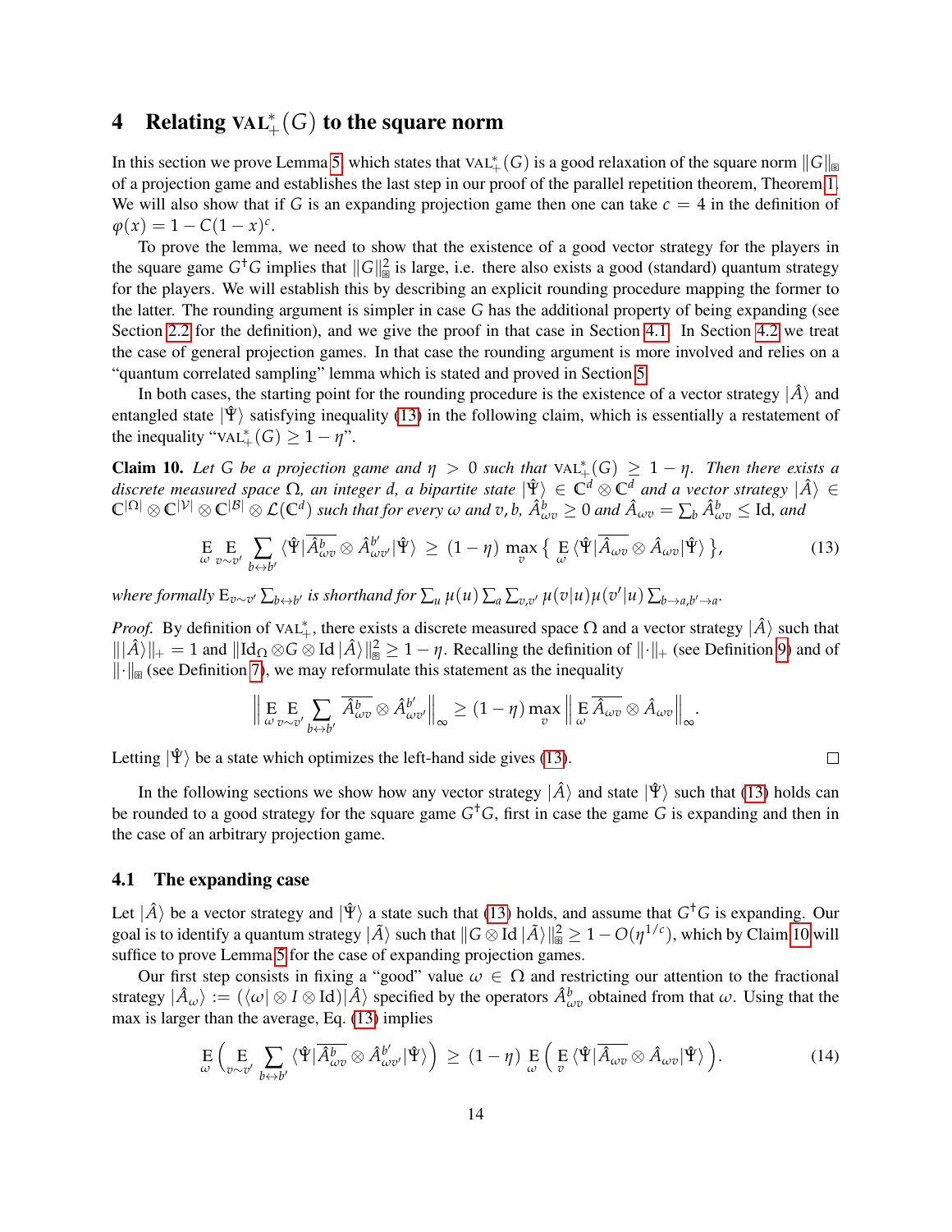## 4 Relating $\text{VAL}^*_+(G)$ to the square norm

In this section we prove Lemma 5, which states that $\text{VAL}^*_+(G)$ is a good relaxation of the square norm $\|G\|_{⊠}$ of a projection game and establishes the last step in our proof of the parallel repetition theorem, Theorem 1. We will also show that if $G$ is an expanding projection game then one can take $c = 4$ in the definition of $\varphi(x) = 1 - C(1-x)^c$.

To prove the lemma, we need to show that the existence of a good vector strategy for the players in the square game $G^\dagger G$ implies that $\|G\|^2_{⊠}$ is large, i.e. there also exists a good (standard) quantum strategy for the players. We will establish this by describing an explicit rounding procedure mapping the former to the latter. The rounding argument is simpler in case $G$ has the additional property of being expanding (see Section 2.2 for the definition), and we give the proof in that case in Section 4.1. In Section 4.2 we treat the case of general projection games. In that case the rounding argument is more involved and relies on a "quantum correlated sampling" lemma which is stated and proved in Section 5.

In both cases, the starting point for the rounding procedure is the existence of a vector strategy $|\hat{A}\rangle$ and entangled state $|\hat{\Psi}\rangle$ satisfying inequality (13) in the following claim, which is essentially a restatement of the inequality "$\text{VAL}^*_+(G) \geq 1-\eta$".

**Claim 10.** *Let $G$ be a projection game and $\eta > 0$ such that $\text{VAL}^*_+(G) \geq 1-\eta$. Then there exists a discrete measured space $\Omega$, an integer $d$, a bipartite state $|\hat{\Psi}\rangle \in \mathbb{C}^d \otimes \mathbb{C}^d$ and a vector strategy $|\hat{A}\rangle \in \mathbb{C}^{|\Omega|} \otimes \mathbb{C}^{|\mathcal{V}|} \otimes \mathbb{C}^{|\mathcal{B}|} \otimes \mathcal{L}(\mathbb{C}^d)$ such that for every $\omega$ and $v, b$, $\hat{A}^b_{\omega v} \geq 0$ and $\hat{A}_{\omega v} = \sum_b \hat{A}^b_{\omega v} \leq \text{Id}$, and*

$$\mathop{\mathrm{E}}_{\omega} \mathop{\mathrm{E}}_{v\sim v'} \sum_{b\leftrightarrow b'} \langle\hat{\Psi}|\overline{\hat{A}^b_{\omega v}} \otimes \hat{A}^{b'}_{\omega v'}|\hat{\Psi}\rangle \;\geq\; (1-\eta) \max_v \Big\{ \mathop{\mathrm{E}}_{\omega} \langle\hat{\Psi}|\overline{\hat{A}_{\omega v}} \otimes \hat{A}_{\omega v}|\hat{\Psi}\rangle \Big\}, \tag{13}$$

*where formally $\mathrm{E}_{v\sim v'} \sum_{b\leftrightarrow b'}$ is shorthand for $\sum_u \mu(u) \sum_a \sum_{v,v'} \mu(v|u)\mu(v'|u) \sum_{b\to a, b'\to a}$.*

*Proof.* By definition of $\text{VAL}^*_+$, there exists a discrete measured space $\Omega$ and a vector strategy $|\hat{A}\rangle$ such that $\||\hat{A}\rangle\|_+ = 1$ and $\|\text{Id}_\Omega \otimes G \otimes \text{Id}\,|\hat{A}\rangle\|^2_{⊠} \geq 1-\eta$. Recalling the definition of $\|\cdot\|_+$ (see Definition 9) and of $\|\cdot\|_{⊠}$ (see Definition 7), we may reformulate this statement as the inequality

$$\Big\| \mathop{\mathrm{E}}_{\omega} \mathop{\mathrm{E}}_{v\sim v'} \sum_{b\leftrightarrow b'} \overline{\hat{A}^b_{\omega v}} \otimes \hat{A}^{b'}_{\omega v'} \Big\|_\infty \geq (1-\eta) \max_v \Big\| \mathop{\mathrm{E}}_{\omega} \overline{\hat{A}_{\omega v}} \otimes \hat{A}_{\omega v} \Big\|_\infty.$$

Letting $|\hat{\Psi}\rangle$ be a state which optimizes the left-hand side gives (13). □

In the following sections we show how any vector strategy $|\hat{A}\rangle$ and state $|\hat{\Psi}\rangle$ such that (13) holds can be rounded to a good strategy for the square game $G^\dagger G$, first in case the game $G$ is expanding and then in the case of an arbitrary projection game.

### 4.1 The expanding case

Let $|\hat{A}\rangle$ be a vector strategy and $|\hat{\Psi}\rangle$ a state such that (13) holds, and assume that $G^\dagger G$ is expanding. Our goal is to identify a quantum strategy $|\tilde{A}\rangle$ such that $\|G \otimes \text{Id}\,|\tilde{A}\rangle\|^2_{⊠} \geq 1 - O(\eta^{1/c})$, which by Claim 10 will suffice to prove Lemma 5 for the case of expanding projection games.

Our first step consists in fixing a "good" value $\omega \in \Omega$ and restricting our attention to the fractional strategy $|\hat{A}_\omega\rangle := (\langle\omega| \otimes I \otimes \text{Id})|\hat{A}\rangle$ specified by the operators $\hat{A}^b_{\omega v}$ obtained from that $\omega$. Using that the max is larger than the average, Eq. (13) implies

$$\mathop{\mathrm{E}}_{\omega} \Big( \mathop{\mathrm{E}}_{v\sim v'} \sum_{b\leftrightarrow b'} \langle\hat{\Psi}|\overline{\hat{A}^b_{\omega v}} \otimes \hat{A}^{b'}_{\omega v'}|\hat{\Psi}\rangle \Big) \;\geq\; (1-\eta) \mathop{\mathrm{E}}_{\omega} \Big( \mathop{\mathrm{E}}_{v} \langle\hat{\Psi}|\overline{\hat{A}_{\omega v}} \otimes \hat{A}_{\omega v}|\hat{\Psi}\rangle \Big). \tag{14}$$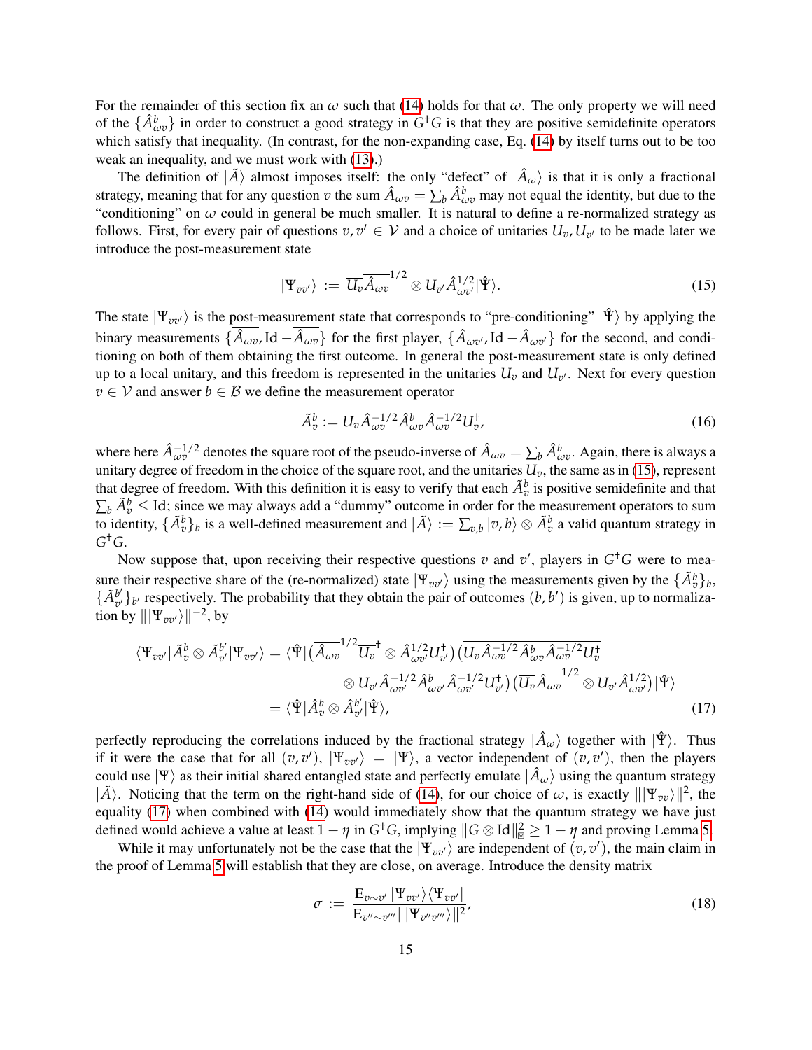For the remainder of this section fix an $\omega$ such that (14) holds for that $\omega$. The only property we will need of the $\{\hat{A}^b_{\omega v}\}$ in order to construct a good strategy in $G^\dagger G$ is that they are positive semidefinite operators which satisfy that inequality. (In contrast, for the non-expanding case, Eq. (14) by itself turns out to be too weak an inequality, and we must work with (13).)

The definition of $|\tilde{A}\rangle$ almost imposes itself: the only "defect" of $|\hat{A}_\omega\rangle$ is that it is only a fractional strategy, meaning that for any question $v$ the sum $\hat{A}_{\omega v} = \sum_b \hat{A}^b_{\omega v}$ may not equal the identity, but due to the "conditioning" on $\omega$ could in general be much smaller. It is natural to define a re-normalized strategy as follows. First, for every pair of questions $v, v' \in \mathcal{V}$ and a choice of unitaries $U_v, U_{v'}$ to be made later we introduce the post-measurement state

$$
|\Psi_{vv'}\rangle := \overline{U_v \hat{A}_{\omega v}}^{1/2} \otimes U_{v'} \hat{A}^{1/2}_{\omega v'} |\hat{\Psi}\rangle. \tag{15}
$$

The state $|\Psi_{vv'}\rangle$ is the post-measurement state that corresponds to "pre-conditioning" $|\hat{\Psi}\rangle$ by applying the binary measurements $\{\overline{\hat{A}_{\omega v}}, \mathrm{Id} - \overline{\hat{A}_{\omega v}}\}$ for the first player, $\{\hat{A}_{\omega v'}, \mathrm{Id} - \hat{A}_{\omega v'}\}$ for the second, and conditioning on both of them obtaining the first outcome. In general the post-measurement state is only defined up to a local unitary, and this freedom is represented in the unitaries $U_v$ and $U_{v'}$. Next for every question $v \in \mathcal{V}$ and answer $b \in \mathcal{B}$ we define the measurement operator

$$
\tilde{A}^b_v := U_v \hat{A}^{-1/2}_{\omega v} \hat{A}^b_{\omega v} \hat{A}^{-1/2}_{\omega v} U_v^\dagger, \tag{16}
$$

where here $\hat{A}^{-1/2}_{\omega v}$ denotes the square root of the pseudo-inverse of $\hat{A}_{\omega v} = \sum_b \hat{A}^b_{\omega v}$. Again, there is always a unitary degree of freedom in the choice of the square root, and the unitaries $U_v$, the same as in (15), represent that degree of freedom. With this definition it is easy to verify that each $\tilde{A}^b_v$ is positive semidefinite and that $\sum_b \tilde{A}^b_v \leq \mathrm{Id}$; since we may always add a "dummy" outcome in order for the measurement operators to sum to identity, $\{\tilde{A}^b_v\}_b$ is a well-defined measurement and $|\tilde{A}\rangle := \sum_{v,b} |v, b\rangle \otimes \tilde{A}^b_v$ a valid quantum strategy in $G^\dagger G$.

Now suppose that, upon receiving their respective questions $v$ and $v'$, players in $G^\dagger G$ were to measure their respective share of the (re-normalized) state $|\Psi_{vv'}\rangle$ using the measurements given by the $\{\overline{\tilde{A}^b_v}\}_b$, $\{\tilde{A}^{b'}_{v'}\}_{b'}$ respectively. The probability that they obtain the pair of outcomes $(b, b')$ is given, up to normalization by $\||\Psi_{vv'}\rangle\|^{-2}$, by

$$
\begin{aligned}
\langle \Psi_{vv'} | \tilde{A}^b_v \otimes \tilde{A}^{b'}_{v'} | \Psi_{vv'} \rangle &= \langle \hat{\Psi} | \big( \overline{\hat{A}_{\omega v}}^{1/2} \overline{U_v}^\dagger \otimes \hat{A}^{1/2}_{\omega v'} U^\dagger_{v'} \big) \big( \overline{U_v \hat{A}^{-1/2}_{\omega v} \hat{A}^b_{\omega v} \hat{A}^{-1/2}_{\omega v} U^\dagger_v} \\
&\qquad \otimes U_{v'} \hat{A}^{-1/2}_{\omega v'} \hat{A}^b_{\omega v'} \hat{A}^{-1/2}_{\omega v'} U^\dagger_{v'} \big) \big( \overline{U_v \hat{A}_{\omega v}}^{1/2} \otimes U_{v'} \hat{A}^{1/2}_{\omega v'} \big) |\hat{\Psi}\rangle \\
&= \langle \hat{\Psi} | \hat{A}^b_v \otimes \hat{A}^{b'}_{v'} | \hat{\Psi} \rangle,
\end{aligned} \tag{17}
$$

perfectly reproducing the correlations induced by the fractional strategy $|\hat{A}_\omega\rangle$ together with $|\hat{\Psi}\rangle$. Thus if it were the case that for all $(v, v')$, $|\Psi_{vv'}\rangle = |\Psi\rangle$, a vector independent of $(v, v')$, then the players could use $|\Psi\rangle$ as their initial shared entangled state and perfectly emulate $|\hat{A}_\omega\rangle$ using the quantum strategy $|\tilde{A}\rangle$. Noticing that the term on the right-hand side of (14), for our choice of $\omega$, is exactly $\||\Psi_{vv}\rangle\|^2$, the equality (17) when combined with (14) would immediately show that the quantum strategy we have just defined would achieve a value at least $1 - \eta$ in $G^\dagger G$, implying $\|G \otimes \mathrm{Id}\|^2_{\boxplus} \geq 1 - \eta$ and proving Lemma 5.

While it may unfortunately not be the case that the $|\Psi_{vv'}\rangle$ are independent of $(v, v')$, the main claim in the proof of Lemma 5 will establish that they are close, on average. Introduce the density matrix

$$
\sigma := \frac{\mathrm{E}_{v \sim v'} |\Psi_{vv'}\rangle\langle \Psi_{vv'}|}{\mathrm{E}_{v'' \sim v'''} \||\Psi_{v''v'''}\rangle\|^2}, \tag{18}
$$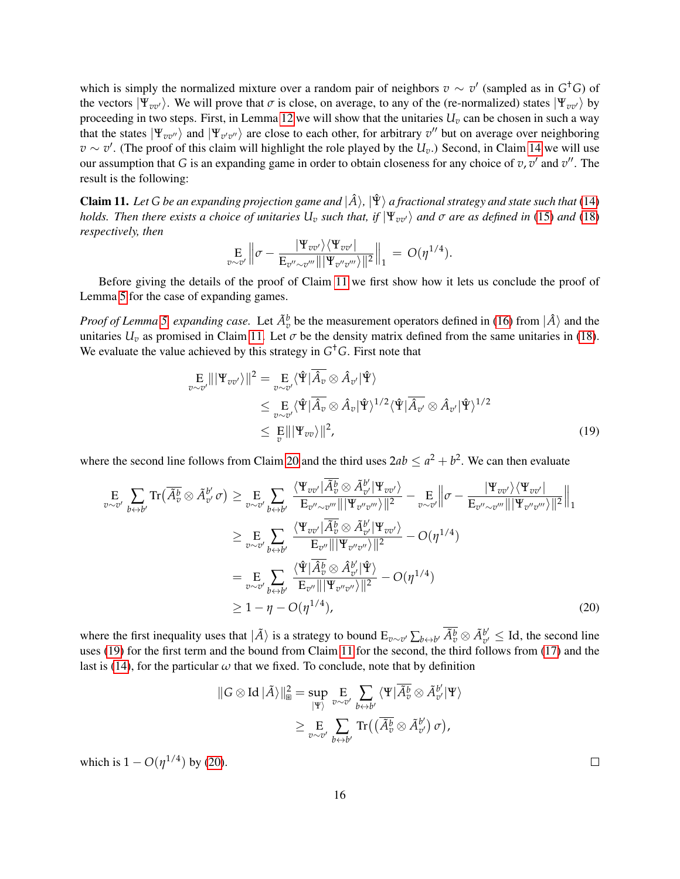which is simply the normalized mixture over a random pair of neighbors $v \sim v'$ (sampled as in $G^\dagger G$) of the vectors $|\Psi_{vv'}\rangle$. We will prove that $\sigma$ is close, on average, to any of the (re-normalized) states $|\Psi_{vv'}\rangle$ by proceeding in two steps. First, in Lemma 12 we will show that the unitaries $U_v$ can be chosen in such a way that the states $|\Psi_{vv''}\rangle$ and $|\Psi_{v'v''}\rangle$ are close to each other, for arbitrary $v''$ but on average over neighboring $v \sim v'$. (The proof of this claim will highlight the role played by the $U_v$.) Second, in Claim 14 we will use our assumption that $G$ is an expanding game in order to obtain closeness for any choice of $v, v'$ and $v''$. The result is the following:

**Claim 11.** *Let $G$ be an expanding projection game and $|\hat{A}\rangle$, $|\hat{\Psi}\rangle$ a fractional strategy and state such that (14) holds. Then there exists a choice of unitaries $U_v$ such that, if $|\Psi_{vv'}\rangle$ and $\sigma$ are as defined in (15) and (18) respectively, then*

$$\mathop{\mathrm{E}}_{v\sim v'} \Big\| \sigma - \frac{|\Psi_{vv'}\rangle\langle\Psi_{vv'}|}{\mathrm{E}_{v''\sim v'''}\||\Psi_{v''v'''}\rangle\|^2} \Big\|_1 = O(\eta^{1/4}).$$

Before giving the details of the proof of Claim 11 we first show how it lets us conclude the proof of Lemma 5 for the case of expanding games.

*Proof of Lemma 5, expanding case.* Let $\tilde{A}_v^b$ be the measurement operators defined in (16) from $|\hat{A}\rangle$ and the unitaries $U_v$ as promised in Claim 11. Let $\sigma$ be the density matrix defined from the same unitaries in (18). We evaluate the value achieved by this strategy in $G^\dagger G$. First note that

$$\begin{aligned}
\mathop{\mathrm{E}}_{v\sim v'} \||\Psi_{vv'}\rangle\|^2 &= \mathop{\mathrm{E}}_{v\sim v'} \langle\hat{\Psi}|\overline{\hat{A}_v} \otimes \hat{A}_{v'}|\hat{\Psi}\rangle \\
&\leq \mathop{\mathrm{E}}_{v\sim v'} \langle\hat{\Psi}|\overline{\hat{A}_v} \otimes \hat{A}_v|\hat{\Psi}\rangle^{1/2} \langle\hat{\Psi}|\overline{\hat{A}_{v'}} \otimes \hat{A}_{v'}|\hat{\Psi}\rangle^{1/2} \\
&\leq \mathop{\mathrm{E}}_{v} \||\Psi_{vv}\rangle\|^2, \qquad (19)
\end{aligned}$$

where the second line follows from Claim 20 and the third uses $2ab \leq a^2 + b^2$. We can then evaluate

$$\begin{aligned}
\mathop{\mathrm{E}}_{v\sim v'} \sum_{b\leftrightarrow b'} \mathrm{Tr}\big(\overline{\tilde{A}_v^b} \otimes \tilde{A}_{v'}^{b'} \sigma\big) &\geq \mathop{\mathrm{E}}_{v\sim v'} \sum_{b\leftrightarrow b'} \frac{\langle\Psi_{vv'}|\overline{\tilde{A}_v^b} \otimes \tilde{A}_{v'}^{b'}|\Psi_{vv'}\rangle}{\mathrm{E}_{v''\sim v'''}\||\Psi_{v''v'''}\rangle\|^2} - \mathop{\mathrm{E}}_{v\sim v'} \Big\| \sigma - \frac{|\Psi_{vv'}\rangle\langle\Psi_{vv'}|}{\mathrm{E}_{v''\sim v'''}\||\Psi_{v''v'''}\rangle\|^2} \Big\|_1 \\
&\geq \mathop{\mathrm{E}}_{v\sim v'} \sum_{b\leftrightarrow b'} \frac{\langle\Psi_{vv'}|\overline{\tilde{A}_v^b} \otimes \tilde{A}_{v'}^{b'}|\Psi_{vv'}\rangle}{\mathrm{E}_{v''}\||\Psi_{v''v''}\rangle\|^2} - O(\eta^{1/4}) \\
&= \mathop{\mathrm{E}}_{v\sim v'} \sum_{b\leftrightarrow b'} \frac{\langle\hat{\Psi}|\overline{\hat{A}_v^b} \otimes \hat{A}_{v'}^{b'}|\hat{\Psi}\rangle}{\mathrm{E}_{v''}\||\Psi_{v''v''}\rangle\|^2} - O(\eta^{1/4}) \\
&\geq 1 - \eta - O(\eta^{1/4}), \qquad (20)
\end{aligned}$$

where the first inequality uses that $|\tilde{A}\rangle$ is a strategy to bound $\mathrm{E}_{v\sim v'} \sum_{b\leftrightarrow b'} \overline{\tilde{A}_v^b} \otimes \tilde{A}_{v'}^{b'} \leq \mathrm{Id}$, the second line uses (19) for the first term and the bound from Claim 11 for the second, the third follows from (17) and the last is (14), for the particular $\omega$ that we fixed. To conclude, note that by definition

$$\begin{aligned}
\|G \otimes \mathrm{Id}\,|\tilde{A}\rangle\|_{\boxtimes}^2 &= \sup_{|\Psi\rangle} \mathop{\mathrm{E}}_{v\sim v'} \sum_{b\leftrightarrow b'} \langle\Psi|\overline{\tilde{A}_v^b} \otimes \tilde{A}_{v'}^{b'}|\Psi\rangle \\
&\geq \mathop{\mathrm{E}}_{v\sim v'} \sum_{b\leftrightarrow b'} \mathrm{Tr}\big(\big(\overline{\tilde{A}_v^b} \otimes \tilde{A}_{v'}^{b'}\big)\,\sigma\big),
\end{aligned}$$

which is $1 - O(\eta^{1/4})$ by (20). $\square$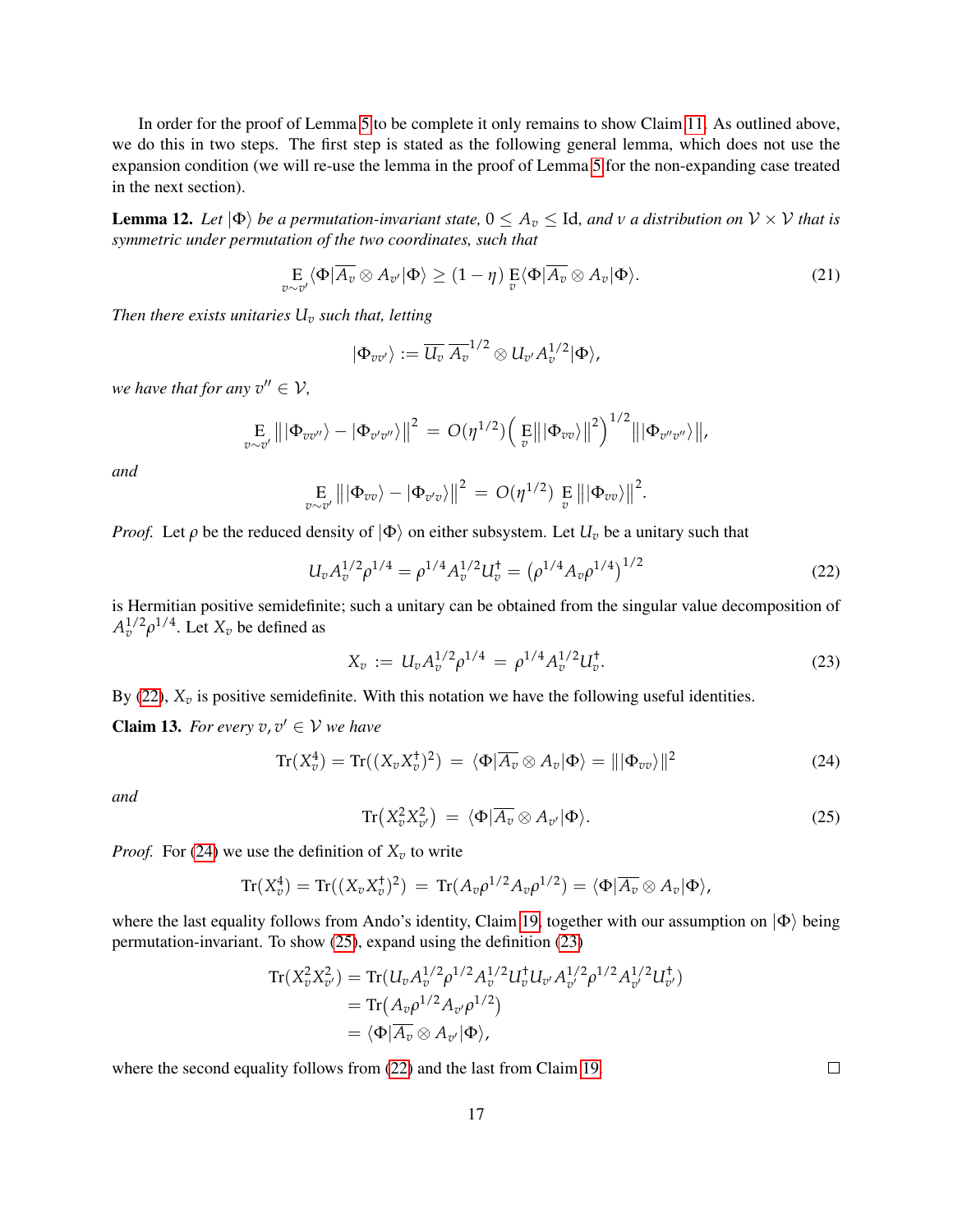In order for the proof of Lemma 5 to be complete it only remains to show Claim 11. As outlined above, we do this in two steps. The first step is stated as the following general lemma, which does not use the expansion condition (we will re-use the lemma in the proof of Lemma 5 for the non-expanding case treated in the next section).

**Lemma 12.** *Let $|\Phi\rangle$ be a permutation-invariant state, $0 \le A_v \le \mathrm{Id}$, and $\nu$ a distribution on $\mathcal{V} \times \mathcal{V}$ that is symmetric under permutation of the two coordinates, such that*

$$\operatorname*{E}_{v \sim v'} \langle \Phi | \overline{A_v} \otimes A_{v'} | \Phi \rangle \ge (1 - \eta) \operatorname*{E}_{v} \langle \Phi | \overline{A_v} \otimes A_v | \Phi \rangle. \tag{21}$$

*Then there exists unitaries $U_v$ such that, letting*

$$|\Phi_{vv'}\rangle := \overline{U_v}\, \overline{A_v}^{1/2} \otimes U_{v'} A_v^{1/2} |\Phi\rangle,$$

*we have that for any $v'' \in \mathcal{V}$,*

$$\operatorname*{E}_{v \sim v'} \big\| |\Phi_{vv''}\rangle - |\Phi_{v'v''}\rangle \big\|^2 \,=\, O(\eta^{1/2}) \Big( \operatorname*{E}_{v} \big\| |\Phi_{vv}\rangle \big\|^2 \Big)^{1/2} \big\| |\Phi_{v''v''}\rangle \big\|,$$

*and*

$$\operatorname*{E}_{v \sim v'} \big\| |\Phi_{vv}\rangle - |\Phi_{v'v}\rangle \big\|^2 \,=\, O(\eta^{1/2}) \operatorname*{E}_{v} \big\| |\Phi_{vv}\rangle \big\|^2.$$

*Proof.* Let $\rho$ be the reduced density of $|\Phi\rangle$ on either subsystem. Let $U_v$ be a unitary such that

$$U_v A_v^{1/2} \rho^{1/4} = \rho^{1/4} A_v^{1/2} U_v^\dagger = \big(\rho^{1/4} A_v \rho^{1/4}\big)^{1/2} \tag{22}$$

is Hermitian positive semidefinite; such a unitary can be obtained from the singular value decomposition of $A_v^{1/2}\rho^{1/4}$. Let $X_v$ be defined as

$$X_v \,:=\, U_v A_v^{1/2} \rho^{1/4} \,=\, \rho^{1/4} A_v^{1/2} U_v^\dagger. \tag{23}$$

By (22), $X_v$ is positive semidefinite. With this notation we have the following useful identities.

**Claim 13.** *For every $v, v' \in \mathcal{V}$ we have*

$$\mathrm{Tr}(X_v^4) = \mathrm{Tr}((X_v X_v^\dagger)^2) \,=\, \langle \Phi | \overline{A_v} \otimes A_v | \Phi \rangle = \| |\Phi_{vv}\rangle \|^2 \tag{24}$$

*and*

$$\mathrm{Tr}\big(X_v^2 X_{v'}^2\big) \,=\, \langle \Phi | \overline{A_v} \otimes A_{v'} | \Phi \rangle. \tag{25}$$

*Proof.* For (24) we use the definition of $X_v$ to write

$$\mathrm{Tr}(X_v^4) = \mathrm{Tr}((X_v X_v^\dagger)^2) \,=\, \mathrm{Tr}(A_v \rho^{1/2} A_v \rho^{1/2}) = \langle \Phi | \overline{A_v} \otimes A_v | \Phi \rangle,$$

where the last equality follows from Ando's identity, Claim 19, together with our assumption on $|\Phi\rangle$ being permutation-invariant. To show (25), expand using the definition (23)

$$\begin{aligned}
\mathrm{Tr}(X_v^2 X_{v'}^2) &= \mathrm{Tr}(U_v A_v^{1/2} \rho^{1/2} A_v^{1/2} U_v^\dagger U_{v'} A_{v'}^{1/2} \rho^{1/2} A_{v'}^{1/2} U_{v'}^\dagger) \\
&= \mathrm{Tr}\big(A_v \rho^{1/2} A_{v'} \rho^{1/2}\big) \\
&= \langle \Phi | \overline{A_v} \otimes A_{v'} | \Phi \rangle,
\end{aligned}$$

where the second equality follows from (22) and the last from Claim 19. $\square$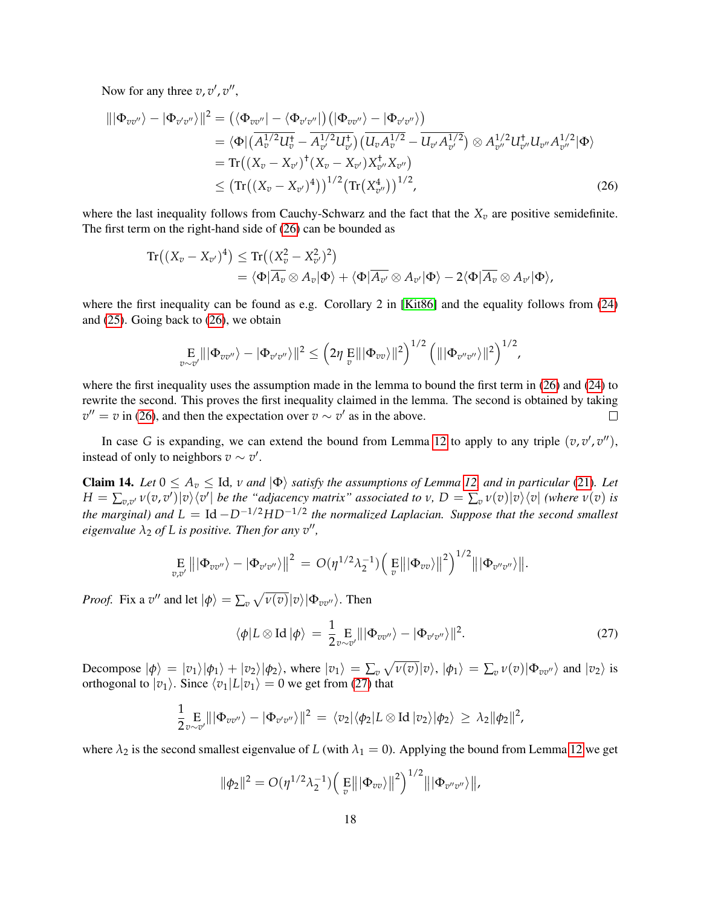Now for any three $v, v', v''$,

$$
\begin{aligned}
\||\Phi_{vv''}\rangle - |\Phi_{v'v''}\rangle\|^2 &= \big(\langle \Phi_{vv''}| - \langle \Phi_{v'v''}|\big)\big(|\Phi_{vv''}\rangle - |\Phi_{v'v''}\rangle\big) \\
&= \langle \Phi| \big(\overline{A_v^{1/2}U_v^\dagger} - \overline{A_{v'}^{1/2}U_{v'}^\dagger}\big)\big(\overline{U_v A_v^{1/2}} - \overline{U_{v'}A_{v'}^{1/2}}\big) \otimes A_{v''}^{1/2}U_{v''}^\dagger U_{v''}A_{v''}^{1/2}|\Phi\rangle \\
&= \mathrm{Tr}\big((X_v - X_{v'})^\dagger (X_v - X_{v'}) X_{v''}^\dagger X_{v''}\big) \\
&\leq \big(\mathrm{Tr}\big((X_v - X_{v'})^4\big)\big)^{1/2}\big(\mathrm{Tr}\big(X_{v''}^4\big)\big)^{1/2},
\end{aligned}
\tag{26}
$$

where the last inequality follows from Cauchy-Schwarz and the fact that the $X_v$ are positive semidefinite. The first term on the right-hand side of (26) can be bounded as

$$
\begin{aligned}
\mathrm{Tr}\big((X_v - X_{v'})^4\big) &\leq \mathrm{Tr}\big((X_v^2 - X_{v'}^2)^2\big) \\
&= \langle \Phi|\overline{A_v} \otimes A_v|\Phi\rangle + \langle \Phi|\overline{A_{v'}} \otimes A_{v'}|\Phi\rangle - 2\langle \Phi|\overline{A_v} \otimes A_{v'}|\Phi\rangle,
\end{aligned}
$$

where the first inequality can be found as e.g. Corollary 2 in [Kit86] and the equality follows from (24) and (25). Going back to (26), we obtain

$$
\mathop{\mathrm{E}}_{v\sim v'} \||\Phi_{vv''}\rangle - |\Phi_{v'v''}\rangle\|^2 \leq \Big(2\eta \mathop{\mathrm{E}}_{v} \||\Phi_{vv}\rangle\|^2\Big)^{1/2} \Big(\||\Phi_{v''v''}\rangle\|^2\Big)^{1/2},
$$

where the first inequality uses the assumption made in the lemma to bound the first term in (26) and (24) to rewrite the second. This proves the first inequality claimed in the lemma. The second is obtained by taking $v'' = v$ in (26), and then the expectation over $v \sim v'$ as in the above. □

In case $G$ is expanding, we can extend the bound from Lemma 12 to apply to any triple $(v, v', v'')$, instead of only to neighbors $v \sim v'$.

**Claim 14.** *Let $0 \leq A_v \leq \mathrm{Id}$, $\nu$ and $|\Phi\rangle$ satisfy the assumptions of Lemma 12, and in particular (21). Let $H = \sum_{v,v'} \nu(v,v')|v\rangle\langle v'|$ be the "adjacency matrix" associated to $\nu$, $D = \sum_v \nu(v)|v\rangle\langle v|$ (where $\nu(v)$ is the marginal) and $L = \mathrm{Id} - D^{-1/2}HD^{-1/2}$ the normalized Laplacian. Suppose that the second smallest eigenvalue $\lambda_2$ of $L$ is positive. Then for any $v''$,*

$$
\mathop{\mathrm{E}}_{v,v'} \big\||\Phi_{vv''}\rangle - |\Phi_{v'v''}\rangle\big\|^2 = O(\eta^{1/2}\lambda_2^{-1})\Big(\mathop{\mathrm{E}}_{v}\big\||\Phi_{vv}\rangle\big\|^2\Big)^{1/2}\big\||\Phi_{v''v''}\rangle\big\|.
$$

*Proof.* Fix a $v''$ and let $|\phi\rangle = \sum_v \sqrt{\nu(v)}|v\rangle|\Phi_{vv''}\rangle$. Then

$$
\langle \phi|L \otimes \mathrm{Id}\,|\phi\rangle = \frac{1}{2}\mathop{\mathrm{E}}_{v\sim v'} \||\Phi_{vv''}\rangle - |\Phi_{v'v''}\rangle\|^2. \tag{27}
$$

Decompose $|\phi\rangle = |v_1\rangle|\phi_1\rangle + |v_2\rangle|\phi_2\rangle$, where $|v_1\rangle = \sum_v \sqrt{\nu(v)}|v\rangle$, $|\phi_1\rangle = \sum_v \nu(v)|\Phi_{vv''}\rangle$ and $|v_2\rangle$ is orthogonal to $|v_1\rangle$. Since $\langle v_1|L|v_1\rangle = 0$ we get from (27) that

$$
\frac{1}{2}\mathop{\mathrm{E}}_{v\sim v'} \||\Phi_{vv''}\rangle - |\Phi_{v'v''}\rangle\|^2 = \langle v_2|\langle \phi_2|L \otimes \mathrm{Id}\,|v_2\rangle|\phi_2\rangle \geq \lambda_2\|\phi_2\|^2,
$$

where $\lambda_2$ is the second smallest eigenvalue of $L$ (with $\lambda_1 = 0$). Applying the bound from Lemma 12 we get

$$
\|\phi_2\|^2 = O(\eta^{1/2}\lambda_2^{-1})\Big(\mathop{\mathrm{E}}_{v}\big\||\Phi_{vv}\rangle\big\|^2\Big)^{1/2}\big\||\Phi_{v''v''}\rangle\big\|,
$$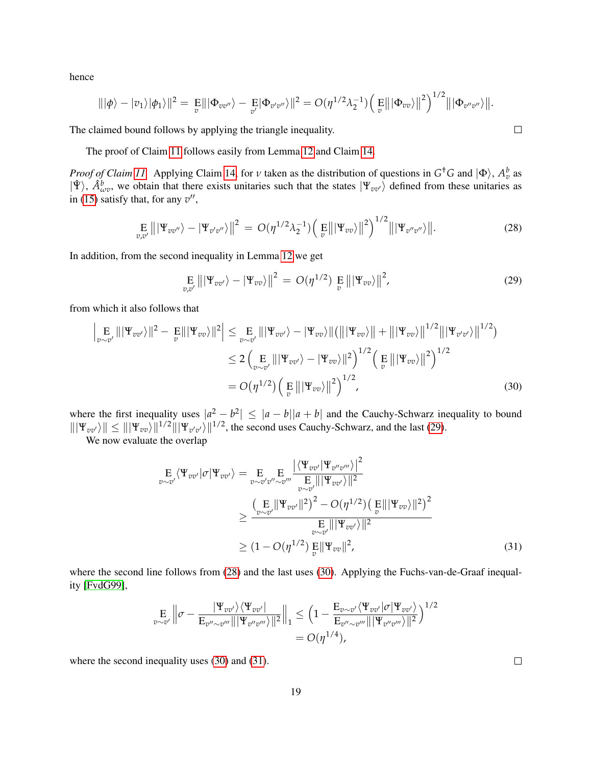hence

$$\||\phi\rangle - |v_1\rangle|\phi_1\rangle\|^2 = \operatorname*{E}_v\||\Phi_{vv''}\rangle - \operatorname*{E}_{v'}|\Phi_{v'v''}\rangle\|^2 = O(\eta^{1/2}\lambda_2^{-1})\Big(\operatorname*{E}_v\big\||\Phi_{vv}\rangle\big\|^2\Big)^{1/2}\big\||\Phi_{v''v''}\rangle\big\|.$$

The claimed bound follows by applying the triangle inequality. ∎

The proof of Claim 11 follows easily from Lemma 12 and Claim 14.

*Proof of Claim 11.* Applying Claim 14, for $\nu$ taken as the distribution of questions in $G^\dagger G$ and $|\Phi\rangle$, $A_v^b$ as $|\hat{\Psi}\rangle$, $\hat{A}_{\omega v}^b$, we obtain that there exists unitaries such that the states $|\Psi_{vv'}\rangle$ defined from these unitaries as in (15) satisfy that, for any $v''$,

$$\operatorname*{E}_{v,v'}\big\||\Psi_{vv''}\rangle - |\Psi_{v'v''}\rangle\big\|^2 = O(\eta^{1/2}\lambda_2^{-1})\Big(\operatorname*{E}_v\big\||\Psi_{vv}\rangle\big\|^2\Big)^{1/2}\big\||\Psi_{v''v''}\rangle\big\|. \tag{28}$$

In addition, from the second inequality in Lemma 12 we get

$$\operatorname*{E}_{v,v'}\big\||\Psi_{vv'}\rangle - |\Psi_{vv}\rangle\big\|^2 = O(\eta^{1/2})\operatorname*{E}_v\big\||\Psi_{vv}\rangle\big\|^2, \tag{29}$$

from which it also follows that

$$\begin{aligned}
\Big|\operatorname*{E}_{v\sim v'}\||\Psi_{vv'}\rangle\|^2 - \operatorname*{E}_v\||\Psi_{vv}\rangle\|^2\Big| &\le \operatorname*{E}_{v\sim v'}\||\Psi_{vv'}\rangle - |\Psi_{vv}\rangle\|\big(\||\Psi_{vv}\rangle\| + \big\||\Psi_{vv}\rangle\big\|^{1/2}\big\||\Psi_{v'v'}\rangle\big\|^{1/2}\big)\\
&\le 2\Big(\operatorname*{E}_{v\sim v'}\||\Psi_{vv'}\rangle - |\Psi_{vv}\rangle\|^2\Big)^{1/2}\Big(\operatorname*{E}_v\big\||\Psi_{vv}\rangle\big\|^2\Big)^{1/2}\\
&= O(\eta^{1/2})\Big(\operatorname*{E}_v\big\||\Psi_{vv}\rangle\big\|^2\Big)^{1/2},
\end{aligned} \tag{30}$$

where the first inequality uses $|a^2 - b^2| \le |a-b||a+b|$ and the Cauchy-Schwarz inequality to bound $\||\Psi_{vv'}\rangle\| \le \||\Psi_{vv}\rangle\|^{1/2}\||\Psi_{v'v'}\rangle\|^{1/2}$, the second uses Cauchy-Schwarz, and the last (29).

We now evaluate the overlap

$$\begin{aligned}
\operatorname*{E}_{v\sim v'}\langle\Psi_{vv'}|\sigma|\Psi_{vv'}\rangle &= \operatorname*{E}_{v\sim v'}\operatorname*{E}_{v''\sim v'''}\frac{\big|\langle\Psi_{vv'}|\Psi_{v''v'''}\rangle\big|^2}{\operatorname*{E}_{v\sim v'}\||\Psi_{vv'}\rangle\|^2}\\
&\ge \frac{\big(\operatorname*{E}_{v\sim v'}\|\Psi_{vv'}\|^2\big)^2 - O(\eta^{1/2})\big(\operatorname*{E}_v\||\Psi_{vv}\rangle\|^2\big)^2}{\operatorname*{E}_{v\sim v'}\||\Psi_{vv'}\rangle\|^2}\\
&\ge (1 - O(\eta^{1/2})\operatorname*{E}_v\|\Psi_{vv}\|^2,
\end{aligned} \tag{31}$$

where the second line follows from (28) and the last uses (30). Applying the Fuchs-van-de-Graaf inequality [FvdG99],

$$\begin{aligned}
\operatorname*{E}_{v\sim v'}\Big\|\sigma - \frac{|\Psi_{vv'}\rangle\langle\Psi_{vv'}|}{\operatorname{E}_{v''\sim v'''}\||\Psi_{v''v'''}\rangle\|^2}\Big\|_1 &\le \Big(1 - \frac{\operatorname{E}_{v\sim v'}\langle\Psi_{vv'}|\sigma|\Psi_{vv'}\rangle}{\operatorname{E}_{v''\sim v'''}\||\Psi_{v''v'''}\rangle\|^2}\Big)^{1/2}\\
&= O(\eta^{1/4}),
\end{aligned}$$

where the second inequality uses (30) and (31). ∎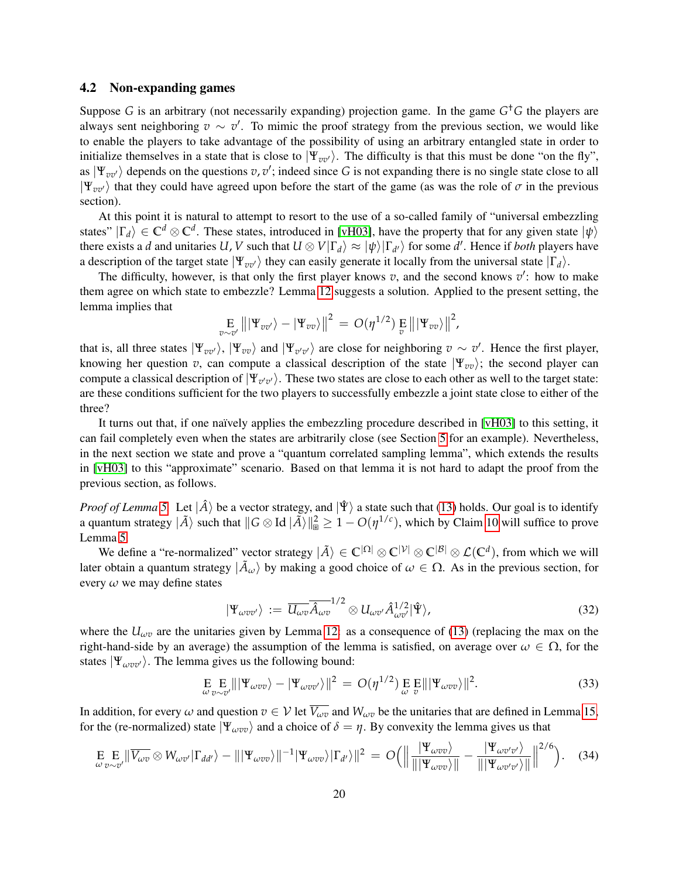### 4.2 Non-expanding games

Suppose $G$ is an arbitrary (not necessarily expanding) projection game. In the game $G^\dagger G$ the players are always sent neighboring $v \sim v'$. To mimic the proof strategy from the previous section, we would like to enable the players to take advantage of the possibility of using an arbitrary entangled state in order to initialize themselves in a state that is close to $|\Psi_{vv'}\rangle$. The difficulty is that this must be done "on the fly", as $|\Psi_{vv'}\rangle$ depends on the questions $v, v'$; indeed since $G$ is not expanding there is no single state close to all $|\Psi_{vv'}\rangle$ that they could have agreed upon before the start of the game (as was the role of $\sigma$ in the previous section).

At this point it is natural to attempt to resort to the use of a so-called family of "universal embezzling states" $|\Gamma_d\rangle \in \mathbb{C}^d \otimes \mathbb{C}^d$. These states, introduced in [vH03], have the property that for any given state $|\psi\rangle$ there exists a $d$ and unitaries $U, V$ such that $U \otimes V|\Gamma_d\rangle \approx |\psi\rangle|\Gamma_{d'}\rangle$ for some $d'$. Hence if *both* players have a description of the target state $|\Psi_{vv'}\rangle$ they can easily generate it locally from the universal state $|\Gamma_d\rangle$.

The difficulty, however, is that only the first player knows $v$, and the second knows $v'$: how to make them agree on which state to embezzle? Lemma 12 suggests a solution. Applied to the present setting, the lemma implies that

$$\operatorname*{E}_{v\sim v'} \big\| |\Psi_{vv'}\rangle - |\Psi_{vv}\rangle \big\|^2 \,=\, O(\eta^{1/2}) \operatorname*{E}_{v} \big\| |\Psi_{vv}\rangle \big\|^2,$$

that is, all three states $|\Psi_{vv'}\rangle$, $|\Psi_{vv}\rangle$ and $|\Psi_{v'v'}\rangle$ are close for neighboring $v \sim v'$. Hence the first player, knowing her question $v$, can compute a classical description of the state $|\Psi_{vv}\rangle$; the second player can compute a classical description of $|\Psi_{v'v'}\rangle$. These two states are close to each other as well to the target state: are these conditions sufficient for the two players to successfully embezzle a joint state close to either of the three?

It turns out that, if one naïvely applies the embezzling procedure described in [vH03] to this setting, it can fail completely even when the states are arbitrarily close (see Section 5 for an example). Nevertheless, in the next section we state and prove a "quantum correlated sampling lemma", which extends the results in [vH03] to this "approximate" scenario. Based on that lemma it is not hard to adapt the proof from the previous section, as follows.

*Proof of Lemma 5.* Let $|\hat{A}\rangle$ be a vector strategy, and $|\hat{\Psi}\rangle$ a state such that (13) holds. Our goal is to identify a quantum strategy $|\tilde{A}\rangle$ such that $\|G \otimes \mathrm{Id}\, |\tilde{A}\rangle\|_{⊞}^2 \geq 1 - O(\eta^{1/c})$, which by Claim 10 will suffice to prove Lemma 5.

We define a "re-normalized" vector strategy $|\tilde{A}\rangle \in \mathbb{C}^{|\Omega|} \otimes \mathbb{C}^{|\mathcal{V}|} \otimes \mathbb{C}^{|\mathcal{B}|} \otimes \mathcal{L}(\mathbb{C}^d)$, from which we will later obtain a quantum strategy $|\tilde{A}_\omega\rangle$ by making a good choice of $\omega \in \Omega$. As in the previous section, for every $\omega$ we may define states

$$|\Psi_{\omega vv'}\rangle \,:=\, \overline{U_{\omega v}} \overline{\hat{A}_{\omega v}}^{1/2} \otimes U_{\omega v'} \hat{A}_{\omega v'}^{1/2} |\hat{\Psi}\rangle, \tag{32}$$

where the $U_{\omega v}$ are the unitaries given by Lemma 12: as a consequence of (13) (replacing the max on the right-hand-side by an average) the assumption of the lemma is satisfied, on average over $\omega \in \Omega$, for the states $|\Psi_{\omega vv'}\rangle$. The lemma gives us the following bound:

$$\operatorname*{E}_{\omega} \operatorname*{E}_{v\sim v'} \| |\Psi_{\omega vv}\rangle - |\Psi_{\omega vv'}\rangle \|^2 \,=\, O(\eta^{1/2}) \operatorname*{E}_{\omega} \operatorname*{E}_{v} \| |\Psi_{\omega vv}\rangle \|^2. \tag{33}$$

In addition, for every $\omega$ and question $v \in \mathcal{V}$ let $\overline{V_{\omega v}}$ and $W_{\omega v}$ be the unitaries that are defined in Lemma 15, for the (re-normalized) state $|\Psi_{\omega vv}\rangle$ and a choice of $\delta = \eta$. By convexity the lemma gives us that

$$\operatorname*{E}_{\omega} \operatorname*{E}_{v\sim v'} \| \overline{V_{\omega v}} \otimes W_{\omega v'} |\Gamma_{dd'}\rangle - \| |\Psi_{\omega vv}\rangle \|^{-1} |\Psi_{\omega vv}\rangle |\Gamma_{d'}\rangle \|^2 \,=\, O\Big( \Big\| \frac{|\Psi_{\omega vv}\rangle}{\| |\Psi_{\omega vv}\rangle \|} - \frac{|\Psi_{\omega v'v'}\rangle}{\| |\Psi_{\omega v'v'}\rangle \|} \Big\|^{2/6} \Big). \tag{34}$$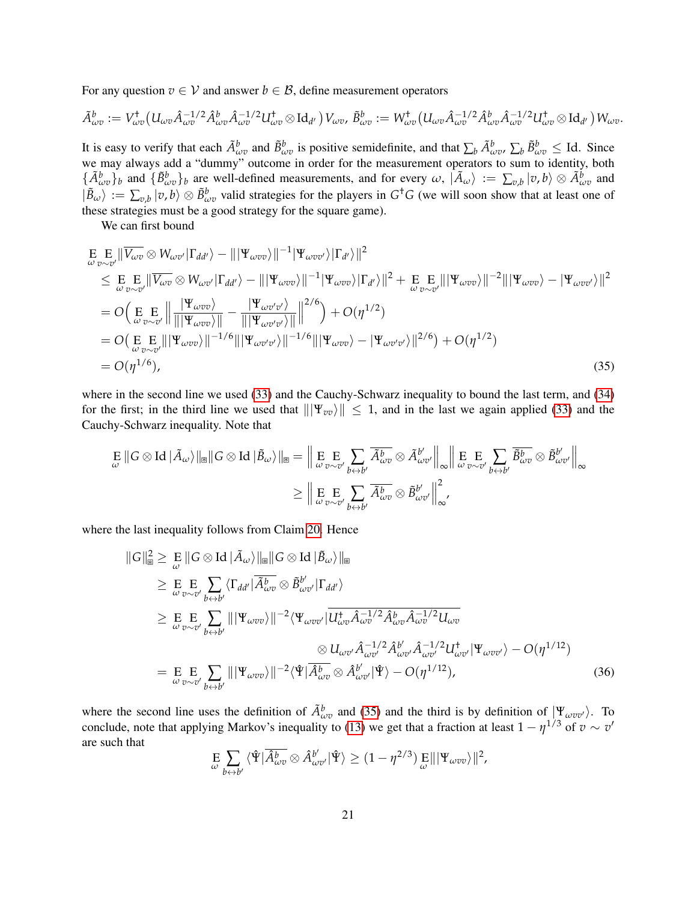For any question $v \in \mathcal{V}$ and answer $b \in \mathcal{B}$, define measurement operators

$$\tilde{A}^b_{\omega v} := V^\dagger_{\omega v}\big(U_{\omega v}\hat{A}^{-1/2}_{\omega v}\hat{A}^b_{\omega v}\hat{A}^{-1/2}_{\omega v}U^\dagger_{\omega v}\otimes \mathrm{Id}_{d'}\big)V_{\omega v},\ \tilde{B}^b_{\omega v} := W^\dagger_{\omega v}\big(U_{\omega v}\hat{A}^{-1/2}_{\omega v}\hat{A}^b_{\omega v}\hat{A}^{-1/2}_{\omega v}U^\dagger_{\omega v}\otimes \mathrm{Id}_{d'}\big)W_{\omega v}.$$

It is easy to verify that each $\tilde{A}^b_{\omega v}$ and $\tilde{B}^b_{\omega v}$ is positive semidefinite, and that $\sum_b \tilde{A}^b_{\omega v}, \sum_b \tilde{B}^b_{\omega v} \leq \mathrm{Id}$. Since we may always add a "dummy" outcome in order for the measurement operators to sum to identity, both $\{\tilde{A}^b_{\omega v}\}_b$ and $\{\tilde{B}^b_{\omega v}\}_b$ are well-defined measurements, and for every $\omega$, $|\tilde{A}_\omega\rangle := \sum_{v,b}|v,b\rangle\otimes\tilde{A}^b_{\omega v}$ and $|\tilde{B}_\omega\rangle := \sum_{v,b}|v,b\rangle\otimes\tilde{B}^b_{\omega v}$ valid strategies for the players in $G^\dagger G$ (we will soon show that at least one of these strategies must be a good strategy for the square game).

We can first bound

$$\begin{aligned}
&\mathop{\mathrm{E}}_{\omega}\mathop{\mathrm{E}}_{v\sim v'}\big\|\overline{V_{\omega v}}\otimes W_{\omega v'}|\Gamma_{dd'}\rangle - \||\Psi_{\omega v v}\rangle\|^{-1}|\Psi_{\omega v v'}\rangle|\Gamma_{d'}\rangle\big\|^2\\
&\quad\leq \mathop{\mathrm{E}}_{\omega}\mathop{\mathrm{E}}_{v\sim v'}\big\|\overline{V_{\omega v}}\otimes W_{\omega v'}|\Gamma_{dd'}\rangle - \||\Psi_{\omega v v}\rangle\|^{-1}|\Psi_{\omega v v}\rangle|\Gamma_{d'}\rangle\big\|^2 + \mathop{\mathrm{E}}_{\omega}\mathop{\mathrm{E}}_{v\sim v'}\||\Psi_{\omega v v}\rangle\|^{-2}\||\Psi_{\omega v v}\rangle - |\Psi_{\omega v v'}\rangle\|^2\\
&\quad= O\Big(\mathop{\mathrm{E}}_{\omega}\mathop{\mathrm{E}}_{v\sim v'}\Big\|\frac{|\Psi_{\omega v v}\rangle}{\||\Psi_{\omega v v}\rangle\|} - \frac{|\Psi_{\omega v' v'}\rangle}{\||\Psi_{\omega v' v'}\rangle\|}\Big\|^{2/6}\Big) + O(\eta^{1/2})\\
&\quad= O\big(\mathop{\mathrm{E}}_{\omega}\mathop{\mathrm{E}}_{v\sim v'}\||\Psi_{\omega v v}\rangle\|^{-1/6}\||\Psi_{\omega v' v'}\rangle\|^{-1/6}\||\Psi_{\omega v v}\rangle - |\Psi_{\omega v' v'}\rangle\|^{2/6}\big) + O(\eta^{1/2})\\
&\quad= O(\eta^{1/6}),
\end{aligned}\tag{35}$$

where in the second line we used (33) and the Cauchy-Schwarz inequality to bound the last term, and (34) for the first; in the third line we used that $\||\Psi_{vv}\rangle\|\leq 1$, and in the last we again applied (33) and the Cauchy-Schwarz inequality. Note that

$$\begin{aligned}
\mathop{\mathrm{E}}_{\omega}\|G\otimes\mathrm{Id}\,|\tilde{A}_\omega\rangle\|_{\boxtimes}\|G\otimes\mathrm{Id}\,|\tilde{B}_\omega\rangle\|_{\boxtimes} &= \Big\|\mathop{\mathrm{E}}_{\omega}\mathop{\mathrm{E}}_{v\sim v'}\sum_{b\leftrightarrow b'}\overline{\tilde{A}^b_{\omega v}}\otimes\tilde{A}^{b'}_{\omega v'}\Big\|_\infty\Big\|\mathop{\mathrm{E}}_{\omega}\mathop{\mathrm{E}}_{v\sim v'}\sum_{b\leftrightarrow b'}\overline{\tilde{B}^b_{\omega v}}\otimes\tilde{B}^{b'}_{\omega v'}\Big\|_\infty\\
&\geq \Big\|\mathop{\mathrm{E}}_{\omega}\mathop{\mathrm{E}}_{v\sim v'}\sum_{b\leftrightarrow b'}\overline{\tilde{A}^b_{\omega v}}\otimes\tilde{B}^{b'}_{\omega v'}\Big\|^2_\infty,
\end{aligned}$$

where the last inequality follows from Claim 20. Hence

$$\begin{aligned}
\|G\|^2_{\boxtimes} &\geq \mathop{\mathrm{E}}_{\omega}\|G\otimes\mathrm{Id}\,|\tilde{A}_\omega\rangle\|_{\boxtimes}\|G\otimes\mathrm{Id}\,|\tilde{B}_\omega\rangle\|_{\boxtimes}\\
&\geq \mathop{\mathrm{E}}_{\omega}\mathop{\mathrm{E}}_{v\sim v'}\sum_{b\leftrightarrow b'}\langle\Gamma_{dd'}|\overline{\tilde{A}^b_{\omega v}}\otimes\tilde{B}^{b'}_{\omega v'}|\Gamma_{dd'}\rangle\\
&\geq \mathop{\mathrm{E}}_{\omega}\mathop{\mathrm{E}}_{v\sim v'}\sum_{b\leftrightarrow b'}\||\Psi_{\omega v v}\rangle\|^{-2}\langle\Psi_{\omega v v'}|\overline{U^\dagger_{\omega v}\hat{A}^{-1/2}_{\omega v}\hat{A}^b_{\omega v}\hat{A}^{-1/2}_{\omega v}U_{\omega v}}\\
&\qquad\qquad\otimes U_{\omega v'}\hat{A}^{-1/2}_{\omega v'}\hat{A}^{b'}_{\omega v'}\hat{A}^{-1/2}_{\omega v'}U^\dagger_{\omega v'}|\Psi_{\omega v v'}\rangle - O(\eta^{1/12})\\
&= \mathop{\mathrm{E}}_{\omega}\mathop{\mathrm{E}}_{v\sim v'}\sum_{b\leftrightarrow b'}\||\Psi_{\omega v v}\rangle\|^{-2}\langle\hat{\Psi}|\overline{\hat{A}^b_{\omega v}}\otimes\hat{A}^{b'}_{\omega v'}|\hat{\Psi}\rangle - O(\eta^{1/12}),
\end{aligned}\tag{36}$$

where the second line uses the definition of $\tilde{A}^b_{\omega v}$ and (35) and the third is by definition of $|\Psi_{\omega v v'}\rangle$. To conclude, note that applying Markov's inequality to (13) we get that a fraction at least $1-\eta^{1/3}$ of $v\sim v'$ are such that

$$\mathop{\mathrm{E}}_{\omega}\sum_{b\leftrightarrow b'}\langle\hat{\Psi}|\overline{\hat{A}^b_{\omega v}}\otimes\hat{A}^{b'}_{\omega v'}|\hat{\Psi}\rangle \geq (1-\eta^{2/3})\mathop{\mathrm{E}}_{\omega}\||\Psi_{\omega v v}\rangle\|^2,$$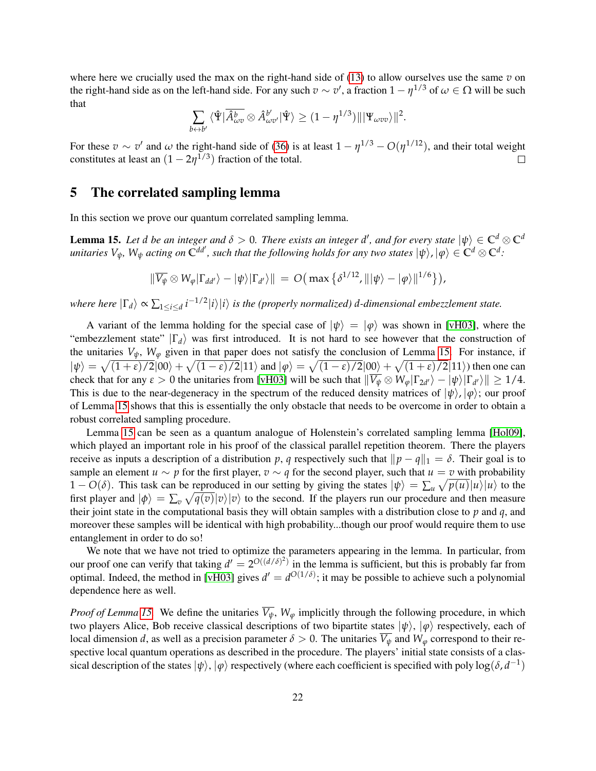where here we crucially used the max on the right-hand side of (13) to allow ourselves use the same $v$ on the right-hand side as on the left-hand side. For any such $v \sim v'$, a fraction $1 - \eta^{1/3}$ of $\omega \in \Omega$ will be such that

$$\sum_{b \leftrightarrow b'} \langle \hat{\Psi} | \overline{\hat{A}^b_{\omega v}} \otimes \hat{A}^{b'}_{\omega v'} | \hat{\Psi} \rangle \geq (1 - \eta^{1/3}) \| |\Psi_{\omega v v}\rangle \|^2.$$

For these $v \sim v'$ and $\omega$ the right-hand side of (36) is at least $1 - \eta^{1/3} - O(\eta^{1/12})$, and their total weight constitutes at least an $(1 - 2\eta^{1/3})$ fraction of the total. □

## 5 The correlated sampling lemma

In this section we prove our quantum correlated sampling lemma.

**Lemma 15.** *Let $d$ be an integer and $\delta > 0$. There exists an integer $d'$, and for every state $|\psi\rangle \in \mathbb{C}^d \otimes \mathbb{C}^d$ unitaries $V_\psi$, $W_\psi$ acting on $\mathbb{C}^{dd'}$, such that the following holds for any two states $|\psi\rangle, |\varphi\rangle \in \mathbb{C}^d \otimes \mathbb{C}^d$:*

$$\| \overline{V_\psi} \otimes W_\varphi |\Gamma_{dd'}\rangle - |\psi\rangle|\Gamma_{d'}\rangle \| \,=\, O\big( \max\big\{ \delta^{1/12}, \| |\psi\rangle - |\varphi\rangle \|^{1/6} \big\} \big),$$

*where here $|\Gamma_d\rangle \propto \sum_{1 \leq i \leq d} i^{-1/2} |i\rangle|i\rangle$ is the (properly normalized) $d$-dimensional embezzlement state.*

A variant of the lemma holding for the special case of $|\psi\rangle = |\varphi\rangle$ was shown in [vH03], where the "embezzlement state" $|\Gamma_d\rangle$ was first introduced. It is not hard to see however that the construction of the unitaries $V_\psi$, $W_\varphi$ given in that paper does not satisfy the conclusion of Lemma 15. For instance, if $|\psi\rangle = \sqrt{(1+\varepsilon)/2}|00\rangle + \sqrt{(1-\varepsilon)/2}|11\rangle$ and $|\varphi\rangle = \sqrt{(1-\varepsilon)/2}|00\rangle + \sqrt{(1+\varepsilon)/2}|11\rangle)$ then one can check that for any $\varepsilon > 0$ the unitaries from [vH03] will be such that $\| \overline{V_\psi} \otimes W_\varphi |\Gamma_{2d'}\rangle - |\psi\rangle|\Gamma_{d'}\rangle \| \geq 1/4$. This is due to the near-degeneracy in the spectrum of the reduced density matrices of $|\psi\rangle, |\varphi\rangle$; our proof of Lemma 15 shows that this is essentially the only obstacle that needs to be overcome in order to obtain a robust correlated sampling procedure.

Lemma 15 can be seen as a quantum analogue of Holenstein's correlated sampling lemma [Hol09], which played an important role in his proof of the classical parallel repetition theorem. There the players receive as inputs a description of a distribution $p$, $q$ respectively such that $\|p - q\|_1 = \delta$. Their goal is to sample an element $u \sim p$ for the first player, $v \sim q$ for the second player, such that $u = v$ with probability $1 - O(\delta)$. This task can be reproduced in our setting by giving the states $|\psi\rangle = \sum_u \sqrt{p(u)}|u\rangle|u\rangle$ to the first player and $|\phi\rangle = \sum_v \sqrt{q(v)}|v\rangle|v\rangle$ to the second. If the players run our procedure and then measure their joint state in the computational basis they will obtain samples with a distribution close to $p$ and $q$, and moreover these samples will be identical with high probability...though our proof would require them to use entanglement in order to do so!

We note that we have not tried to optimize the parameters appearing in the lemma. In particular, from our proof one can verify that taking $d' = 2^{O((d/\delta)^2)}$ in the lemma is sufficient, but this is probably far from optimal. Indeed, the method in [vH03] gives $d' = d^{O(1/\delta)}$; it may be possible to achieve such a polynomial dependence here as well.

*Proof of Lemma 15.* We define the unitaries $\overline{V_\psi}$, $W_\varphi$ implicitly through the following procedure, in which two players Alice, Bob receive classical descriptions of two bipartite states $|\psi\rangle$, $|\varphi\rangle$ respectively, each of local dimension $d$, as well as a precision parameter $\delta > 0$. The unitaries $\overline{V_\psi}$ and $W_\varphi$ correspond to their respective local quantum operations as described in the procedure. The players' initial state consists of a classical description of the states $|\psi\rangle, |\varphi\rangle$ respectively (where each coefficient is specified with $\mathrm{poly}\log(\delta, d^{-1})$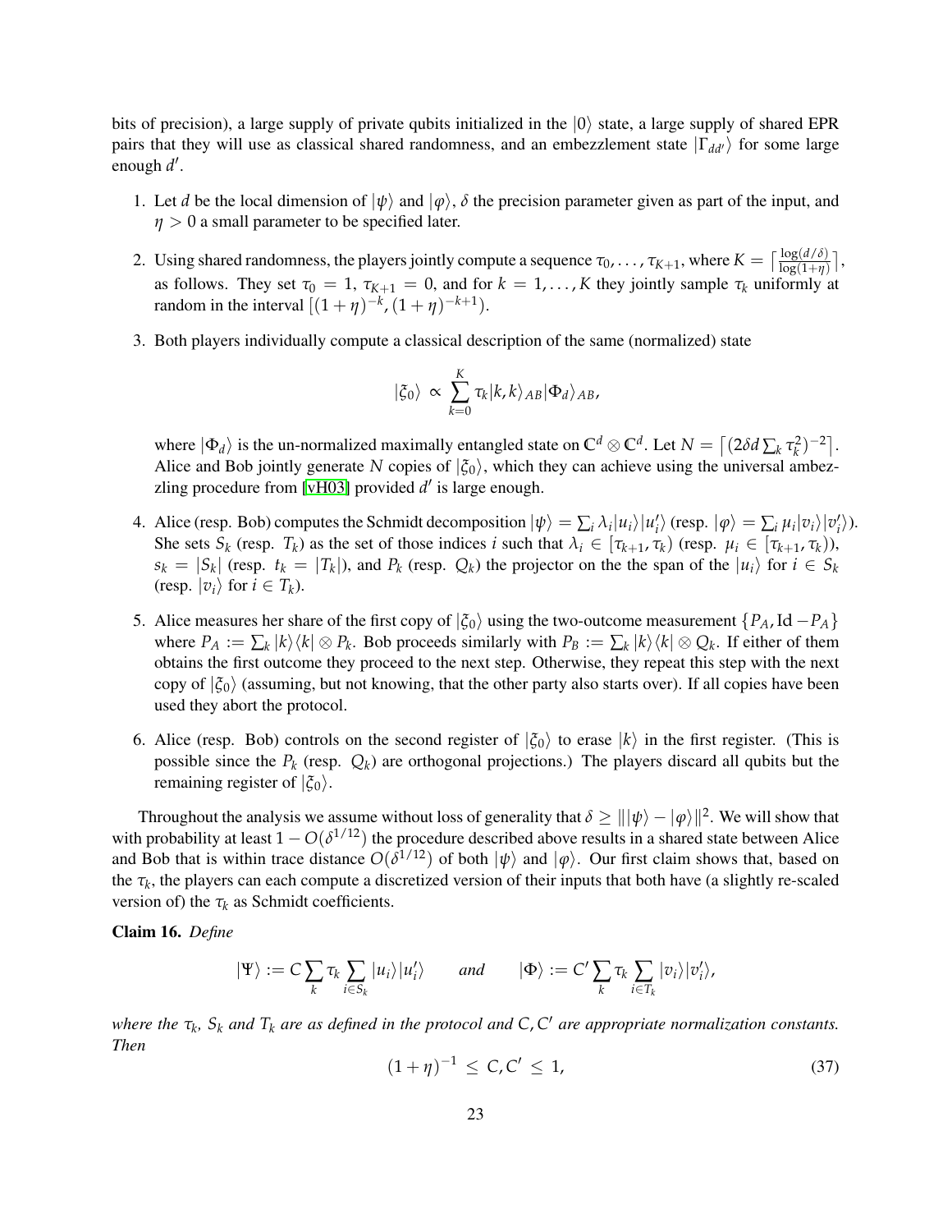bits of precision), a large supply of private qubits initialized in the $|0\rangle$ state, a large supply of shared EPR pairs that they will use as classical shared randomness, and an embezzlement state $|\Gamma_{dd'}\rangle$ for some large enough $d'$.

1. Let $d$ be the local dimension of $|\psi\rangle$ and $|\varphi\rangle$, $\delta$ the precision parameter given as part of the input, and $\eta > 0$ a small parameter to be specified later.

2. Using shared randomness, the players jointly compute a sequence $\tau_0, \ldots, \tau_{K+1}$, where $K = \lceil \frac{\log(d/\delta)}{\log(1+\eta)} \rceil$, as follows. They set $\tau_0 = 1$, $\tau_{K+1} = 0$, and for $k = 1, \ldots, K$ they jointly sample $\tau_k$ uniformly at random in the interval $[(1+\eta)^{-k}, (1+\eta)^{-k+1})$.

3. Both players individually compute a classical description of the same (normalized) state
$$|\xi_0\rangle \propto \sum_{k=0}^{K} \tau_k |k,k\rangle_{AB} |\Phi_d\rangle_{AB},$$
where $|\Phi_d\rangle$ is the un-normalized maximally entangled state on $\mathbb{C}^d \otimes \mathbb{C}^d$. Let $N = \lceil (2\delta d \sum_k \tau_k^2)^{-2} \rceil$. Alice and Bob jointly generate $N$ copies of $|\xi_0\rangle$, which they can achieve using the universal ambezzling procedure from [vH03] provided $d'$ is large enough.

4. Alice (resp. Bob) computes the Schmidt decomposition $|\psi\rangle = \sum_i \lambda_i |u_i\rangle |u_i'\rangle$ (resp. $|\varphi\rangle = \sum_i \mu_i |v_i\rangle |v_i'\rangle$). She sets $S_k$ (resp. $T_k$) as the set of those indices $i$ such that $\lambda_i \in [\tau_{k+1}, \tau_k)$ (resp. $\mu_i \in [\tau_{k+1}, \tau_k)$), $s_k = |S_k|$ (resp. $t_k = |T_k|$), and $P_k$ (resp. $Q_k$) the projector on the the span of the $|u_i\rangle$ for $i \in S_k$ (resp. $|v_i\rangle$ for $i \in T_k$).

5. Alice measures her share of the first copy of $|\xi_0\rangle$ using the two-outcome measurement $\{P_A, \mathrm{Id} - P_A\}$ where $P_A := \sum_k |k\rangle\langle k| \otimes P_k$. Bob proceeds similarly with $P_B := \sum_k |k\rangle\langle k| \otimes Q_k$. If either of them obtains the first outcome they proceed to the next step. Otherwise, they repeat this step with the next copy of $|\xi_0\rangle$ (assuming, but not knowing, that the other party also starts over). If all copies have been used they abort the protocol.

6. Alice (resp. Bob) controls on the second register of $|\xi_0\rangle$ to erase $|k\rangle$ in the first register. (This is possible since the $P_k$ (resp. $Q_k$) are orthogonal projections.) The players discard all qubits but the remaining register of $|\xi_0\rangle$.

Throughout the analysis we assume without loss of generality that $\delta \geq \||\psi\rangle - |\varphi\rangle\|^2$. We will show that with probability at least $1 - O(\delta^{1/12})$ the procedure described above results in a shared state between Alice and Bob that is within trace distance $O(\delta^{1/12})$ of both $|\psi\rangle$ and $|\varphi\rangle$. Our first claim shows that, based on the $\tau_k$, the players can each compute a discretized version of their inputs that both have (a slightly re-scaled version of) the $\tau_k$ as Schmidt coefficients.

**Claim 16.** *Define*
$$|\Psi\rangle := C \sum_k \tau_k \sum_{i \in S_k} |u_i\rangle |u_i'\rangle \qquad \text{and} \qquad |\Phi\rangle := C' \sum_k \tau_k \sum_{i \in T_k} |v_i\rangle |v_i'\rangle,$$
*where the $\tau_k$, $S_k$ and $T_k$ are as defined in the protocol and $C, C'$ are appropriate normalization constants. Then*
$$(1+\eta)^{-1} \leq C, C' \leq 1, \tag{37}$$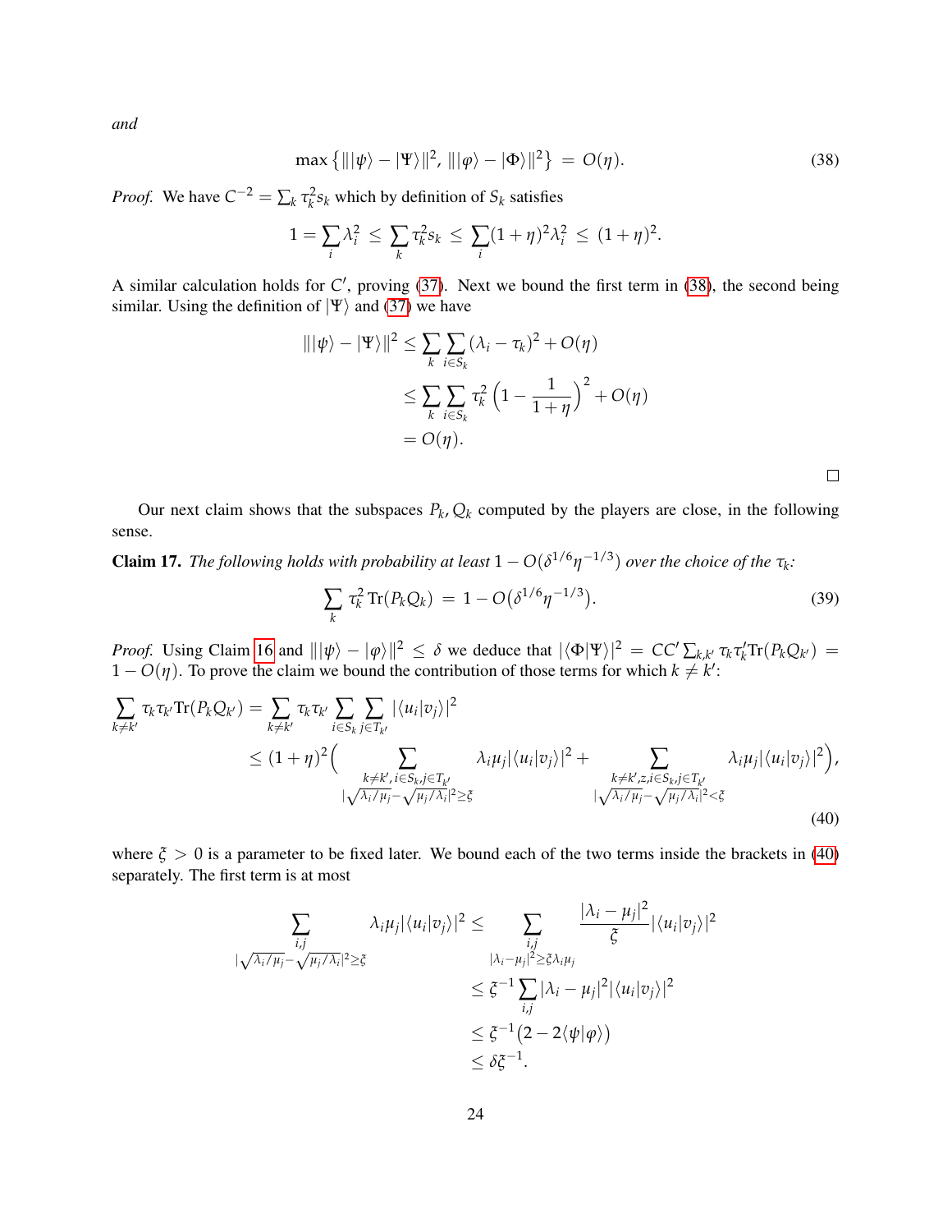*and*

$$\max\left\{\||\psi\rangle - |\Psi\rangle\|^2, \||\varphi\rangle - |\Phi\rangle\|^2\right\} \;=\; O(\eta). \tag{38}$$

*Proof.* We have $C^{-2} = \sum_k \tau_k^2 s_k$ which by definition of $S_k$ satisfies

$$1 = \sum_i \lambda_i^2 \;\leq\; \sum_k \tau_k^2 s_k \;\leq\; \sum_i (1+\eta)^2 \lambda_i^2 \;\leq\; (1+\eta)^2.$$

A similar calculation holds for $C'$, proving (37). Next we bound the first term in (38), the second being similar. Using the definition of $|\Psi\rangle$ and (37) we have

$$\begin{aligned}
\||\psi\rangle - |\Psi\rangle\|^2 &\leq \sum_k \sum_{i\in S_k} (\lambda_i - \tau_k)^2 + O(\eta)\\
&\leq \sum_k \sum_{i\in S_k} \tau_k^2 \left(1 - \frac{1}{1+\eta}\right)^2 + O(\eta)\\
&= O(\eta).
\end{aligned}$$

□

Our next claim shows that the subspaces $P_k, Q_k$ computed by the players are close, in the following sense.

**Claim 17.** *The following holds with probability at least $1 - O(\delta^{1/6}\eta^{-1/3})$ over the choice of the $\tau_k$:*

$$\sum_k \tau_k^2 \, \mathrm{Tr}(P_k Q_k) \;=\; 1 - O\big(\delta^{1/6}\eta^{-1/3}\big). \tag{39}$$

*Proof.* Using Claim 16 and $\||\psi\rangle - |\varphi\rangle\|^2 \leq \delta$ we deduce that $|\langle \Phi|\Psi\rangle|^2 = CC' \sum_{k,k'} \tau_k \tau'_k \mathrm{Tr}(P_k Q_{k'}) = 1 - O(\eta)$. To prove the claim we bound the contribution of those terms for which $k \neq k'$:

$$\begin{aligned}
\sum_{k\neq k'} \tau_k \tau_{k'} \mathrm{Tr}(P_k Q_{k'}) &= \sum_{k\neq k'} \tau_k \tau_{k'} \sum_{i\in S_k} \sum_{j \in T_{k'}} |\langle u_i | v_j\rangle|^2\\
&\leq (1+\eta)^2 \Big( \sum_{\substack{k\neq k',\, i\in S_k, j\in T_{k'}\\ |\sqrt{\lambda_i/\mu_j} - \sqrt{\mu_j/\lambda_i}|^2 \geq \xi}} \lambda_i \mu_j |\langle u_i|v_j\rangle|^2 + \sum_{\substack{k\neq k', z, i\in S_k, j\in T_{k'}\\ |\sqrt{\lambda_i/\mu_j} - \sqrt{\mu_j/\lambda_i}|^2 < \xi}} \lambda_i \mu_j |\langle u_i|v_j\rangle|^2 \Big),
\end{aligned} \tag{40}$$

where $\xi > 0$ is a parameter to be fixed later. We bound each of the two terms inside the brackets in (40) separately. The first term is at most

$$\begin{aligned}
\sum_{\substack{i,j\\ |\sqrt{\lambda_i/\mu_j} - \sqrt{\mu_j/\lambda_i}|^2 \geq \xi}} \lambda_i \mu_j |\langle u_i|v_j\rangle|^2 &\leq \sum_{\substack{i,j\\ |\lambda_i - \mu_j|^2 \geq \xi \lambda_i \mu_j}} \frac{|\lambda_i - \mu_j|^2}{\xi} |\langle u_i|v_j\rangle|^2\\
&\leq \xi^{-1} \sum_{i,j} |\lambda_i - \mu_j|^2 |\langle u_i|v_j\rangle|^2\\
&\leq \xi^{-1}\big(2 - 2\langle \psi|\varphi\rangle\big)\\
&\leq \delta \xi^{-1}.
\end{aligned}$$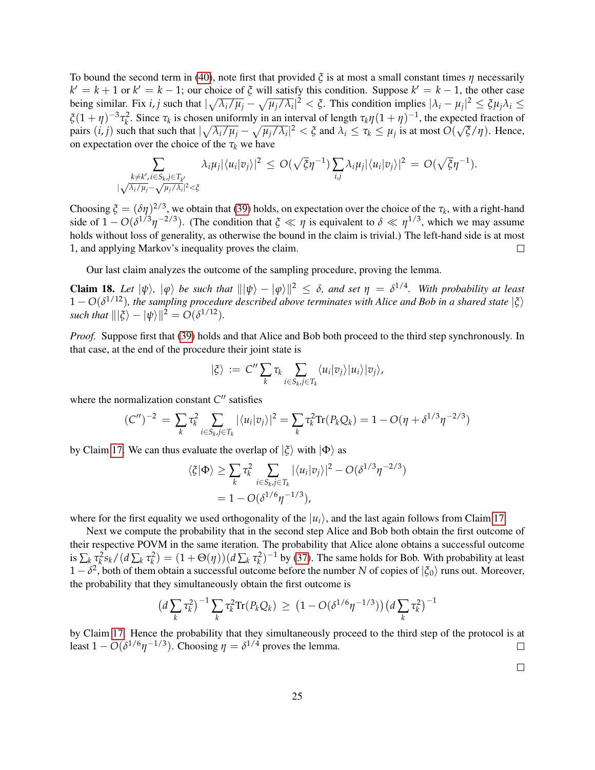To bound the second term in (40), note first that provided $\xi$ is at most a small constant times $\eta$ necessarily $k' = k+1$ or $k' = k-1$; our choice of $\xi$ will satisfy this condition. Suppose $k' = k-1$, the other case being similar. Fix $i, j$ such that $|\sqrt{\lambda_i/\mu_j} - \sqrt{\mu_j/\lambda_i}|^2 < \xi$. This condition implies $|\lambda_i - \mu_j|^2 \leq \xi \mu_j \lambda_i \leq \xi(1+\eta)^{-3}\tau_k^2$. Since $\tau_k$ is chosen uniformly in an interval of length $\tau_k \eta (1+\eta)^{-1}$, the expected fraction of pairs $(i,j)$ such that such that $|\sqrt{\lambda_i/\mu_j} - \sqrt{\mu_j/\lambda_i}|^2 < \xi$ and $\lambda_i \leq \tau_k \leq \mu_j$ is at most $O(\sqrt{\xi}/\eta)$. Hence, on expectation over the choice of the $\tau_k$ we have

$$\sum_{\substack{k \neq k', i \in S_k, j \in T_{k'} \\ |\sqrt{\lambda_i/\mu_j} - \sqrt{\mu_j/\lambda_i}|^2 < \xi}} \lambda_i \mu_j |\langle u_i | v_j \rangle|^2 \leq O(\sqrt{\xi}\eta^{-1}) \sum_{i,j} \lambda_i \mu_j |\langle u_i | v_j \rangle|^2 = O(\sqrt{\xi}\eta^{-1}).$$

Choosing $\xi = (\delta\eta)^{2/3}$, we obtain that (39) holds, on expectation over the choice of the $\tau_k$, with a right-hand side of $1 - O(\delta^{1/3}\eta^{-2/3})$. (The condition that $\xi \ll \eta$ is equivalent to $\delta \ll \eta^{1/3}$, which we may assume holds without loss of generality, as otherwise the bound in the claim is trivial.) The left-hand side is at most 1, and applying Markov's inequality proves the claim. $\square$

Our last claim analyzes the outcome of the sampling procedure, proving the lemma.

**Claim 18.** *Let $|\psi\rangle$, $|\varphi\rangle$ be such that $\||\psi\rangle - |\varphi\rangle\|^2 \leq \delta$, and set $\eta = \delta^{1/4}$. With probability at least $1 - O(\delta^{1/12})$, the sampling procedure described above terminates with Alice and Bob in a shared state $|\xi\rangle$ such that $\||\xi\rangle - |\psi\rangle\|^2 = O(\delta^{1/12})$.*

*Proof.* Suppose first that (39) holds and that Alice and Bob both proceed to the third step synchronously. In that case, at the end of the procedure their joint state is

$$|\xi\rangle := C'' \sum_k \tau_k \sum_{i \in S_k, j \in T_k} \langle u_i | v_j \rangle |u_i\rangle |v_j\rangle,$$

where the normalization constant $C''$ satisfies

$$(C'')^{-2} = \sum_k \tau_k^2 \sum_{i \in S_k, j \in T_k} |\langle u_i | v_j \rangle|^2 = \sum_k \tau_k^2 \mathrm{Tr}(P_k Q_k) = 1 - O(\eta + \delta^{1/3}\eta^{-2/3})$$

by Claim 17. We can thus evaluate the overlap of $|\xi\rangle$ with $|\Phi\rangle$ as

$$\begin{aligned}
\langle \xi | \Phi \rangle &\geq \sum_k \tau_k^2 \sum_{i \in S_k, j \in T_k} |\langle u_i | v_j \rangle|^2 - O(\delta^{1/3}\eta^{-2/3}) \\
&= 1 - O(\delta^{1/6}\eta^{-1/3}),
\end{aligned}$$

where for the first equality we used orthogonality of the $|u_i\rangle$, and the last again follows from Claim 17.

Next we compute the probability that in the second step Alice and Bob both obtain the first outcome of their respective POVM in the same iteration. The probability that Alice alone obtains a successful outcome is $\sum_k \tau_k^2 s_k / (d \sum_k \tau_k^2) = (1 + \Theta(\eta))(d \sum_k \tau_k^2)^{-1}$ by (37). The same holds for Bob. With probability at least $1 - \delta^2$, both of them obtain a successful outcome before the number $N$ of copies of $|\xi_0\rangle$ runs out. Moreover, the probability that they simultaneously obtain the first outcome is

$$\big(d \sum_k \tau_k^2\big)^{-1} \sum_k \tau_k^2 \mathrm{Tr}(P_k Q_k) \geq \big(1 - O(\delta^{1/6}\eta^{-1/3})\big)\big(d \sum_k \tau_k^2\big)^{-1}$$

by Claim 17. Hence the probability that they simultaneously proceed to the third step of the protocol is at least $1 - O(\delta^{1/6}\eta^{-1/3})$. Choosing $\eta = \delta^{1/4}$ proves the lemma. $\square$

$\square$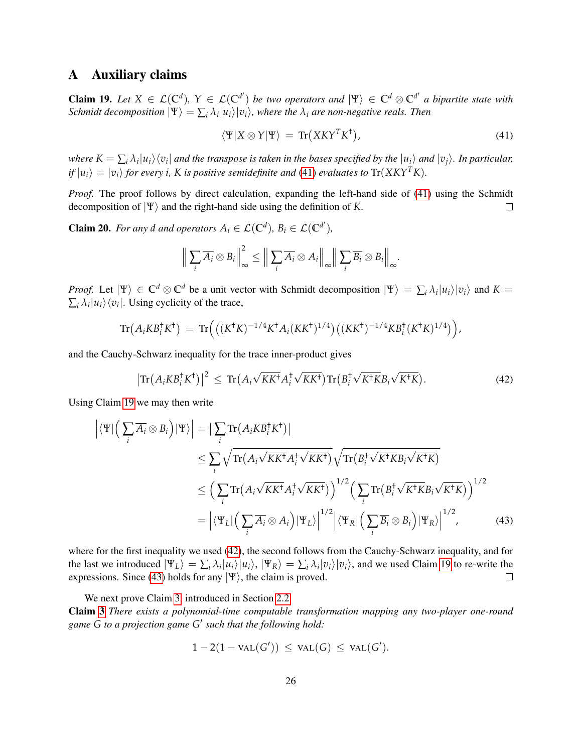## A Auxiliary claims

**Claim 19.** *Let $X \in \mathcal{L}(\mathbb{C}^d)$, $Y \in \mathcal{L}(\mathbb{C}^{d'})$ be two operators and $|\Psi\rangle \in \mathbb{C}^d \otimes \mathbb{C}^{d'}$ a bipartite state with Schmidt decomposition $|\Psi\rangle = \sum_i \lambda_i |u_i\rangle|v_i\rangle$, where the $\lambda_i$ are non-negative reals. Then*

$$\langle \Psi | X \otimes Y | \Psi \rangle \;=\; \mathrm{Tr}\big(XKY^T K^\dagger\big), \tag{41}$$

*where $K = \sum_i \lambda_i |u_i\rangle\langle v_i|$ and the transpose is taken in the bases specified by the $|u_i\rangle$ and $|v_j\rangle$. In particular, if $|u_i\rangle = |v_i\rangle$ for every $i$, $K$ is positive semidefinite and (41) evaluates to $\mathrm{Tr}(XKY^T K)$.*

*Proof.* The proof follows by direct calculation, expanding the left-hand side of (41) using the Schmidt decomposition of $|\Psi\rangle$ and the right-hand side using the definition of $K$. □

**Claim 20.** *For any $d$ and operators $A_i \in \mathcal{L}(\mathbb{C}^d)$, $B_i \in \mathcal{L}(\mathbb{C}^{d'})$,*

$$\Big\| \sum_i \overline{A_i} \otimes B_i \Big\|_\infty^2 \leq \Big\| \sum_i \overline{A_i} \otimes A_i \Big\|_\infty \Big\| \sum_i \overline{B_i} \otimes B_i \Big\|_\infty.$$

*Proof.* Let $|\Psi\rangle \in \mathbb{C}^d \otimes \mathbb{C}^d$ be a unit vector with Schmidt decomposition $|\Psi\rangle = \sum_i \lambda_i |u_i\rangle|v_i\rangle$ and $K = \sum_i \lambda_i |u_i\rangle\langle v_i|$. Using cyclicity of the trace,

$$\mathrm{Tr}\big(A_i K B_i^\dagger K^\dagger\big) \;=\; \mathrm{Tr}\Big(\big((K^\dagger K)^{-1/4} K^\dagger A_i (KK^\dagger)^{1/4}\big)\big((KK^\dagger)^{-1/4} K B_i^\dagger (K^\dagger K)^{1/4}\big)\Big),$$

and the Cauchy-Schwarz inequality for the trace inner-product gives

$$\big|\mathrm{Tr}\big(A_i K B_i^\dagger K^\dagger\big)\big|^2 \;\leq\; \mathrm{Tr}\big(A_i \sqrt{KK^\dagger} A_i^\dagger \sqrt{KK^\dagger}\big)\,\mathrm{Tr}\big(B_i^\dagger \sqrt{K^\dagger K} B_i \sqrt{K^\dagger K}\big). \tag{42}$$

Using Claim 19 we may then write

$$\begin{aligned}
\Big|\langle \Psi | \Big(\sum_i \overline{A_i} \otimes B_i\Big) |\Psi\rangle\Big| &= \Big|\sum_i \mathrm{Tr}\big(A_i K B_i^\dagger K^\dagger\big)\Big| \\
&\leq \sum_i \sqrt{\mathrm{Tr}\big(A_i \sqrt{KK^\dagger} A_i^\dagger \sqrt{KK^\dagger}\big)}\sqrt{\mathrm{Tr}\big(B_i^\dagger \sqrt{K^\dagger K} B_i \sqrt{K^\dagger K}\big)} \\
&\leq \Big(\sum_i \mathrm{Tr}\big(A_i \sqrt{KK^\dagger} A_i^\dagger \sqrt{KK^\dagger}\big)\Big)^{1/2}\Big(\sum_i \mathrm{Tr}\big(B_i^\dagger \sqrt{K^\dagger K} B_i \sqrt{K^\dagger K}\big)\Big)^{1/2} \\
&= \Big|\langle \Psi_L | \Big(\sum_i \overline{A_i} \otimes A_i\Big) |\Psi_L\rangle\Big|^{1/2} \Big|\langle \Psi_R | \Big(\sum_i \overline{B_i} \otimes B_i\Big) |\Psi_R\rangle\Big|^{1/2},
\end{aligned} \tag{43}$$

where for the first inequality we used (42), the second follows from the Cauchy-Schwarz inequality, and for the last we introduced $|\Psi_L\rangle = \sum_i \lambda_i |u_i\rangle|u_i\rangle$, $|\Psi_R\rangle = \sum_i \lambda_i |v_i\rangle|v_i\rangle$, and we used Claim 19 to re-write the expressions. Since (43) holds for any $|\Psi\rangle$, the claim is proved. □

We next prove Claim 3 introduced in Section 2.2.

**Claim 3** *There exists a polynomial-time computable transformation mapping any two-player one-round game $G$ to a projection game $G'$ such that the following hold:*

$$1 - 2(1 - \mathrm{VAL}(G')) \;\leq\; \mathrm{VAL}(G) \;\leq\; \mathrm{VAL}(G').$$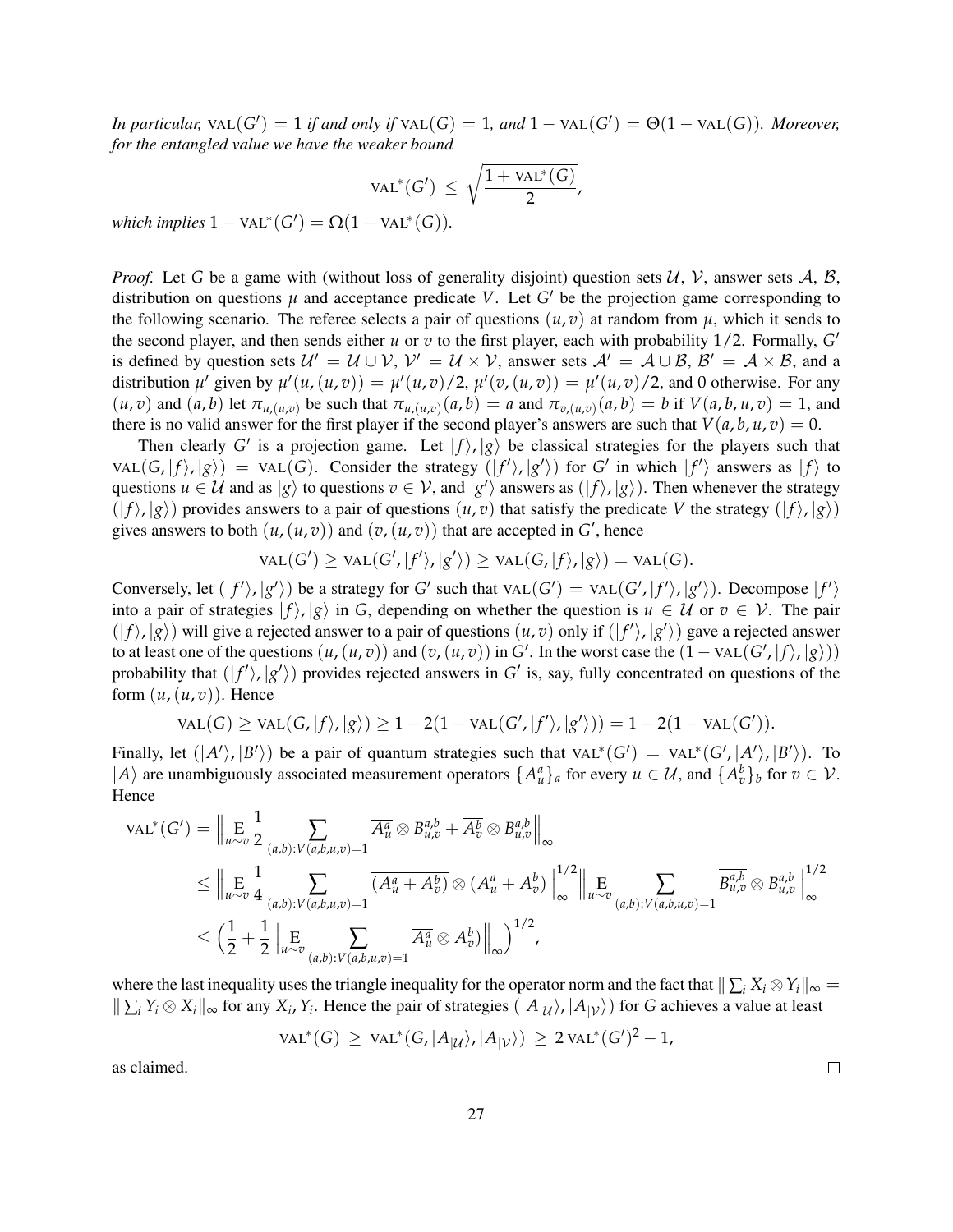*In particular,* $\text{VAL}(G') = 1$ *if and only if* $\text{VAL}(G) = 1$*, and* $1 - \text{VAL}(G') = \Theta(1 - \text{VAL}(G))$*. Moreover, for the entangled value we have the weaker bound*

$$\text{VAL}^*(G') \leq \sqrt{\frac{1 + \text{VAL}^*(G)}{2}},$$

*which implies* $1 - \text{VAL}^*(G') = \Omega(1 - \text{VAL}^*(G))$*.*

*Proof.* Let $G$ be a game with (without loss of generality disjoint) question sets $\mathcal{U}$, $\mathcal{V}$, answer sets $\mathcal{A}$, $\mathcal{B}$, distribution on questions $\mu$ and acceptance predicate $V$. Let $G'$ be the projection game corresponding to the following scenario. The referee selects a pair of questions $(u, v)$ at random from $\mu$, which it sends to the second player, and then sends either $u$ or $v$ to the first player, each with probability $1/2$. Formally, $G'$ is defined by question sets $\mathcal{U}' = \mathcal{U} \cup \mathcal{V}$, $\mathcal{V}' = \mathcal{U} \times \mathcal{V}$, answer sets $\mathcal{A}' = \mathcal{A} \cup \mathcal{B}$, $\mathcal{B}' = \mathcal{A} \times \mathcal{B}$, and a distribution $\mu'$ given by $\mu'(u, (u, v)) = \mu'(u, v)/2$, $\mu'(v, (u, v)) = \mu'(u, v)/2$, and 0 otherwise. For any $(u, v)$ and $(a, b)$ let $\pi_{u,(u,v)}$ be such that $\pi_{u,(u,v)}(a, b) = a$ and $\pi_{v,(u,v)}(a, b) = b$ if $V(a, b, u, v) = 1$, and there is no valid answer for the first player if the second player's answers are such that $V(a, b, u, v) = 0$.

Then clearly $G'$ is a projection game. Let $|f\rangle, |g\rangle$ be classical strategies for the players such that $\text{VAL}(G, |f\rangle, |g\rangle) = \text{VAL}(G)$. Consider the strategy $(|f'\rangle, |g'\rangle)$ for $G'$ in which $|f'\rangle$ answers as $|f\rangle$ to questions $u \in \mathcal{U}$ and as $|g\rangle$ to questions $v \in \mathcal{V}$, and $|g'\rangle$ answers as $(|f\rangle, |g\rangle)$. Then whenever the strategy $(|f\rangle, |g\rangle)$ provides answers to a pair of questions $(u, v)$ that satisfy the predicate $V$ the strategy $(|f\rangle, |g\rangle)$ gives answers to both $(u, (u, v))$ and $(v, (u, v))$ that are accepted in $G'$, hence

$$\text{VAL}(G') \geq \text{VAL}(G', |f'\rangle, |g'\rangle) \geq \text{VAL}(G, |f\rangle, |g\rangle) = \text{VAL}(G).$$

Conversely, let $(|f'\rangle, |g'\rangle)$ be a strategy for $G'$ such that $\text{VAL}(G') = \text{VAL}(G', |f'\rangle, |g'\rangle)$. Decompose $|f'\rangle$ into a pair of strategies $|f\rangle, |g\rangle$ in $G$, depending on whether the question is $u \in \mathcal{U}$ or $v \in \mathcal{V}$. The pair $(|f\rangle, |g\rangle)$ will give a rejected answer to a pair of questions $(u, v)$ only if $(|f'\rangle, |g'\rangle)$ gave a rejected answer to at least one of the questions $(u, (u, v))$ and $(v, (u, v))$ in $G'$. In the worst case the $(1 - \text{VAL}(G', |f\rangle, |g\rangle))$ probability that $(|f'\rangle, |g'\rangle)$ provides rejected answers in $G'$ is, say, fully concentrated on questions of the form $(u, (u, v))$. Hence

$$\text{VAL}(G) \geq \text{VAL}(G, |f\rangle, |g\rangle) \geq 1 - 2(1 - \text{VAL}(G', |f'\rangle, |g'\rangle)) = 1 - 2(1 - \text{VAL}(G')).$$

Finally, let $(|A'\rangle, |B'\rangle)$ be a pair of quantum strategies such that $\text{VAL}^*(G') = \text{VAL}^*(G', |A'\rangle, |B'\rangle)$. To $|A\rangle$ are unambiguously associated measurement operators $\{A_u^a\}_a$ for every $u \in \mathcal{U}$, and $\{A_v^b\}_b$ for $v \in \mathcal{V}$. Hence

$$\begin{aligned}
\text{VAL}^*(G') &= \Big\| \mathop{\mathrm{E}}_{u \sim v} \frac{1}{2} \sum_{(a,b):V(a,b,u,v)=1} \overline{A_u^a} \otimes B_{u,v}^{a,b} + \overline{A_v^b} \otimes B_{u,v}^{a,b} \Big\|_\infty \\
&\leq \Big\| \mathop{\mathrm{E}}_{u \sim v} \frac{1}{4} \sum_{(a,b):V(a,b,u,v)=1} \overline{(A_u^a + A_v^b)} \otimes (A_u^a + A_v^b) \Big\|_\infty^{1/2} \Big\| \mathop{\mathrm{E}}_{u \sim v} \sum_{(a,b):V(a,b,u,v)=1} \overline{B_{u,v}^{a,b}} \otimes B_{u,v}^{a,b} \Big\|_\infty^{1/2} \\
&\leq \Big( \frac{1}{2} + \frac{1}{2} \Big\| \mathop{\mathrm{E}}_{u \sim v} \sum_{(a,b):V(a,b,u,v)=1} \overline{A_u^a} \otimes A_v^b) \Big\|_\infty \Big)^{1/2},
\end{aligned}$$

where the last inequality uses the triangle inequality for the operator norm and the fact that $\| \sum_i X_i \otimes Y_i \|_\infty = \| \sum_i Y_i \otimes X_i \|_\infty$ for any $X_i, Y_i$. Hence the pair of strategies $(|A_{|\mathcal{U}}\rangle, |A_{|\mathcal{V}}\rangle)$ for $G$ achieves a value at least

$$\text{VAL}^*(G) \geq \text{VAL}^*(G, |A_{|\mathcal{U}}\rangle, |A_{|\mathcal{V}}\rangle) \geq 2\,\text{VAL}^*(G')^2 - 1,$$

as claimed. □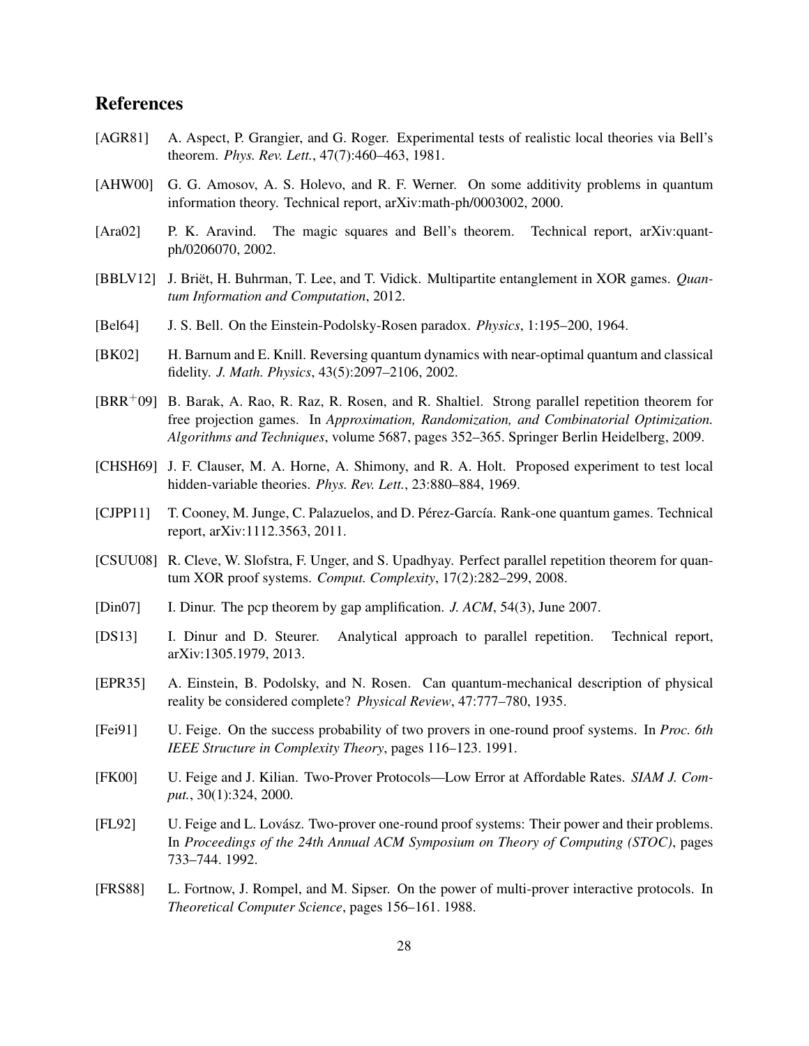## References

[AGR81] A. Aspect, P. Grangier, and G. Roger. Experimental tests of realistic local theories via Bell's theorem. *Phys. Rev. Lett.*, 47(7):460–463, 1981.

[AHW00] G. G. Amosov, A. S. Holevo, and R. F. Werner. On some additivity problems in quantum information theory. Technical report, arXiv:math-ph/0003002, 2000.

[Ara02] P. K. Aravind. The magic squares and Bell's theorem. Technical report, arXiv:quant-ph/0206070, 2002.

[BBLV12] J. Briët, H. Buhrman, T. Lee, and T. Vidick. Multipartite entanglement in XOR games. *Quantum Information and Computation*, 2012.

[Bel64] J. S. Bell. On the Einstein-Podolsky-Rosen paradox. *Physics*, 1:195–200, 1964.

[BK02] H. Barnum and E. Knill. Reversing quantum dynamics with near-optimal quantum and classical fidelity. *J. Math. Physics*, 43(5):2097–2106, 2002.

[BRR$^+$09] B. Barak, A. Rao, R. Raz, R. Rosen, and R. Shaltiel. Strong parallel repetition theorem for free projection games. In *Approximation, Randomization, and Combinatorial Optimization. Algorithms and Techniques*, volume 5687, pages 352–365. Springer Berlin Heidelberg, 2009.

[CHSH69] J. F. Clauser, M. A. Horne, A. Shimony, and R. A. Holt. Proposed experiment to test local hidden-variable theories. *Phys. Rev. Lett.*, 23:880–884, 1969.

[CJPP11] T. Cooney, M. Junge, C. Palazuelos, and D. Pérez-García. Rank-one quantum games. Technical report, arXiv:1112.3563, 2011.

[CSUU08] R. Cleve, W. Slofstra, F. Unger, and S. Upadhyay. Perfect parallel repetition theorem for quantum XOR proof systems. *Comput. Complexity*, 17(2):282–299, 2008.

[Din07] I. Dinur. The pcp theorem by gap amplification. *J. ACM*, 54(3), June 2007.

[DS13] I. Dinur and D. Steurer. Analytical approach to parallel repetition. Technical report, arXiv:1305.1979, 2013.

[EPR35] A. Einstein, B. Podolsky, and N. Rosen. Can quantum-mechanical description of physical reality be considered complete? *Physical Review*, 47:777–780, 1935.

[Fei91] U. Feige. On the success probability of two provers in one-round proof systems. In *Proc. 6th IEEE Structure in Complexity Theory*, pages 116–123. 1991.

[FK00] U. Feige and J. Kilian. Two-Prover Protocols—Low Error at Affordable Rates. *SIAM J. Comput.*, 30(1):324, 2000.

[FL92] U. Feige and L. Lovász. Two-prover one-round proof systems: Their power and their problems. In *Proceedings of the 24th Annual ACM Symposium on Theory of Computing (STOC)*, pages 733–744. 1992.

[FRS88] L. Fortnow, J. Rompel, and M. Sipser. On the power of multi-prover interactive protocols. In *Theoretical Computer Science*, pages 156–161. 1988.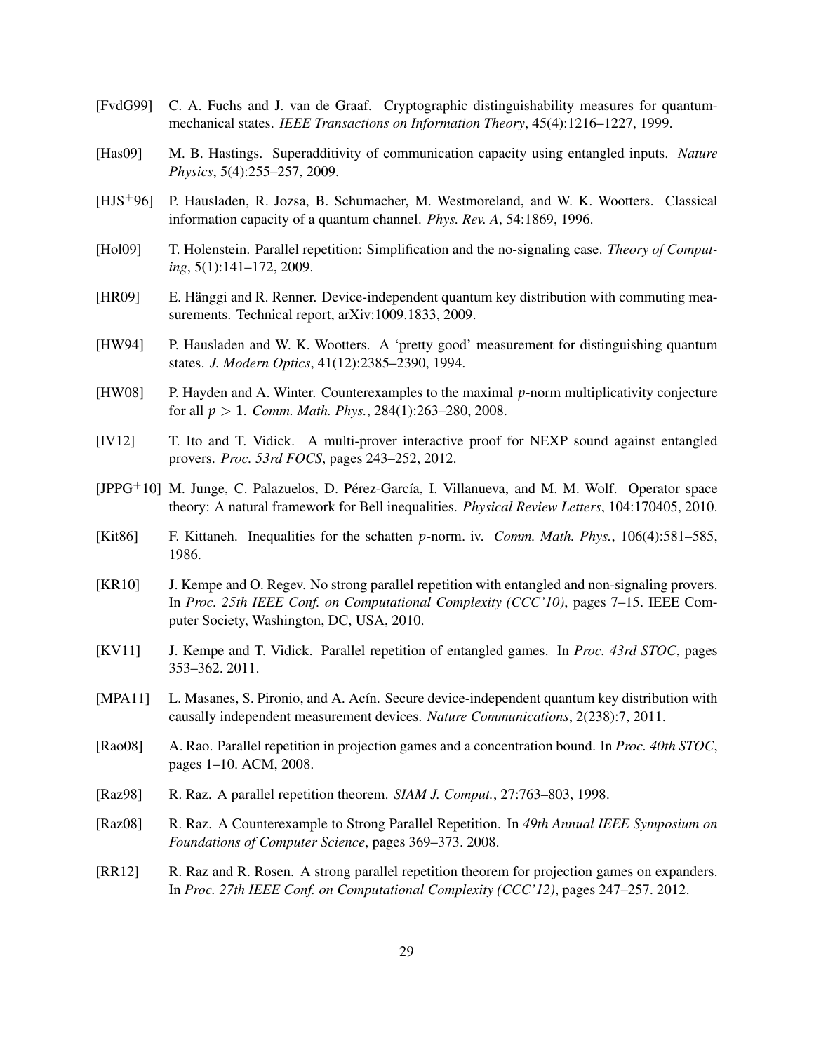[FvdG99] C. A. Fuchs and J. van de Graaf. Cryptographic distinguishability measures for quantum-mechanical states. *IEEE Transactions on Information Theory*, 45(4):1216–1227, 1999.

[Has09] M. B. Hastings. Superadditivity of communication capacity using entangled inputs. *Nature Physics*, 5(4):255–257, 2009.

[HJS+96] P. Hausladen, R. Jozsa, B. Schumacher, M. Westmoreland, and W. K. Wootters. Classical information capacity of a quantum channel. *Phys. Rev. A*, 54:1869, 1996.

[Hol09] T. Holenstein. Parallel repetition: Simplification and the no-signaling case. *Theory of Computing*, 5(1):141–172, 2009.

[HR09] E. Hänggi and R. Renner. Device-independent quantum key distribution with commuting measurements. Technical report, arXiv:1009.1833, 2009.

[HW94] P. Hausladen and W. K. Wootters. A 'pretty good' measurement for distinguishing quantum states. *J. Modern Optics*, 41(12):2385–2390, 1994.

[HW08] P. Hayden and A. Winter. Counterexamples to the maximal $p$-norm multiplicativity conjecture for all $p > 1$. *Comm. Math. Phys.*, 284(1):263–280, 2008.

[IV12] T. Ito and T. Vidick. A multi-prover interactive proof for NEXP sound against entangled provers. *Proc. 53rd FOCS*, pages 243–252, 2012.

[JPPG+10] M. Junge, C. Palazuelos, D. Pérez-García, I. Villanueva, and M. M. Wolf. Operator space theory: A natural framework for Bell inequalities. *Physical Review Letters*, 104:170405, 2010.

[Kit86] F. Kittaneh. Inequalities for the schatten $p$-norm. iv. *Comm. Math. Phys.*, 106(4):581–585, 1986.

[KR10] J. Kempe and O. Regev. No strong parallel repetition with entangled and non-signaling provers. In *Proc. 25th IEEE Conf. on Computational Complexity (CCC'10)*, pages 7–15. IEEE Computer Society, Washington, DC, USA, 2010.

[KV11] J. Kempe and T. Vidick. Parallel repetition of entangled games. In *Proc. 43rd STOC*, pages 353–362. 2011.

[MPA11] L. Masanes, S. Pironio, and A. Acín. Secure device-independent quantum key distribution with causally independent measurement devices. *Nature Communications*, 2(238):7, 2011.

[Rao08] A. Rao. Parallel repetition in projection games and a concentration bound. In *Proc. 40th STOC*, pages 1–10. ACM, 2008.

[Raz98] R. Raz. A parallel repetition theorem. *SIAM J. Comput.*, 27:763–803, 1998.

[Raz08] R. Raz. A Counterexample to Strong Parallel Repetition. In *49th Annual IEEE Symposium on Foundations of Computer Science*, pages 369–373. 2008.

[RR12] R. Raz and R. Rosen. A strong parallel repetition theorem for projection games on expanders. In *Proc. 27th IEEE Conf. on Computational Complexity (CCC'12)*, pages 247–257. 2012.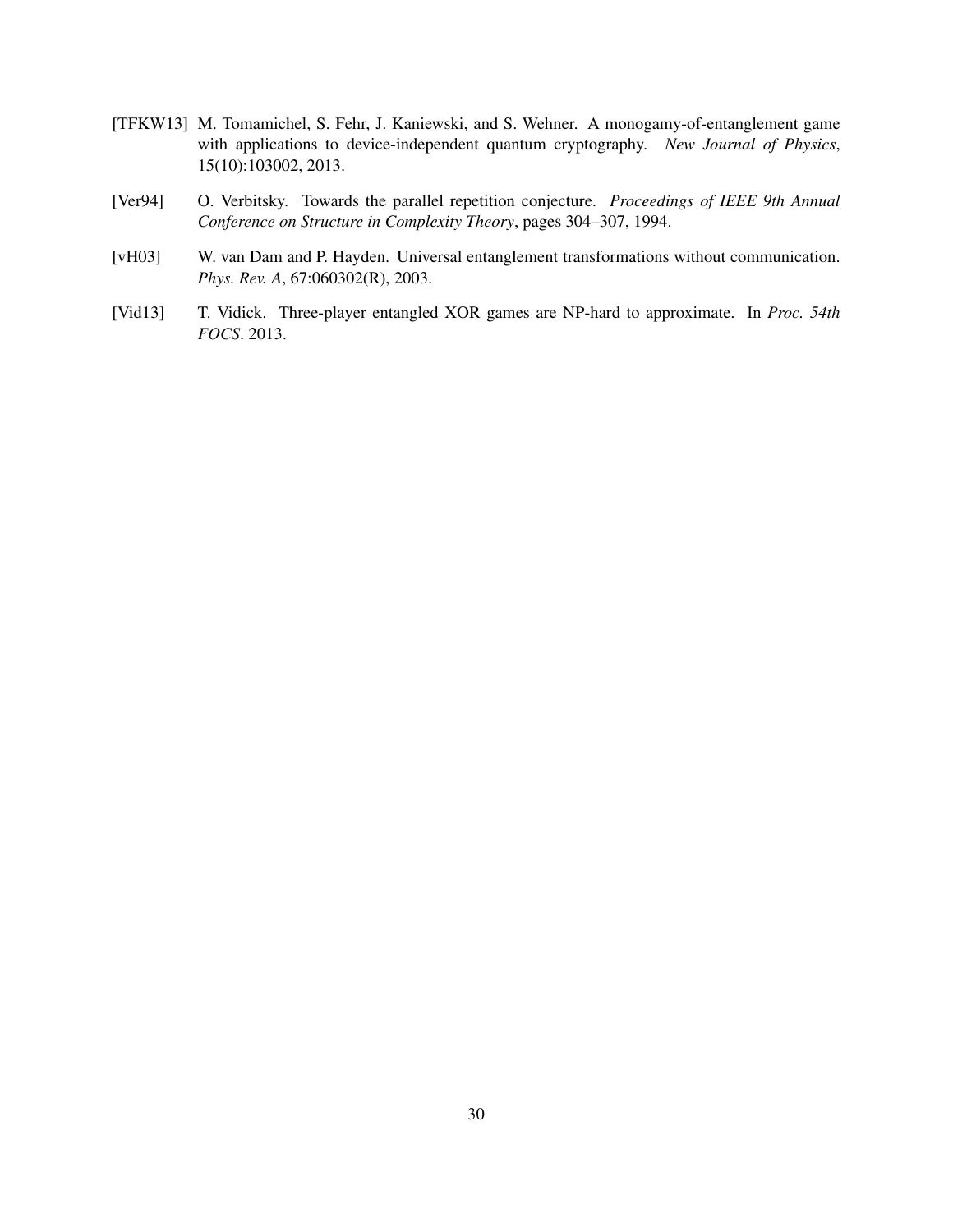[TFKW13] M. Tomamichel, S. Fehr, J. Kaniewski, and S. Wehner. A monogamy-of-entanglement game with applications to device-independent quantum cryptography. *New Journal of Physics*, 15(10):103002, 2013.

[Ver94] O. Verbitsky. Towards the parallel repetition conjecture. *Proceedings of IEEE 9th Annual Conference on Structure in Complexity Theory*, pages 304–307, 1994.

[vH03] W. van Dam and P. Hayden. Universal entanglement transformations without communication. *Phys. Rev. A*, 67:060302(R), 2003.

[Vid13] T. Vidick. Three-player entangled XOR games are NP-hard to approximate. In *Proc. 54th FOCS*. 2013.